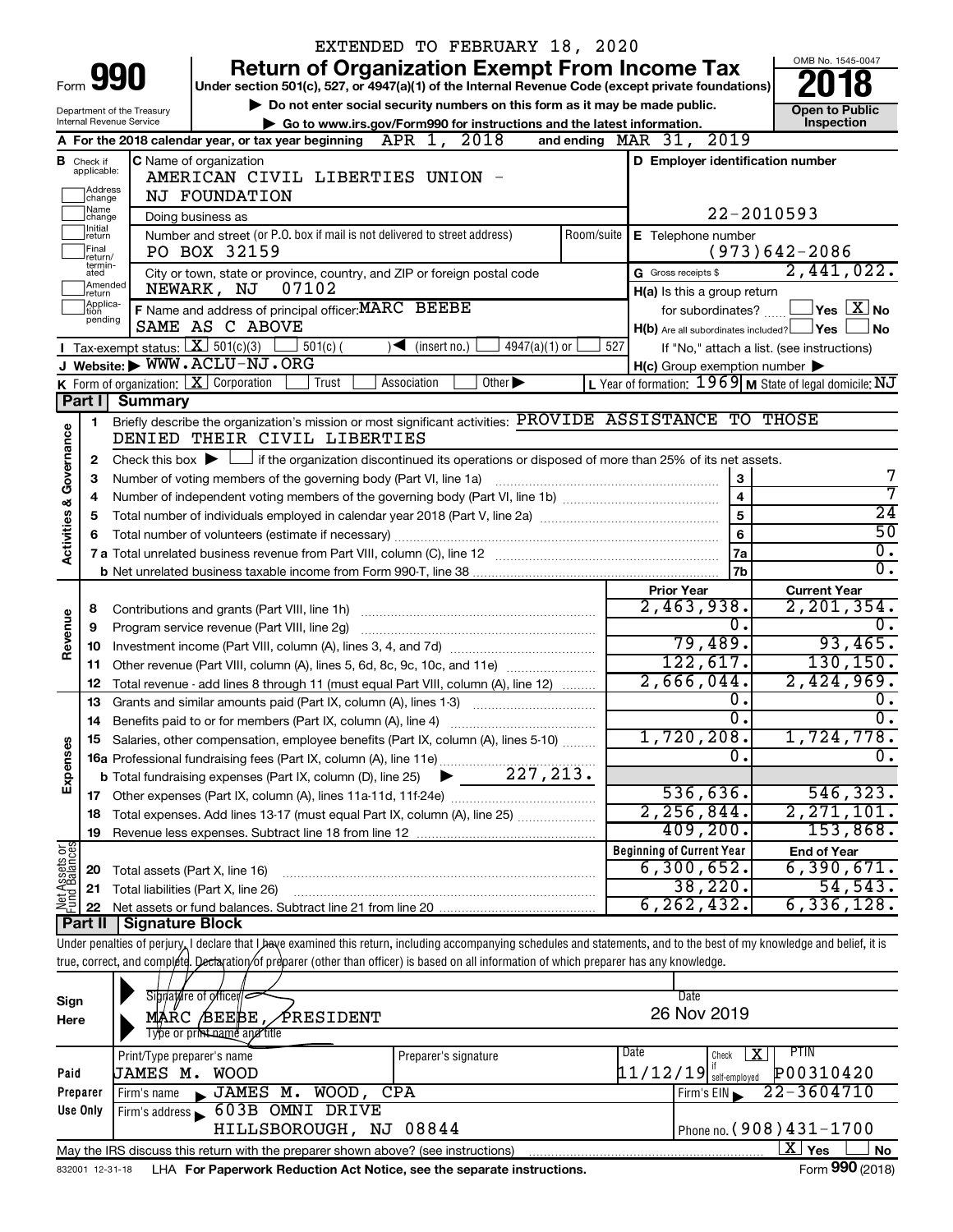EXTENDED TO FEBRUARY 18, 2020

# Form 990 — Return of Organization Exempt From Income Tax (2018)

Under section 501(c), 527, or 4947(a)(1) of the Internal Revenue Code (except private foundations)

▶ Do not enter social security numbers on this form as it may be made public.

▶ Go to www.irs.gov/Form990 for instructions and the latest information.

Department of the Treasury
Internal Revenue Service

OMB No. 1545-0047

**Open to Public Inspection**

**A** For the 2018 calendar year, or tax year beginning APR 1, 2018 and ending MAR 31, 2019

**B** Check if applicable: Address change / Name change / Initial return / Final return/terminated / Amended return / Application pending

**C** Name of organization: AMERICAN CIVIL LIBERTIES UNION - NJ FOUNDATION

Doing business as

Number and street (or P.O. box if mail is not delivered to street address): PO BOX 32159 — Room/suite

City or town, state or province, country, and ZIP or foreign postal code: NEWARK, NJ 07102

**D** Employer identification number: 22-2010593

**E** Telephone number: (973)642-2086

**G** Gross receipts $ 2,441,022.

**F** Name and address of principal officer: MARC BEEBE, SAME AS C ABOVE

**H(a)** Is this a group return for subordinates? ☐ Yes ☒ No

**H(b)** Are all subordinates included? ☐ Yes ☐ No — If "No," attach a list. (see instructions)

**H(c)** Group exemption number ▶

**I** Tax-exempt status: ☒ 501(c)(3) ☐ 501(c) ( ) ◀ (insert no.) ☐ 4947(a)(1) or ☐ 527

**J** Website: ▶ WWW.ACLU-NJ.ORG

**K** Form of organization: ☒ Corporation ☐ Trust ☐ Association ☐ Other ▶

**L** Year of formation: 1969 **M** State of legal domicile: NJ

## Part I Summary

**Activities & Governance**

1. Briefly describe the organization's mission or most significant activities: PROVIDE ASSISTANCE TO THOSE DENIED THEIR CIVIL LIBERTIES
2. Check this box ▶ ☐ if the organization discontinued its operations or disposed of more than 25% of its net assets.

| | | | |
|---|---|---|---|
| 3 | Number of voting members of the governing body (Part VI, line 1a) | 3 | 7 |
| 4 | Number of independent voting members of the governing body (Part VI, line 1b) | 4 | 7 |
| 5 | Total number of individuals employed in calendar year 2018 (Part V, line 2a) | 5 | 24 |
| 6 | Total number of volunteers (estimate if necessary) | 6 | 50 |
| 7a | Total unrelated business revenue from Part VIII, column (C), line 12 | 7a | 0. |
| b | Net unrelated business taxable income from Form 990-T, line 38 | 7b | 0. |

| | | | Prior Year | Current Year |
|---|---|---|---|---|
| **Revenue** | 8 | Contributions and grants (Part VIII, line 1h) | 2,463,938. | 2,201,354. |
| | 9 | Program service revenue (Part VIII, line 2g) | 0. | 0. |
| | 10 | Investment income (Part VIII, column (A), lines 3, 4, and 7d) | 79,489. | 93,465. |
| | 11 | Other revenue (Part VIII, column (A), lines 5, 6d, 8c, 9c, 10c, and 11e) | 122,617. | 130,150. |
| | 12 | Total revenue - add lines 8 through 11 (must equal Part VIII, column (A), line 12) | 2,666,044. | 2,424,969. |
| **Expenses** | 13 | Grants and similar amounts paid (Part IX, column (A), lines 1-3) | 0. | 0. |
| | 14 | Benefits paid to or for members (Part IX, column (A), line 4) | 0. | 0. |
| | 15 | Salaries, other compensation, employee benefits (Part IX, column (A), lines 5-10) | 1,720,208. | 1,724,778. |
| | 16a | Professional fundraising fees (Part IX, column (A), line 11e) | 0. | 0. |
| | b | Total fundraising expenses (Part IX, column (D), line 25) ▶ 227,213. | | |
| | 17 | Other expenses (Part IX, column (A), lines 11a-11d, 11f-24e) | 536,636. | 546,323. |
| | 18 | Total expenses. Add lines 13-17 (must equal Part IX, column (A), line 25) | 2,256,844. | 2,271,101. |
| | 19 | Revenue less expenses. Subtract line 18 from line 12 | 409,200. | 153,868. |

| | | | Beginning of Current Year | End of Year |
|---|---|---|---|---|
| **Net Assets or Fund Balances** | 20 | Total assets (Part X, line 16) | 6,300,652. | 6,390,671. |
| | 21 | Total liabilities (Part X, line 26) | 38,220. | 54,543. |
| | 22 | Net assets or fund balances. Subtract line 21 from line 20 | 6,262,432. | 6,336,128. |

## Part II Signature Block

Under penalties of perjury, I declare that I have examined this return, including accompanying schedules and statements, and to the best of my knowledge and belief, it is true, correct, and complete. Declaration of preparer (other than officer) is based on all information of which preparer has any knowledge.

**Sign Here**

Signature of officer — Date: 26 Nov 2019

MARC BEEBE, PRESIDENT
Type or print name and title

**Paid Preparer Use Only**

| Print/Type preparer's name | Preparer's signature | Date | Check ☒ if self-employed | PTIN |
|---|---|---|---|---|
| JAMES M. WOOD | | 11/12/19 | X | P00310420 |

Firm's name ▶ JAMES M. WOOD, CPA — Firm's EIN ▶ 22-3604710

Firm's address ▶ 603B OMNI DRIVE, HILLSBOROUGH, NJ 08844 — Phone no. (908)431-1700

May the IRS discuss this return with the preparer shown above? (see instructions) ☒ Yes ☐ No

832001 12-31-18 LHA For Paperwork Reduction Act Notice, see the separate instructions. Form 990 (2018)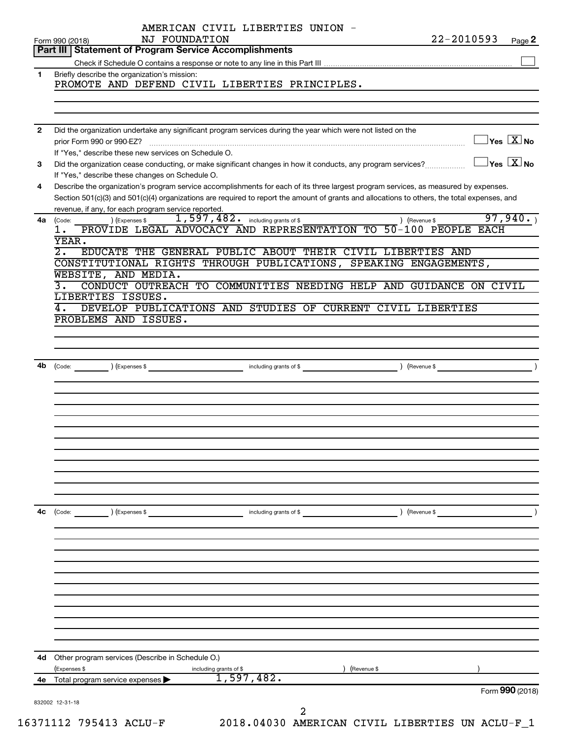AMERICAN CIVIL LIBERTIES UNION - NJ FOUNDATION 22-2010593

Form 990 (2018) Page 2

## Part III Statement of Program Service Accomplishments

Check if Schedule O contains a response or note to any line in this Part III ☐

**1** Briefly describe the organization's mission:

PROMOTE AND DEFEND CIVIL LIBERTIES PRINCIPLES.

**2** Did the organization undertake any significant program services during the year which were not listed on the prior Form 990 or 990-EZ? ☐ Yes ☒ No

If "Yes," describe these new services on Schedule O.

**3** Did the organization cease conducting, or make significant changes in how it conducts, any program services? ☐ Yes ☒ No

If "Yes," describe these changes on Schedule O.

**4** Describe the organization's program service accomplishments for each of its three largest program services, as measured by expenses. Section 501(c)(3) and 501(c)(4) organizations are required to report the amount of grants and allocations to others, the total expenses, and revenue, if any, for each program service reported.

**4a** (Code: ) (Expenses $ 1,597,482. including grants of $ ) (Revenue $ 97,940. )

1. PROVIDE LEGAL ADVOCACY AND REPRESENTATION TO 50-100 PEOPLE EACH YEAR.
2. EDUCATE THE GENERAL PUBLIC ABOUT THEIR CIVIL LIBERTIES AND CONSTITUTIONAL RIGHTS THROUGH PUBLICATIONS, SPEAKING ENGAGEMENTS, WEBSITE, AND MEDIA.
3. CONDUCT OUTREACH TO COMMUNITIES NEEDING HELP AND GUIDANCE ON CIVIL LIBERTIES ISSUES.
4. DEVELOP PUBLICATIONS AND STUDIES OF CURRENT CIVIL LIBERTIES PROBLEMS AND ISSUES.

**4b** (Code: ) (Expenses $ including grants of $ ) (Revenue $ )

**4c** (Code: ) (Expenses $ including grants of $ ) (Revenue $ )

**4d** Other program services (Describe in Schedule O.)

(Expenses $ including grants of $ ) (Revenue $ )

**4e** Total program service expenses ▶ 1,597,482.

Form **990** (2018)

832002 12-31-18

16371112 795413 ACLU-F 2018.04030 AMERICAN CIVIL LIBERTIES UN ACLU-F_1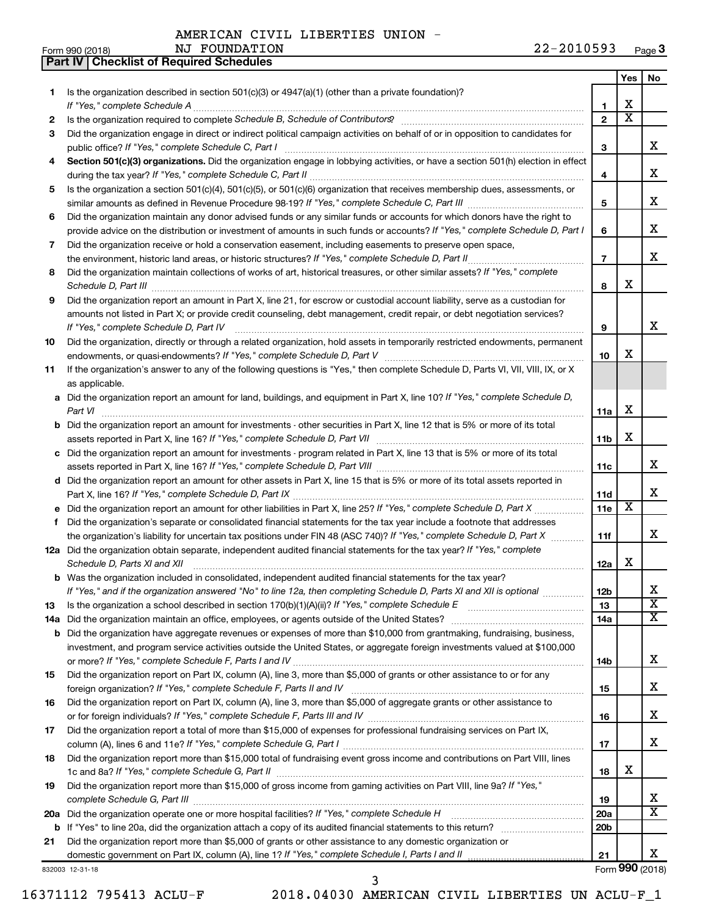AMERICAN CIVIL LIBERTIES UNION - NJ FOUNDATION

Form 990 (2018) 22-2010593

## Part IV | Checklist of Required Schedules

| | | | Yes | No |
|---|---|---|---|---|
| 1 | Is the organization described in section 501(c)(3) or 4947(a)(1) (other than a private foundation)? *If "Yes," complete Schedule A* | 1 | X | |
| 2 | Is the organization required to complete *Schedule B, Schedule of Contributors*? | 2 | X | |
| 3 | Did the organization engage in direct or indirect political campaign activities on behalf of or in opposition to candidates for public office? *If "Yes," complete Schedule C, Part I* | 3 | | X |
| 4 | **Section 501(c)(3) organizations.** Did the organization engage in lobbying activities, or have a section 501(h) election in effect during the tax year? *If "Yes," complete Schedule C, Part II* | 4 | | X |
| 5 | Is the organization a section 501(c)(4), 501(c)(5), or 501(c)(6) organization that receives membership dues, assessments, or similar amounts as defined in Revenue Procedure 98-19? *If "Yes," complete Schedule C, Part III* | 5 | | X |
| 6 | Did the organization maintain any donor advised funds or any similar funds or accounts for which donors have the right to provide advice on the distribution or investment of amounts in such funds or accounts? *If "Yes," complete Schedule D, Part I* | 6 | | X |
| 7 | Did the organization receive or hold a conservation easement, including easements to preserve open space, the environment, historic land areas, or historic structures? *If "Yes," complete Schedule D, Part II* | 7 | | X |
| 8 | Did the organization maintain collections of works of art, historical treasures, or other similar assets? *If "Yes," complete Schedule D, Part III* | 8 | X | |
| 9 | Did the organization report an amount in Part X, line 21, for escrow or custodial account liability, serve as a custodian for amounts not listed in Part X; or provide credit counseling, debt management, credit repair, or debt negotiation services? *If "Yes," complete Schedule D, Part IV* | 9 | | X |
| 10 | Did the organization, directly or through a related organization, hold assets in temporarily restricted endowments, permanent endowments, or quasi-endowments? *If "Yes," complete Schedule D, Part V* | 10 | X | |
| 11 | If the organization's answer to any of the following questions is "Yes," then complete Schedule D, Parts VI, VII, VIII, IX, or X as applicable. | | | |
| a | Did the organization report an amount for land, buildings, and equipment in Part X, line 10? *If "Yes," complete Schedule D, Part VI* | 11a | X | |
| b | Did the organization report an amount for investments - other securities in Part X, line 12 that is 5% or more of its total assets reported in Part X, line 16? *If "Yes," complete Schedule D, Part VII* | 11b | X | |
| c | Did the organization report an amount for investments - program related in Part X, line 13 that is 5% or more of its total assets reported in Part X, line 16? *If "Yes," complete Schedule D, Part VIII* | 11c | | X |
| d | Did the organization report an amount for other assets in Part X, line 15 that is 5% or more of its total assets reported in Part X, line 16? *If "Yes," complete Schedule D, Part IX* | 11d | | X |
| e | Did the organization report an amount for other liabilities in Part X, line 25? *If "Yes," complete Schedule D, Part X* | 11e | X | |
| f | Did the organization's separate or consolidated financial statements for the tax year include a footnote that addresses the organization's liability for uncertain tax positions under FIN 48 (ASC 740)? *If "Yes," complete Schedule D, Part X* | 11f | | X |
| 12a | Did the organization obtain separate, independent audited financial statements for the tax year? *If "Yes," complete Schedule D, Parts XI and XII* | 12a | X | |
| b | Was the organization included in consolidated, independent audited financial statements for the tax year? *If "Yes," and if the organization answered "No" to line 12a, then completing Schedule D, Parts XI and XII is optional* | 12b | | X |
| 13 | Is the organization a school described in section 170(b)(1)(A)(ii)? *If "Yes," complete Schedule E* | 13 | | X |
| 14a | Did the organization maintain an office, employees, or agents outside of the United States? | 14a | | X |
| b | Did the organization have aggregate revenues or expenses of more than $10,000 from grantmaking, fundraising, business, investment, and program service activities outside the United States, or aggregate foreign investments valued at $100,000 or more? *If "Yes," complete Schedule F, Parts I and IV* | 14b | | X |
| 15 | Did the organization report on Part IX, column (A), line 3, more than $5,000 of grants or other assistance to or for any foreign organization? *If "Yes," complete Schedule F, Parts II and IV* | 15 | | X |
| 16 | Did the organization report on Part IX, column (A), line 3, more than $5,000 of aggregate grants or other assistance to or for foreign individuals? *If "Yes," complete Schedule F, Parts III and IV* | 16 | | X |
| 17 | Did the organization report a total of more than $15,000 of expenses for professional fundraising services on Part IX, column (A), lines 6 and 11e? *If "Yes," complete Schedule G, Part I* | 17 | | X |
| 18 | Did the organization report more than $15,000 total of fundraising event gross income and contributions on Part VIII, lines 1c and 8a? *If "Yes," complete Schedule G, Part II* | 18 | X | |
| 19 | Did the organization report more than $15,000 of gross income from gaming activities on Part VIII, line 9a? *If "Yes," complete Schedule G, Part III* | 19 | | X |
| 20a | Did the organization operate one or more hospital facilities? *If "Yes," complete Schedule H* | 20a | | X |
| b | If "Yes" to line 20a, did the organization attach a copy of its audited financial statements to this return? | 20b | | |
| 21 | Did the organization report more than $5,000 of grants or other assistance to any domestic organization or domestic government on Part IX, column (A), line 1? *If "Yes," complete Schedule I, Parts I and II* | 21 | | X |

832003 12-31-18

Form **990** (2018)

16371112 795413 ACLU-F 2018.04030 AMERICAN CIVIL LIBERTIES UN ACLU-F_1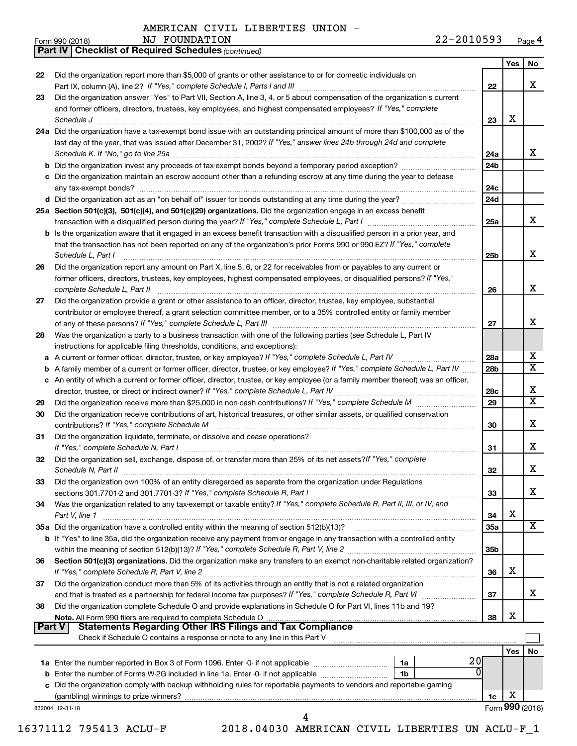AMERICAN CIVIL LIBERTIES UNION - NJ FOUNDATION

Form 990 (2018) 22-2010593 Page 4

**Part IV | Checklist of Required Schedules** *(continued)*

| | | | Yes | No |
|---|---|---|---|---|
| 22 | Did the organization report more than $5,000 of grants or other assistance to or for domestic individuals on Part IX, column (A), line 2? *If "Yes," complete Schedule I, Parts I and III* | 22 | | X |
| 23 | Did the organization answer "Yes" to Part VII, Section A, line 3, 4, or 5 about compensation of the organization's current and former officers, directors, trustees, key employees, and highest compensated employees? *If "Yes," complete Schedule J* | 23 | X | |
| 24a | Did the organization have a tax-exempt bond issue with an outstanding principal amount of more than $100,000 as of the last day of the year, that was issued after December 31, 2002? *If "Yes," answer lines 24b through 24d and complete Schedule K. If "No," go to line 25a* | 24a | | X |
| b | Did the organization invest any proceeds of tax-exempt bonds beyond a temporary period exception? | 24b | | |
| c | Did the organization maintain an escrow account other than a refunding escrow at any time during the year to defease any tax-exempt bonds? | 24c | | |
| d | Did the organization act as an "on behalf of" issuer for bonds outstanding at any time during the year? | 24d | | |
| 25a | **Section 501(c)(3), 501(c)(4), and 501(c)(29) organizations.** Did the organization engage in an excess benefit transaction with a disqualified person during the year? *If "Yes," complete Schedule L, Part I* | 25a | | X |
| b | Is the organization aware that it engaged in an excess benefit transaction with a disqualified person in a prior year, and that the transaction has not been reported on any of the organization's prior Forms 990 or 990-EZ? *If "Yes," complete Schedule L, Part I* | 25b | | X |
| 26 | Did the organization report any amount on Part X, line 5, 6, or 22 for receivables from or payables to any current or former officers, directors, trustees, key employees, highest compensated employees, or disqualified persons? *If "Yes," complete Schedule L, Part II* | 26 | | X |
| 27 | Did the organization provide a grant or other assistance to an officer, director, trustee, key employee, substantial contributor or employee thereof, a grant selection committee member, or to a 35% controlled entity or family member of any of these persons? *If "Yes," complete Schedule L, Part III* | 27 | | X |
| 28 | Was the organization a party to a business transaction with one of the following parties (see Schedule L, Part IV instructions for applicable filing thresholds, conditions, and exceptions): | | | |
| a | A current or former officer, director, trustee, or key employee? *If "Yes," complete Schedule L, Part IV* | 28a | | X |
| b | A family member of a current or former officer, director, trustee, or key employee? *If "Yes," complete Schedule L, Part IV* | 28b | | X |
| c | An entity of which a current or former officer, director, trustee, or key employee (or a family member thereof) was an officer, director, trustee, or direct or indirect owner? *If "Yes," complete Schedule L, Part IV* | 28c | | X |
| 29 | Did the organization receive more than $25,000 in non-cash contributions? *If "Yes," complete Schedule M* | 29 | | X |
| 30 | Did the organization receive contributions of art, historical treasures, or other similar assets, or qualified conservation contributions? *If "Yes," complete Schedule M* | 30 | | X |
| 31 | Did the organization liquidate, terminate, or dissolve and cease operations? *If "Yes," complete Schedule N, Part I* | 31 | | X |
| 32 | Did the organization sell, exchange, dispose of, or transfer more than 25% of its net assets? *If "Yes," complete Schedule N, Part II* | 32 | | X |
| 33 | Did the organization own 100% of an entity disregarded as separate from the organization under Regulations sections 301.7701-2 and 301.7701-3? *If "Yes," complete Schedule R, Part I* | 33 | | X |
| 34 | Was the organization related to any tax-exempt or taxable entity? *If "Yes," complete Schedule R, Part II, III, or IV, and Part V, line 1* | 34 | X | |
| 35a | Did the organization have a controlled entity within the meaning of section 512(b)(13)? | 35a | | X |
| b | If "Yes" to line 35a, did the organization receive any payment from or engage in any transaction with a controlled entity within the meaning of section 512(b)(13)? *If "Yes," complete Schedule R, Part V, line 2* | 35b | | |
| 36 | **Section 501(c)(3) organizations.** Did the organization make any transfers to an exempt non-charitable related organization? *If "Yes," complete Schedule R, Part V, line 2* | 36 | X | |
| 37 | Did the organization conduct more than 5% of its activities through an entity that is not a related organization and that is treated as a partnership for federal income tax purposes? *If "Yes," complete Schedule R, Part VI* | 37 | | X |
| 38 | Did the organization complete Schedule O and provide explanations in Schedule O for Part VI, lines 11b and 19? **Note.** All Form 990 filers are required to complete Schedule O | 38 | X | |

**Part V | Statements Regarding Other IRS Filings and Tax Compliance**

Check if Schedule O contains a response or note to any line in this Part V ☐

| | | | | | Yes | No |
|---|---|---|---|---|---|---|
| 1a | Enter the number reported in Box 3 of Form 1096. Enter -0- if not applicable | 1a | 20 | | | |
| b | Enter the number of Forms W-2G included in line 1a. Enter -0- if not applicable | 1b | 0 | | | |
| c | Did the organization comply with backup withholding rules for reportable payments to vendors and reportable gaming (gambling) winnings to prize winners? | | | 1c | X | |

832004 12-31-18 Form **990** (2018)

16371112 795413 ACLU-F 2018.04030 AMERICAN CIVIL LIBERTIES UN ACLU-F_1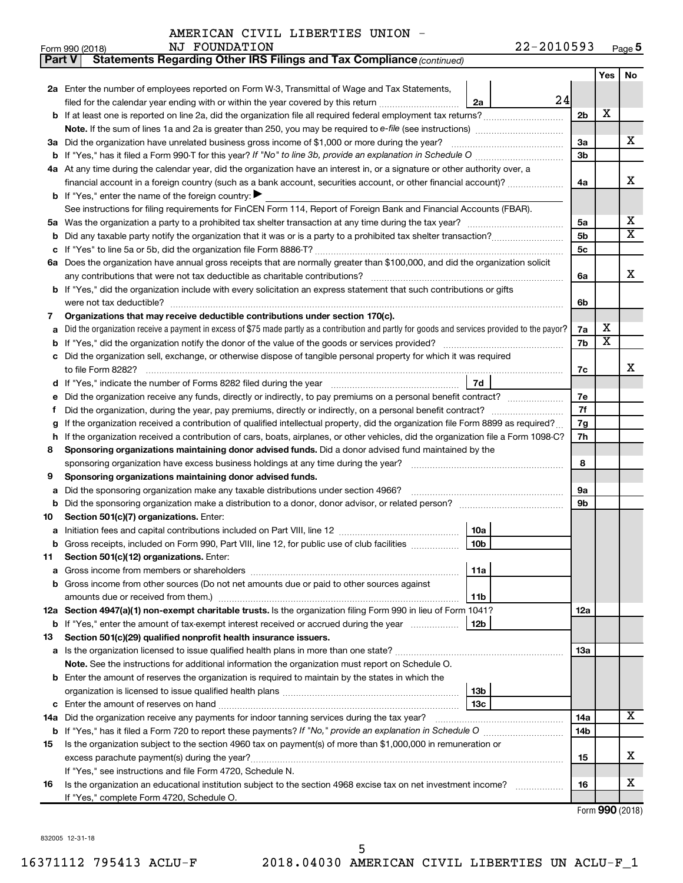AMERICAN CIVIL LIBERTIES UNION - NJ FOUNDATION 22-2010593

Form 990 (2018) Page 5

**Part V Statements Regarding Other IRS Filings and Tax Compliance** *(continued)*

| | | | | | Yes | No |
|---|---|---|---|---|---|---|
| **2a** | Enter the number of employees reported on Form W-3, Transmittal of Wage and Tax Statements, filed for the calendar year ending with or within the year covered by this return | 2a | 24 | | | |
| **b** | If at least one is reported on line 2a, did the organization file all required federal employment tax returns? | | | 2b | X | |
| | **Note.** If the sum of lines 1a and 2a is greater than 250, you may be required to *e-file* (see instructions) | | | | | |
| **3a** | Did the organization have unrelated business gross income of $1,000 or more during the year? | | | 3a | | X |
| **b** | If "Yes," has it filed a Form 990-T for this year? *If "No" to line 3b, provide an explanation in Schedule O* | | | 3b | | |
| **4a** | At any time during the calendar year, did the organization have an interest in, or a signature or other authority over, a financial account in a foreign country (such as a bank account, securities account, or other financial account)? | | | 4a | | X |
| **b** | If "Yes," enter the name of the foreign country: ▶ | | | | | |
| | See instructions for filing requirements for FinCEN Form 114, Report of Foreign Bank and Financial Accounts (FBAR). | | | | | |
| **5a** | Was the organization a party to a prohibited tax shelter transaction at any time during the tax year? | | | 5a | | X |
| **b** | Did any taxable party notify the organization that it was or is a party to a prohibited tax shelter transaction? | | | 5b | | X |
| **c** | If "Yes" to line 5a or 5b, did the organization file Form 8886-T? | | | 5c | | |
| **6a** | Does the organization have annual gross receipts that are normally greater than $100,000, and did the organization solicit any contributions that were not tax deductible as charitable contributions? | | | 6a | | X |
| **b** | If "Yes," did the organization include with every solicitation an express statement that such contributions or gifts were not tax deductible? | | | 6b | | |
| **7** | **Organizations that may receive deductible contributions under section 170(c).** | | | | | |
| **a** | Did the organization receive a payment in excess of $75 made partly as a contribution and partly for goods and services provided to the payor? | | | 7a | X | |
| **b** | If "Yes," did the organization notify the donor of the value of the goods or services provided? | | | 7b | X | |
| **c** | Did the organization sell, exchange, or otherwise dispose of tangible personal property for which it was required to file Form 8282? | | | 7c | | X |
| **d** | If "Yes," indicate the number of Forms 8282 filed during the year | 7d | | | | |
| **e** | Did the organization receive any funds, directly or indirectly, to pay premiums on a personal benefit contract? | | | 7e | | |
| **f** | Did the organization, during the year, pay premiums, directly or indirectly, on a personal benefit contract? | | | 7f | | |
| **g** | If the organization received a contribution of qualified intellectual property, did the organization file Form 8899 as required? | | | 7g | | |
| **h** | If the organization received a contribution of cars, boats, airplanes, or other vehicles, did the organization file a Form 1098-C? | | | 7h | | |
| **8** | **Sponsoring organizations maintaining donor advised funds.** Did a donor advised fund maintained by the sponsoring organization have excess business holdings at any time during the year? | | | 8 | | |
| **9** | **Sponsoring organizations maintaining donor advised funds.** | | | | | |
| **a** | Did the sponsoring organization make any taxable distributions under section 4966? | | | 9a | | |
| **b** | Did the sponsoring organization make a distribution to a donor, donor advisor, or related person? | | | 9b | | |
| **10** | **Section 501(c)(7) organizations.** Enter: | | | | | |
| **a** | Initiation fees and capital contributions included on Part VIII, line 12 | 10a | | | | |
| **b** | Gross receipts, included on Form 990, Part VIII, line 12, for public use of club facilities | 10b | | | | |
| **11** | **Section 501(c)(12) organizations.** Enter: | | | | | |
| **a** | Gross income from members or shareholders | 11a | | | | |
| **b** | Gross income from other sources (Do not net amounts due or paid to other sources against amounts due or received from them.) | 11b | | | | |
| **12a** | **Section 4947(a)(1) non-exempt charitable trusts.** Is the organization filing Form 990 in lieu of Form 1041? | | | 12a | | |
| **b** | If "Yes," enter the amount of tax-exempt interest received or accrued during the year | 12b | | | | |
| **13** | **Section 501(c)(29) qualified nonprofit health insurance issuers.** | | | | | |
| **a** | Is the organization licensed to issue qualified health plans in more than one state? | | | 13a | | |
| | **Note.** See the instructions for additional information the organization must report on Schedule O. | | | | | |
| **b** | Enter the amount of reserves the organization is required to maintain by the states in which the organization is licensed to issue qualified health plans | 13b | | | | |
| **c** | Enter the amount of reserves on hand | 13c | | | | |
| **14a** | Did the organization receive any payments for indoor tanning services during the tax year? | | | 14a | | X |
| **b** | If "Yes," has it filed a Form 720 to report these payments? *If "No," provide an explanation in Schedule O* | | | 14b | | |
| **15** | Is the organization subject to the section 4960 tax on payment(s) of more than $1,000,000 in remuneration or excess parachute payment(s) during the year? | | | 15 | | X |
| | If "Yes," see instructions and file Form 4720, Schedule N. | | | | | |
| **16** | Is the organization an educational institution subject to the section 4968 excise tax on net investment income? | | | 16 | | X |
| | If "Yes," complete Form 4720, Schedule O. | | | | | |

Form **990** (2018)

832005 12-31-18

16371112 795413 ACLU-F 2018.04030 AMERICAN CIVIL LIBERTIES UN ACLU-F_1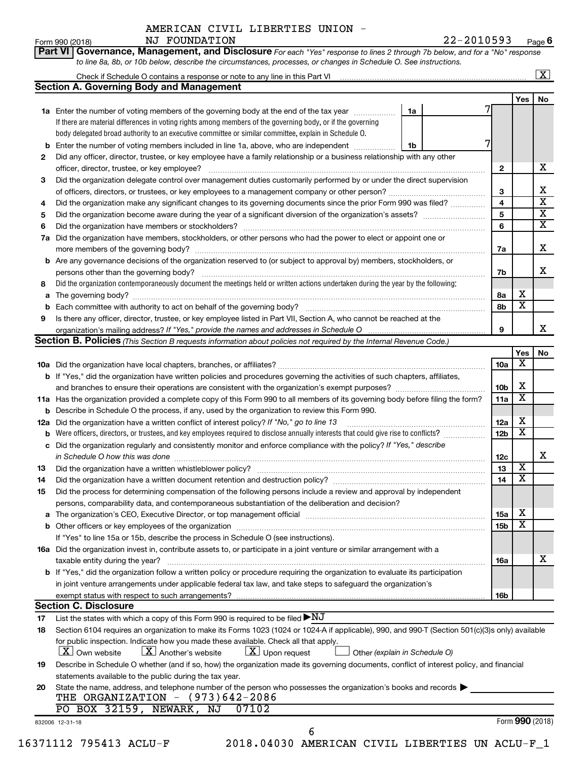AMERICAN CIVIL LIBERTIES UNION - NJ FOUNDATION

Form 990 (2018) 22-2010593 Page 6

**Part VI Governance, Management, and Disclosure** *For each "Yes" response to lines 2 through 7b below, and for a "No" response to line 8a, 8b, or 10b below, describe the circumstances, processes, or changes in Schedule O. See instructions.*

Check if Schedule O contains a response or note to any line in this Part VI .......... [X]

## Section A. Governing Body and Management

| | | | | Yes | No |
|---|---|---|---|---|---|
| **1a** | Enter the number of voting members of the governing body at the end of the tax year ... **1a** 7<br>If there are material differences in voting rights among members of the governing body, or if the governing body delegated broad authority to an executive committee or similar committee, explain in Schedule O. | | | | |
| **b** | Enter the number of voting members included in line 1a, above, who are independent ... **1b** 7 | | | | |
| **2** | Did any officer, director, trustee, or key employee have a family relationship or a business relationship with any other officer, director, trustee, or key employee? | **2** | | | X |
| **3** | Did the organization delegate control over management duties customarily performed by or under the direct supervision of officers, directors, or trustees, or key employees to a management company or other person? | **3** | | | X |
| **4** | Did the organization make any significant changes to its governing documents since the prior Form 990 was filed? | **4** | | | X |
| **5** | Did the organization become aware during the year of a significant diversion of the organization's assets? | **5** | | | X |
| **6** | Did the organization have members or stockholders? | **6** | | | X |
| **7a** | Did the organization have members, stockholders, or other persons who had the power to elect or appoint one or more members of the governing body? | **7a** | | | X |
| **b** | Are any governance decisions of the organization reserved to (or subject to approval by) members, stockholders, or persons other than the governing body? | **7b** | | | X |
| **8** | Did the organization contemporaneously document the meetings held or written actions undertaken during the year by the following: | | | | |
| **a** | The governing body? | **8a** | | X | |
| **b** | Each committee with authority to act on behalf of the governing body? | **8b** | | X | |
| **9** | Is there any officer, director, trustee, or key employee listed in Part VII, Section A, who cannot be reached at the organization's mailing address? *If "Yes," provide the names and addresses in Schedule O* | **9** | | | X |

## Section B. Policies *(This Section B requests information about policies not required by the Internal Revenue Code.)*

| | | | Yes | No |
|---|---|---|---|---|
| **10a** | Did the organization have local chapters, branches, or affiliates? | **10a** | X | |
| **b** | If "Yes," did the organization have written policies and procedures governing the activities of such chapters, affiliates, and branches to ensure their operations are consistent with the organization's exempt purposes? | **10b** | X | |
| **11a** | Has the organization provided a complete copy of this Form 990 to all members of its governing body before filing the form? | **11a** | X | |
| **b** | Describe in Schedule O the process, if any, used by the organization to review this Form 990. | | | |
| **12a** | Did the organization have a written conflict of interest policy? *If "No," go to line 13* | **12a** | X | |
| **b** | Were officers, directors, or trustees, and key employees required to disclose annually interests that could give rise to conflicts? | **12b** | X | |
| **c** | Did the organization regularly and consistently monitor and enforce compliance with the policy? *If "Yes," describe in Schedule O how this was done* | **12c** | | X |
| **13** | Did the organization have a written whistleblower policy? | **13** | X | |
| **14** | Did the organization have a written document retention and destruction policy? | **14** | X | |
| **15** | Did the process for determining compensation of the following persons include a review and approval by independent persons, comparability data, and contemporaneous substantiation of the deliberation and decision? | | | |
| **a** | The organization's CEO, Executive Director, or top management official | **15a** | X | |
| **b** | Other officers or key employees of the organization | **15b** | X | |
| | If "Yes" to line 15a or 15b, describe the process in Schedule O (see instructions). | | | |
| **16a** | Did the organization invest in, contribute assets to, or participate in a joint venture or similar arrangement with a taxable entity during the year? | **16a** | | X |
| **b** | If "Yes," did the organization follow a written policy or procedure requiring the organization to evaluate its participation in joint venture arrangements under applicable federal tax law, and take steps to safeguard the organization's exempt status with respect to such arrangements? | **16b** | | |

## Section C. Disclosure

**17** List the states with which a copy of this Form 990 is required to be filed ▶ NJ

**18** Section 6104 requires an organization to make its Forms 1023 (1024 or 1024-A if applicable), 990, and 990-T (Section 501(c)(3)s only) available for public inspection. Indicate how you made these available. Check all that apply.

[X] Own website [X] Another's website [X] Upon request [ ] Other *(explain in Schedule O)*

**19** Describe in Schedule O whether (and if so, how) the organization made its governing documents, conflict of interest policy, and financial statements available to the public during the tax year.

**20** State the name, address, and telephone number of the person who possesses the organization's books and records ▶

THE ORGANIZATION - (973)642-2086

PO BOX 32159, NEWARK, NJ 07102

832006 12-31-18 Form **990** (2018)

16371112 795413 ACLU-F 2018.04030 AMERICAN CIVIL LIBERTIES UN ACLU-F_1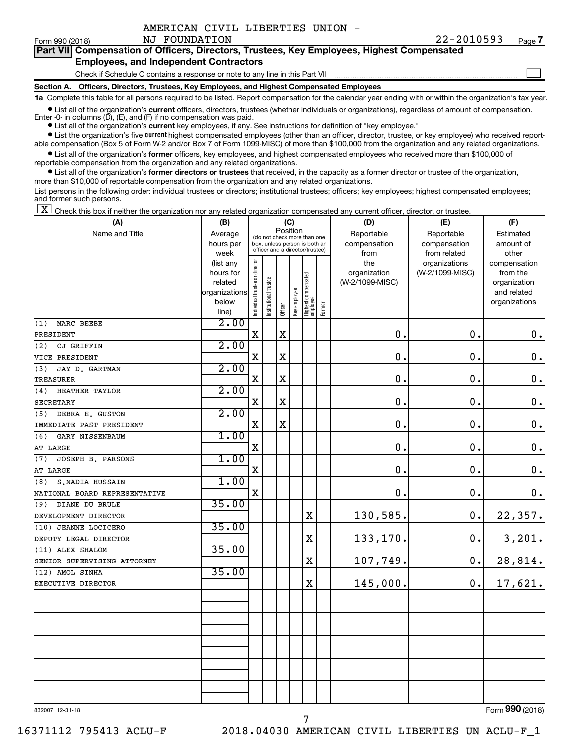AMERICAN CIVIL LIBERTIES UNION -
NJ FOUNDATION 22-2010593

Form 990 (2018) Page 7

**Part VII Compensation of Officers, Directors, Trustees, Key Employees, Highest Compensated Employees, and Independent Contractors**

Check if Schedule O contains a response or note to any line in this Part VII ☐

**Section A. Officers, Directors, Trustees, Key Employees, and Highest Compensated Employees**

**1a** Complete this table for all persons required to be listed. Report compensation for the calendar year ending with or within the organization's tax year.

- List all of the organization's **current** officers, directors, trustees (whether individuals or organizations), regardless of amount of compensation. Enter -0- in columns (D), (E), and (F) if no compensation was paid.
- List all of the organization's **current** key employees, if any. See instructions for definition of "key employee."
- List the organization's five **current** highest compensated employees (other than an officer, director, trustee, or key employee) who received reportable compensation (Box 5 of Form W-2 and/or Box 7 of Form 1099-MISC) of more than $100,000 from the organization and any related organizations.
- List all of the organization's **former** officers, key employees, and highest compensated employees who received more than $100,000 of reportable compensation from the organization and any related organizations.
- List all of the organization's **former directors or trustees** that received, in the capacity as a former director or trustee of the organization, more than $10,000 of reportable compensation from the organization and any related organizations.

List persons in the following order: individual trustees or directors; institutional trustees; officers; key employees; highest compensated employees; and former such persons.

☒ Check this box if neither the organization nor any related organization compensated any current officer, director, or trustee.

| (A) Name and Title | (B) Average hours per week (list any hours for related organizations below line) | (C) Position: Individual trustee or director | Institutional trustee | Officer | Key employee | Highest compensated employee | Former | (D) Reportable compensation from the organization (W-2/1099-MISC) | (E) Reportable compensation from related organizations (W-2/1099-MISC) | (F) Estimated amount of other compensation from the organization and related organizations |
|---|---|---|---|---|---|---|---|---|---|---|
| (1) MARC BEEBE<br>PRESIDENT | 2.00 | X | | X | | | | 0. | 0. | 0. |
| (2) CJ GRIFFIN<br>VICE PRESIDENT | 2.00 | X | | X | | | | 0. | 0. | 0. |
| (3) JAY D. GARTMAN<br>TREASURER | 2.00 | X | | X | | | | 0. | 0. | 0. |
| (4) HEATHER TAYLOR<br>SECRETARY | 2.00 | X | | X | | | | 0. | 0. | 0. |
| (5) DEBRA E. GUSTON<br>IMMEDIATE PAST PRESIDENT | 2.00 | X | | X | | | | 0. | 0. | 0. |
| (6) GARY NISSENBAUM<br>AT LARGE | 1.00 | X | | | | | | 0. | 0. | 0. |
| (7) JOSEPH B. PARSONS<br>AT LARGE | 1.00 | X | | | | | | 0. | 0. | 0. |
| (8) S.NADIA HUSSAIN<br>NATIONAL BOARD REPRESENTATIVE | 1.00 | X | | | | | | 0. | 0. | 0. |
| (9) DIANE DU BRULE<br>DEVELOPMENT DIRECTOR | 35.00 | | | | | X | | 130,585. | 0. | 22,357. |
| (10) JEANNE LOCICERO<br>DEPUTY LEGAL DIRECTOR | 35.00 | | | | | X | | 133,170. | 0. | 3,201. |
| (11) ALEX SHALOM<br>SENIOR SUPERVISING ATTORNEY | 35.00 | | | | | X | | 107,749. | 0. | 28,814. |
| (12) AMOL SINHA<br>EXECUTIVE DIRECTOR | 35.00 | | | | | X | | 145,000. | 0. | 17,621. |

832007 12-31-18

Form **990** (2018)

16371112 795413 ACLU-F 2018.04030 AMERICAN CIVIL LIBERTIES UN ACLU-F_1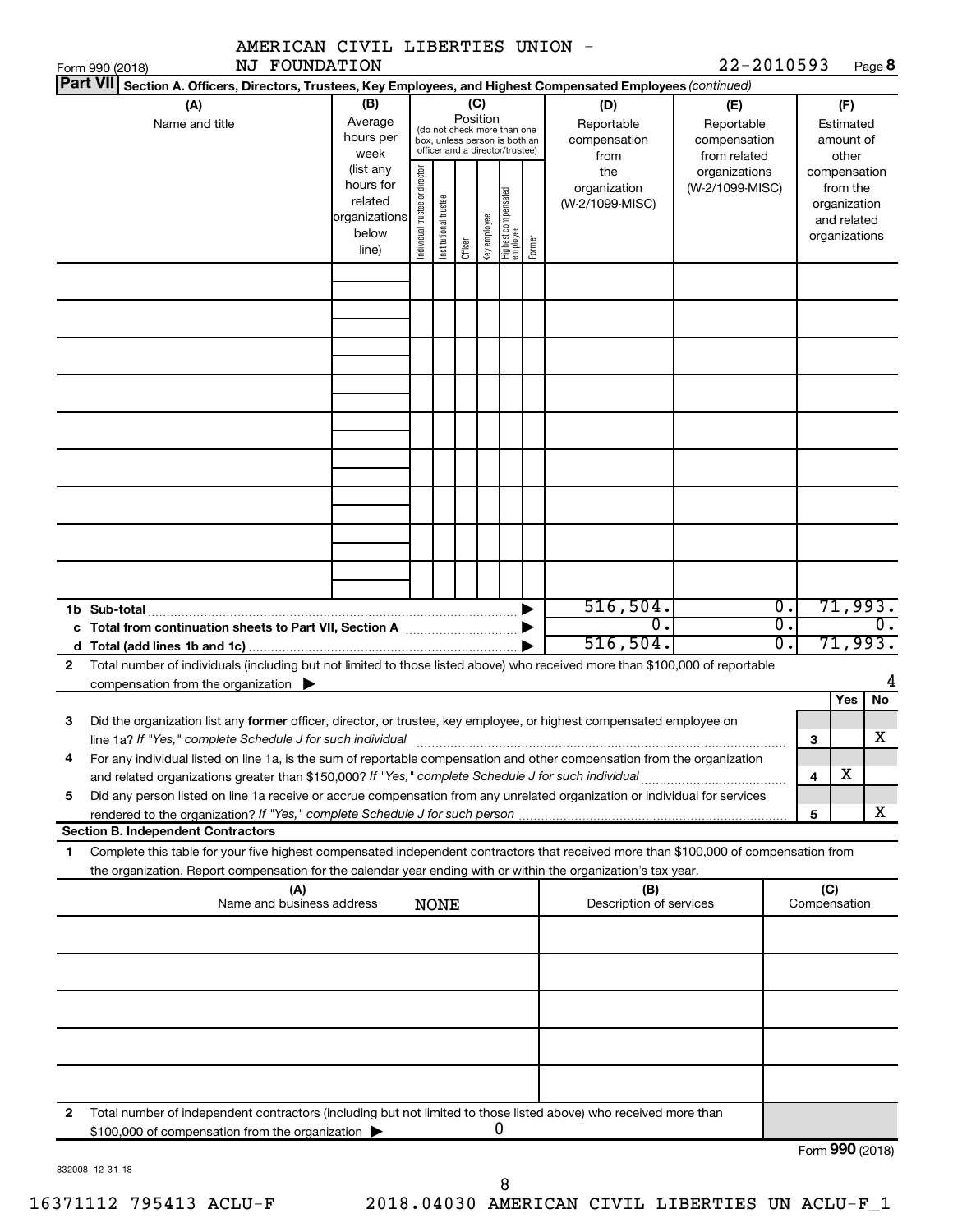AMERICAN CIVIL LIBERTIES UNION - NJ FOUNDATION

Form 990 (2018) 22-2010593 Page 8

**Part VII Section A. Officers, Directors, Trustees, Key Employees, and Highest Compensated Employees** *(continued)*

| (A) Name and title | (B) Average hours per week (list any hours for related organizations below line) | (C) Position (do not check more than one box, unless person is both an officer and a director/trustee) Individual trustee or director | Institutional trustee | Officer | Key employee | Highest compensated employee | Former | (D) Reportable compensation from the organization (W-2/1099-MISC) | (E) Reportable compensation from related organizations (W-2/1099-MISC) | (F) Estimated amount of other compensation from the organization and related organizations |
|---|---|---|---|---|---|---|---|---|---|---|
| | | | | | | | | | | |
| | | | | | | | | | | |
| | | | | | | | | | | |
| | | | | | | | | | | |
| | | | | | | | | | | |
| | | | | | | | | | | |
| | | | | | | | | | | |
| | | | | | | | | | | |
| | | | | | | | | | | |
| **1b Sub-total** | | | | | | | ▶ | 516,504. | 0. | 71,993. |
| **c Total from continuation sheets to Part VII, Section A** | | | | | | | ▶ | 0. | 0. | 0. |
| **d Total (add lines 1b and 1c)** | | | | | | | ▶ | 516,504. | 0. | 71,993. |

**2** Total number of individuals (including but not limited to those listed above) who received more than $100,000 of reportable compensation from the organization ▶ 4

| | | | Yes | No |
|---|---|---|---|---|
| **3** | Did the organization list any **former** officer, director, or trustee, key employee, or highest compensated employee on line 1a? *If "Yes," complete Schedule J for such individual* | 3 | | X |
| **4** | For any individual listed on line 1a, is the sum of reportable compensation and other compensation from the organization and related organizations greater than $150,000? *If "Yes," complete Schedule J for such individual* | 4 | X | |
| **5** | Did any person listed on line 1a receive or accrue compensation from any unrelated organization or individual for services rendered to the organization? *If "Yes," complete Schedule J for such person* | 5 | | X |

**Section B. Independent Contractors**

**1** Complete this table for your five highest compensated independent contractors that received more than $100,000 of compensation from the organization. Report compensation for the calendar year ending with or within the organization's tax year.

| (A) Name and business address | (B) Description of services | (C) Compensation |
|---|---|---|
| NONE | | |
| | | |
| | | |
| | | |
| | | |
| | | |

**2** Total number of independent contractors (including but not limited to those listed above) who received more than $100,000 of compensation from the organization ▶ 0

Form **990** (2018)

832008 12-31-18

16371112 795413 ACLU-F 2018.04030 AMERICAN CIVIL LIBERTIES UN ACLU-F_1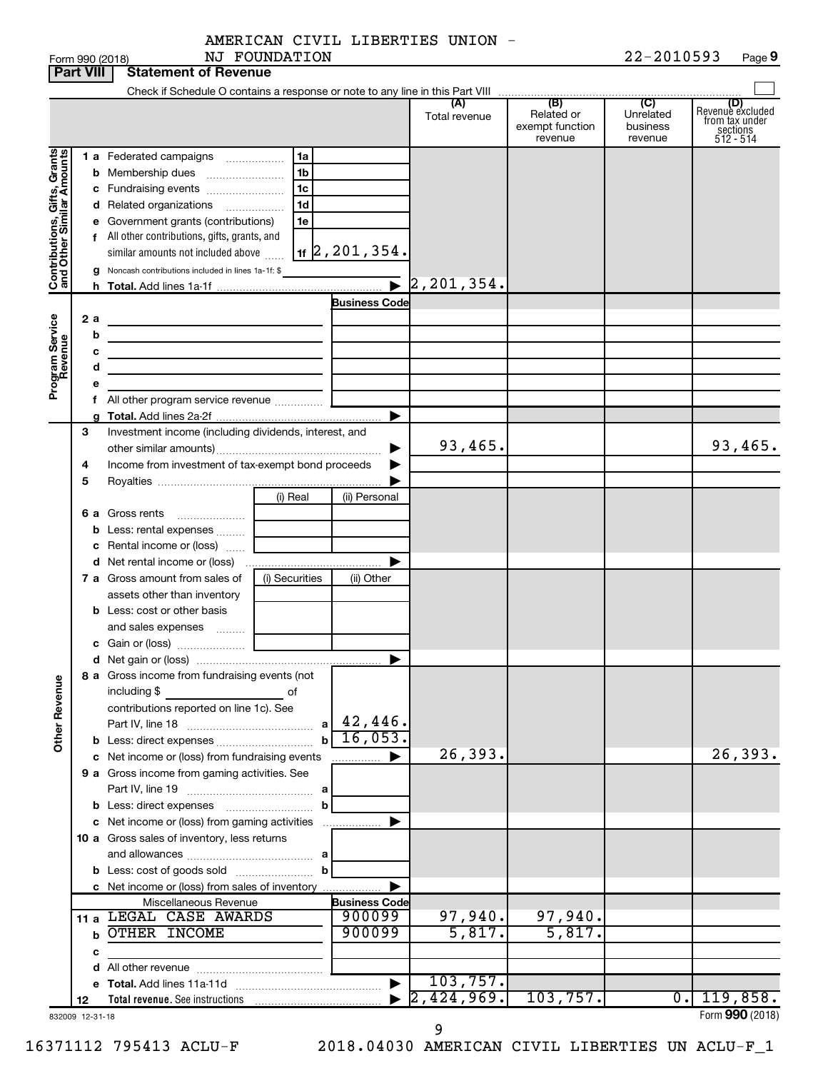AMERICAN CIVIL LIBERTIES UNION - NJ FOUNDATION

Form 990 (2018) 22-2010593 Page 9

**Part VIII Statement of Revenue**

Check if Schedule O contains a response or note to any line in this Part VIII

| | | | | (A) Total revenue | (B) Related or exempt function revenue | (C) Unrelated business revenue | (D) Revenue excluded from tax under sections 512 - 514 |
|---|---|---|---|---|---|---|---|
| **Contributions, Gifts, Grants and Other Similar Amounts** | 1 a | Federated campaigns | 1a | | | | |
| | b | Membership dues | 1b | | | | |
| | c | Fundraising events | 1c | | | | |
| | d | Related organizations | 1d | | | | |
| | e | Government grants (contributions) | 1e | | | | |
| | f | All other contributions, gifts, grants, and similar amounts not included above | 1f 2,201,354. | | | | |
| | g | Noncash contributions included in lines 1a-1f: $ | | | | | |
| | h | **Total.** Add lines 1a-1f | | 2,201,354. | | | |
| **Program Service Revenue** | | | Business Code | | | | |
| | 2 a | | | | | | |
| | b | | | | | | |
| | c | | | | | | |
| | d | | | | | | |
| | e | | | | | | |
| | f | All other program service revenue | | | | | |
| | g | **Total.** Add lines 2a-2f | | | | | |
| | 3 | Investment income (including dividends, interest, and other similar amounts) | | 93,465. | | | 93,465. |
| | 4 | Income from investment of tax-exempt bond proceeds | | | | | |
| | 5 | Royalties | | | | | |
| | | | (i) Real / (ii) Personal | | | | |
| | 6 a | Gross rents | | | | | |
| | b | Less: rental expenses | | | | | |
| | c | Rental income or (loss) | | | | | |
| | d | Net rental income or (loss) | | | | | |
| | | | (i) Securities / (ii) Other | | | | |
| | 7 a | Gross amount from sales of assets other than inventory | | | | | |
| | b | Less: cost or other basis and sales expenses | | | | | |
| | c | Gain or (loss) | | | | | |
| | d | Net gain or (loss) | | | | | |
| **Other Revenue** | 8 a | Gross income from fundraising events (not including $ of contributions reported on line 1c). See Part IV, line 18 | a 42,446. | | | | |
| | b | Less: direct expenses | b 16,053. | | | | |
| | c | Net income or (loss) from fundraising events | | 26,393. | | | 26,393. |
| | 9 a | Gross income from gaming activities. See Part IV, line 19 | a | | | | |
| | b | Less: direct expenses | b | | | | |
| | c | Net income or (loss) from gaming activities | | | | | |
| | 10 a | Gross sales of inventory, less returns and allowances | a | | | | |
| | b | Less: cost of goods sold | b | | | | |
| | c | Net income or (loss) from sales of inventory | | | | | |
| | | Miscellaneous Revenue | Business Code | | | | |
| | 11 a | LEGAL CASE AWARDS | 900099 | 97,940. | 97,940. | | |
| | b | OTHER INCOME | 900099 | 5,817. | 5,817. | | |
| | c | | | | | | |
| | d | All other revenue | | | | | |
| | e | **Total.** Add lines 11a-11d | | 103,757. | | | |
| | 12 | **Total revenue.** See instructions | | 2,424,969. | 103,757. | 0. | 119,858. |

832009 12-31-18

Form **990** (2018)

16371112 795413 ACLU-F 2018.04030 AMERICAN CIVIL LIBERTIES UN ACLU-F_1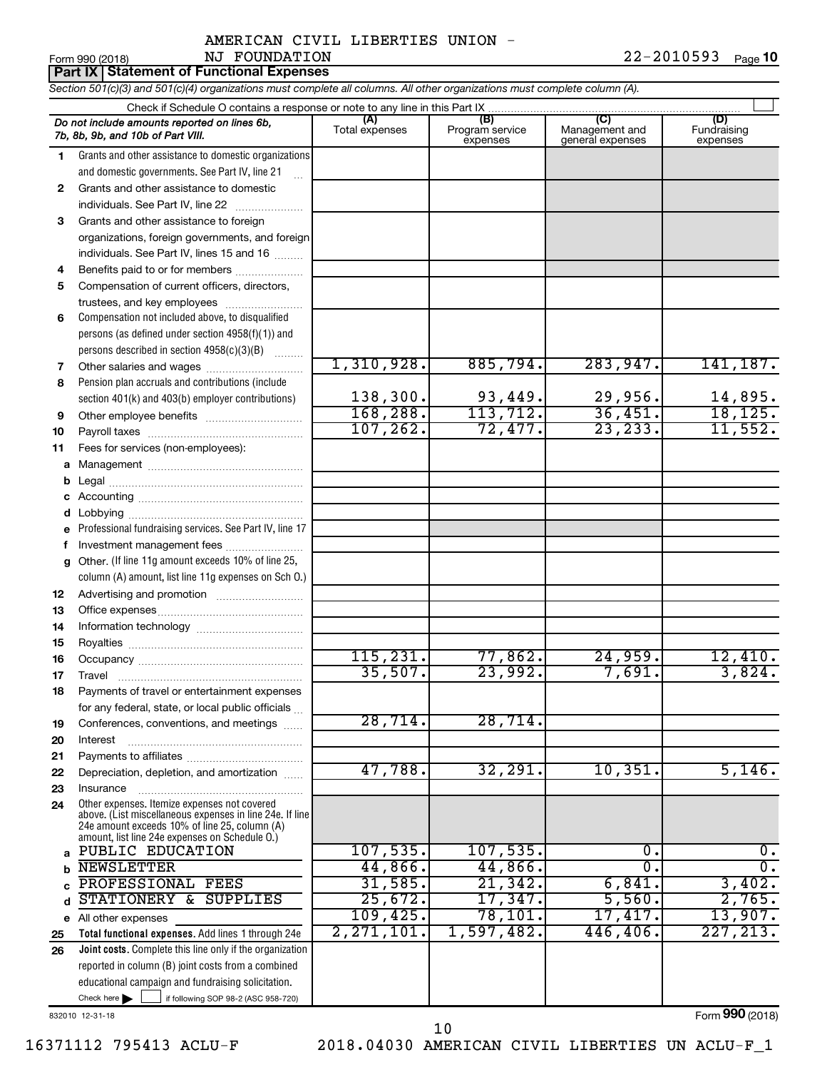AMERICAN CIVIL LIBERTIES UNION - NJ FOUNDATION

Form 990 (2018) 22-2010593 Page 10

**Part IX | Statement of Functional Expenses**

*Section 501(c)(3) and 501(c)(4) organizations must complete all columns. All other organizations must complete column (A).*

Check if Schedule O contains a response or note to any line in this Part IX ☐

| | *Do not include amounts reported on lines 6b, 7b, 8b, 9b, and 10b of Part VIII.* | (A) Total expenses | (B) Program service expenses | (C) Management and general expenses | (D) Fundraising expenses |
|---|---|---|---|---|---|
| 1 | Grants and other assistance to domestic organizations and domestic governments. See Part IV, line 21 | | | | |
| 2 | Grants and other assistance to domestic individuals. See Part IV, line 22 | | | | |
| 3 | Grants and other assistance to foreign organizations, foreign governments, and foreign individuals. See Part IV, lines 15 and 16 | | | | |
| 4 | Benefits paid to or for members | | | | |
| 5 | Compensation of current officers, directors, trustees, and key employees | | | | |
| 6 | Compensation not included above, to disqualified persons (as defined under section 4958(f)(1)) and persons described in section 4958(c)(3)(B) | | | | |
| 7 | Other salaries and wages | 1,310,928. | 885,794. | 283,947. | 141,187. |
| 8 | Pension plan accruals and contributions (include section 401(k) and 403(b) employer contributions) | 138,300. | 93,449. | 29,956. | 14,895. |
| 9 | Other employee benefits | 168,288. | 113,712. | 36,451. | 18,125. |
| 10 | Payroll taxes | 107,262. | 72,477. | 23,233. | 11,552. |
| 11 | Fees for services (non-employees): | | | | |
| a | Management | | | | |
| b | Legal | | | | |
| c | Accounting | | | | |
| d | Lobbying | | | | |
| e | Professional fundraising services. See Part IV, line 17 | | | | |
| f | Investment management fees | | | | |
| g | Other. (If line 11g amount exceeds 10% of line 25, column (A) amount, list line 11g expenses on Sch O.) | | | | |
| 12 | Advertising and promotion | | | | |
| 13 | Office expenses | | | | |
| 14 | Information technology | | | | |
| 15 | Royalties | | | | |
| 16 | Occupancy | 115,231. | 77,862. | 24,959. | 12,410. |
| 17 | Travel | 35,507. | 23,992. | 7,691. | 3,824. |
| 18 | Payments of travel or entertainment expenses for any federal, state, or local public officials | | | | |
| 19 | Conferences, conventions, and meetings | 28,714. | 28,714. | | |
| 20 | Interest | | | | |
| 21 | Payments to affiliates | | | | |
| 22 | Depreciation, depletion, and amortization | 47,788. | 32,291. | 10,351. | 5,146. |
| 23 | Insurance | | | | |
| 24 | Other expenses. Itemize expenses not covered above. (List miscellaneous expenses in line 24e. If line 24e amount exceeds 10% of line 25, column (A) amount, list line 24e expenses on Schedule O.) | | | | |
| a | PUBLIC EDUCATION | 107,535. | 107,535. | 0. | 0. |
| b | NEWSLETTER | 44,866. | 44,866. | 0. | 0. |
| c | PROFESSIONAL FEES | 31,585. | 21,342. | 6,841. | 3,402. |
| d | STATIONERY & SUPPLIES | 25,672. | 17,347. | 5,560. | 2,765. |
| e | All other expenses | 109,425. | 78,101. | 17,417. | 13,907. |
| 25 | **Total functional expenses.** Add lines 1 through 24e | 2,271,101. | 1,597,482. | 446,406. | 227,213. |
| 26 | **Joint costs.** Complete this line only if the organization reported in column (B) joint costs from a combined educational campaign and fundraising solicitation. Check here ☐ if following SOP 98-2 (ASC 958-720) | | | | |

832010 12-31-18 Form **990** (2018)

16371112 795413 ACLU-F 2018.04030 AMERICAN CIVIL LIBERTIES UN ACLU-F_1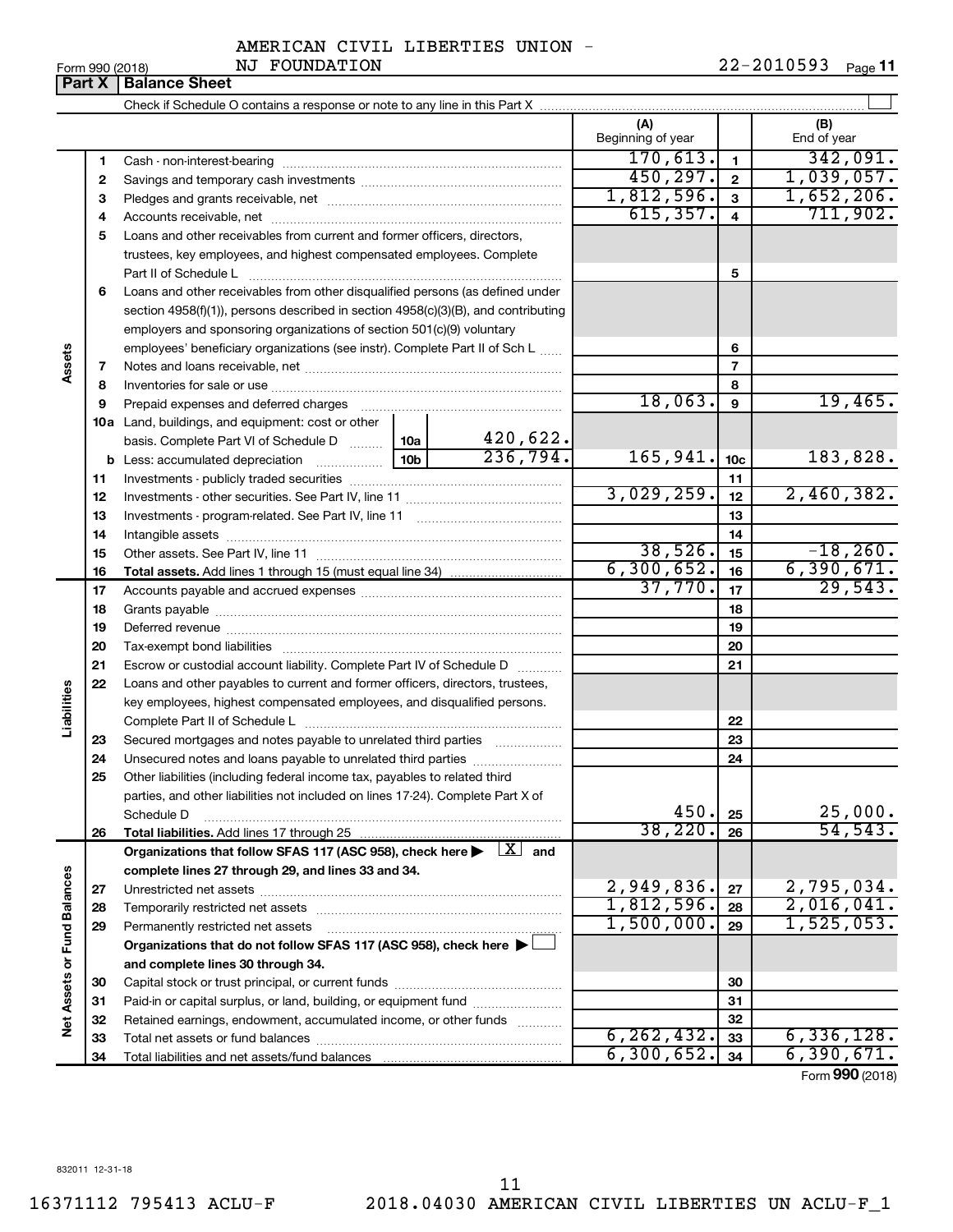AMERICAN CIVIL LIBERTIES UNION - NJ FOUNDATION

Form 990 (2018) 22-2010593 Page 11

## Part X | Balance Sheet

Check if Schedule O contains a response or note to any line in this Part X ☐

| Section | Line | Description | | | (A) Beginning of year | | (B) End of year |
|---|---|---|---|---|---|---|---|
| Assets | 1 | Cash - non-interest-bearing | | | 170,613. | 1 | 342,091. |
| | 2 | Savings and temporary cash investments | | | 450,297. | 2 | 1,039,057. |
| | 3 | Pledges and grants receivable, net | | | 1,812,596. | 3 | 1,652,206. |
| | 4 | Accounts receivable, net | | | 615,357. | 4 | 711,902. |
| | 5 | Loans and other receivables from current and former officers, directors, trustees, key employees, and highest compensated employees. Complete Part II of Schedule L | | | | 5 | |
| | 6 | Loans and other receivables from other disqualified persons (as defined under section 4958(f)(1)), persons described in section 4958(c)(3)(B), and contributing employers and sponsoring organizations of section 501(c)(9) voluntary employees' beneficiary organizations (see instr). Complete Part II of Sch L | | | | 6 | |
| | 7 | Notes and loans receivable, net | | | | 7 | |
| | 8 | Inventories for sale or use | | | | 8 | |
| | 9 | Prepaid expenses and deferred charges | | | 18,063. | 9 | 19,465. |
| | 10a | Land, buildings, and equipment: cost or other basis. Complete Part VI of Schedule D | 10a | 420,622. | | | |
| | b | Less: accumulated depreciation | 10b | 236,794. | 165,941. | 10c | 183,828. |
| | 11 | Investments - publicly traded securities | | | | 11 | |
| | 12 | Investments - other securities. See Part IV, line 11 | | | 3,029,259. | 12 | 2,460,382. |
| | 13 | Investments - program-related. See Part IV, line 11 | | | | 13 | |
| | 14 | Intangible assets | | | | 14 | |
| | 15 | Other assets. See Part IV, line 11 | | | 38,526. | 15 | -18,260. |
| | 16 | **Total assets.** Add lines 1 through 15 (must equal line 34) | | | 6,300,652. | 16 | 6,390,671. |
| Liabilities | 17 | Accounts payable and accrued expenses | | | 37,770. | 17 | 29,543. |
| | 18 | Grants payable | | | | 18 | |
| | 19 | Deferred revenue | | | | 19 | |
| | 20 | Tax-exempt bond liabilities | | | | 20 | |
| | 21 | Escrow or custodial account liability. Complete Part IV of Schedule D | | | | 21 | |
| | 22 | Loans and other payables to current and former officers, directors, trustees, key employees, highest compensated employees, and disqualified persons. Complete Part II of Schedule L | | | | 22 | |
| | 23 | Secured mortgages and notes payable to unrelated third parties | | | | 23 | |
| | 24 | Unsecured notes and loans payable to unrelated third parties | | | | 24 | |
| | 25 | Other liabilities (including federal income tax, payables to related third parties, and other liabilities not included on lines 17-24). Complete Part X of Schedule D | | | 450. | 25 | 25,000. |
| | 26 | **Total liabilities.** Add lines 17 through 25 | | | 38,220. | 26 | 54,543. |
| Net Assets or Fund Balances | | **Organizations that follow SFAS 117 (ASC 958), check here ▶ ☒ and complete lines 27 through 29, and lines 33 and 34.** | | | | | |
| | 27 | Unrestricted net assets | | | 2,949,836. | 27 | 2,795,034. |
| | 28 | Temporarily restricted net assets | | | 1,812,596. | 28 | 2,016,041. |
| | 29 | Permanently restricted net assets | | | 1,500,000. | 29 | 1,525,053. |
| | | **Organizations that do not follow SFAS 117 (ASC 958), check here ▶ ☐ and complete lines 30 through 34.** | | | | | |
| | 30 | Capital stock or trust principal, or current funds | | | | 30 | |
| | 31 | Paid-in or capital surplus, or land, building, or equipment fund | | | | 31 | |
| | 32 | Retained earnings, endowment, accumulated income, or other funds | | | | 32 | |
| | 33 | Total net assets or fund balances | | | 6,262,432. | 33 | 6,336,128. |
| | 34 | Total liabilities and net assets/fund balances | | | 6,300,652. | 34 | 6,390,671. |

Form **990** (2018)

832011 12-31-18

16371112 795413 ACLU-F 2018.04030 AMERICAN CIVIL LIBERTIES UN ACLU-F_1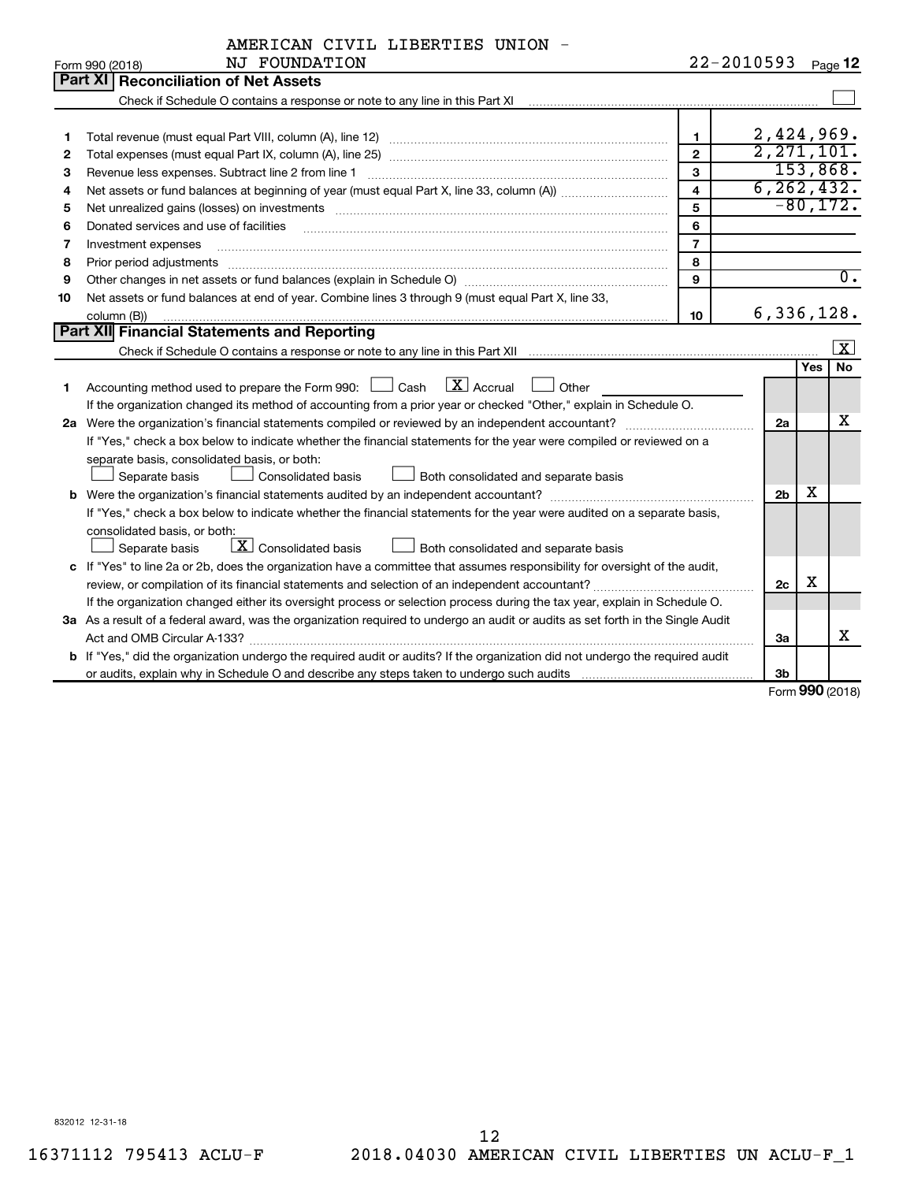AMERICAN CIVIL LIBERTIES UNION - NJ FOUNDATION

Form 990 (2018) 22-2010593 Page 12

## Part XI Reconciliation of Net Assets

Check if Schedule O contains a response or note to any line in this Part XI ☐

| | | | |
|---|---|---|---|
| 1 | Total revenue (must equal Part VIII, column (A), line 12) | 1 | 2,424,969. |
| 2 | Total expenses (must equal Part IX, column (A), line 25) | 2 | 2,271,101. |
| 3 | Revenue less expenses. Subtract line 2 from line 1 | 3 | 153,868. |
| 4 | Net assets or fund balances at beginning of year (must equal Part X, line 33, column (A)) | 4 | 6,262,432. |
| 5 | Net unrealized gains (losses) on investments | 5 | -80,172. |
| 6 | Donated services and use of facilities | 6 | |
| 7 | Investment expenses | 7 | |
| 8 | Prior period adjustments | 8 | |
| 9 | Other changes in net assets or fund balances (explain in Schedule O) | 9 | 0. |
| 10 | Net assets or fund balances at end of year. Combine lines 3 through 9 (must equal Part X, line 33, column (B)) | 10 | 6,336,128. |

## Part XII Financial Statements and Reporting

Check if Schedule O contains a response or note to any line in this Part XII ☒

| | | | Yes | No |
|---|---|---|---|---|
| 1 | Accounting method used to prepare the Form 990: ☐ Cash ☒ Accrual ☐ Other<br>If the organization changed its method of accounting from a prior year or checked "Other," explain in Schedule O. | | | |
| 2a | Were the organization's financial statements compiled or reviewed by an independent accountant?<br>If "Yes," check a box below to indicate whether the financial statements for the year were compiled or reviewed on a separate basis, consolidated basis, or both:<br>☐ Separate basis ☐ Consolidated basis ☐ Both consolidated and separate basis | 2a | | X |
| b | Were the organization's financial statements audited by an independent accountant?<br>If "Yes," check a box below to indicate whether the financial statements for the year were audited on a separate basis, consolidated basis, or both:<br>☐ Separate basis ☒ Consolidated basis ☐ Both consolidated and separate basis | 2b | X | |
| c | If "Yes" to line 2a or 2b, does the organization have a committee that assumes responsibility for oversight of the audit, review, or compilation of its financial statements and selection of an independent accountant?<br>If the organization changed either its oversight process or selection process during the tax year, explain in Schedule O. | 2c | X | |
| 3a | As a result of a federal award, was the organization required to undergo an audit or audits as set forth in the Single Audit Act and OMB Circular A-133? | 3a | | X |
| b | If "Yes," did the organization undergo the required audit or audits? If the organization did not undergo the required audit or audits, explain why in Schedule O and describe any steps taken to undergo such audits | 3b | | |

Form 990 (2018)

832012 12-31-18

16371112 795413 ACLU-F 2018.04030 AMERICAN CIVIL LIBERTIES UN ACLU-F_1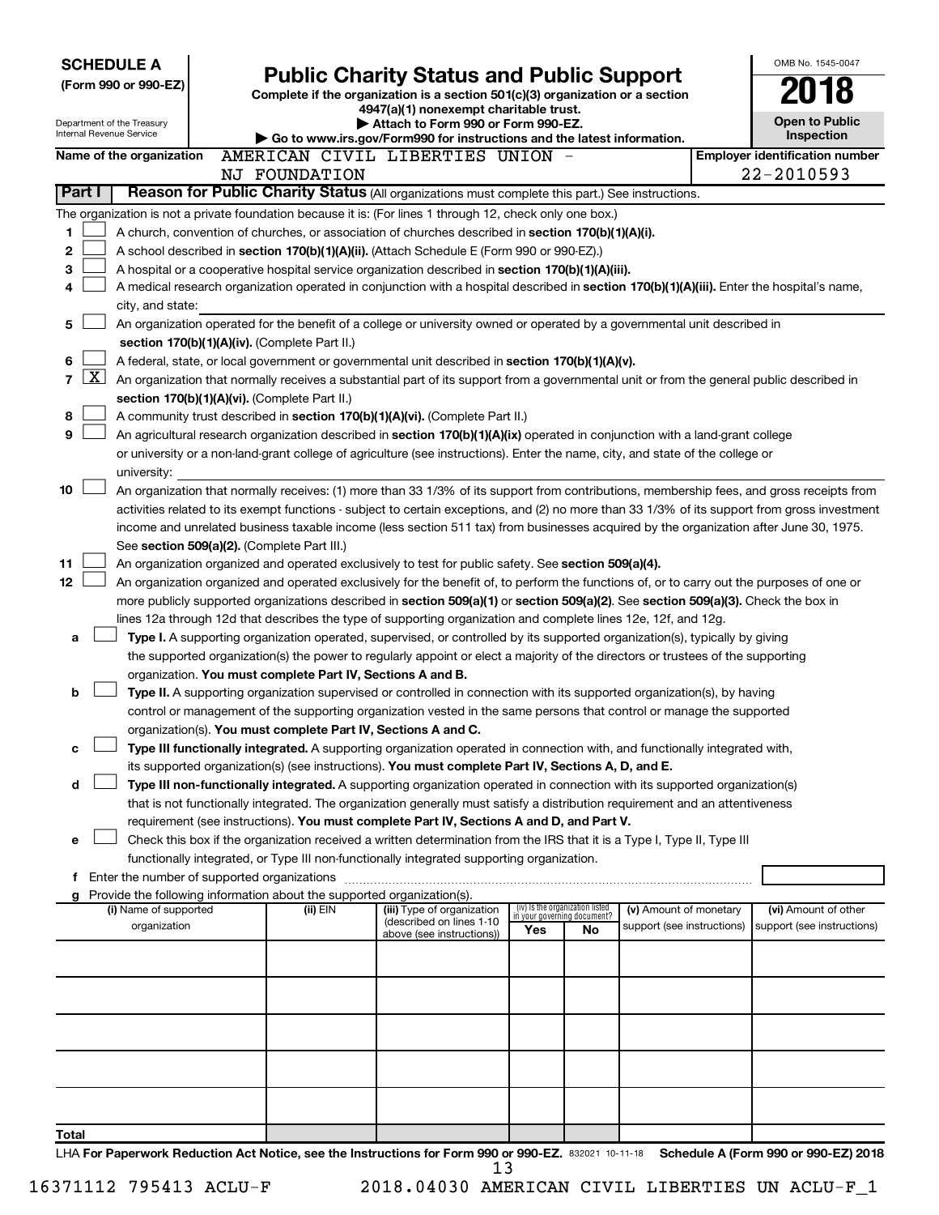**SCHEDULE A**
**(Form 990 or 990-EZ)**

Department of the Treasury
Internal Revenue Service

# Public Charity Status and Public Support

**Complete if the organization is a section 501(c)(3) organization or a section 4947(a)(1) nonexempt charitable trust.**
**▶ Attach to Form 990 or Form 990-EZ.**
**▶ Go to www.irs.gov/Form990 for instructions and the latest information.**

OMB No. 1545-0047

**2018**

**Open to Public Inspection**

**Name of the organization** AMERICAN CIVIL LIBERTIES UNION - NJ FOUNDATION

**Employer identification number** 22-2010593

## Part I — Reason for Public Charity Status (All organizations must complete this part.) See instructions.

The organization is not a private foundation because it is: (For lines 1 through 12, check only one box.)

1 ☐ A church, convention of churches, or association of churches described in **section 170(b)(1)(A)(i).**

2 ☐ A school described in **section 170(b)(1)(A)(ii).** (Attach Schedule E (Form 990 or 990-EZ).)

3 ☐ A hospital or a cooperative hospital service organization described in **section 170(b)(1)(A)(iii).**

4 ☐ A medical research organization operated in conjunction with a hospital described in **section 170(b)(1)(A)(iii).** Enter the hospital's name, city, and state: ______

5 ☐ An organization operated for the benefit of a college or university owned or operated by a governmental unit described in **section 170(b)(1)(A)(iv).** (Complete Part II.)

6 ☐ A federal, state, or local government or governmental unit described in **section 170(b)(1)(A)(v).**

7 ☒ An organization that normally receives a substantial part of its support from a governmental unit or from the general public described in **section 170(b)(1)(A)(vi).** (Complete Part II.)

8 ☐ A community trust described in **section 170(b)(1)(A)(vi).** (Complete Part II.)

9 ☐ An agricultural research organization described in **section 170(b)(1)(A)(ix)** operated in conjunction with a land-grant college or university or a non-land-grant college of agriculture (see instructions). Enter the name, city, and state of the college or university: ______

10 ☐ An organization that normally receives: (1) more than 33 1/3% of its support from contributions, membership fees, and gross receipts from activities related to its exempt functions - subject to certain exceptions, and (2) no more than 33 1/3% of its support from gross investment income and unrelated business taxable income (less section 511 tax) from businesses acquired by the organization after June 30, 1975. See **section 509(a)(2).** (Complete Part III.)

11 ☐ An organization organized and operated exclusively to test for public safety. See **section 509(a)(4).**

12 ☐ An organization organized and operated exclusively for the benefit of, to perform the functions of, or to carry out the purposes of one or more publicly supported organizations described in **section 509(a)(1)** or **section 509(a)(2).** See **section 509(a)(3).** Check the box in lines 12a through 12d that describes the type of supporting organization and complete lines 12e, 12f, and 12g.

a ☐ **Type I.** A supporting organization operated, supervised, or controlled by its supported organization(s), typically by giving the supported organization(s) the power to regularly appoint or elect a majority of the directors or trustees of the supporting organization. **You must complete Part IV, Sections A and B.**

b ☐ **Type II.** A supporting organization supervised or controlled in connection with its supported organization(s), by having control or management of the supporting organization vested in the same persons that control or manage the supported organization(s). **You must complete Part IV, Sections A and C.**

c ☐ **Type III functionally integrated.** A supporting organization operated in connection with, and functionally integrated with, its supported organization(s) (see instructions). **You must complete Part IV, Sections A, D, and E.**

d ☐ **Type III non-functionally integrated.** A supporting organization operated in connection with its supported organization(s) that is not functionally integrated. The organization generally must satisfy a distribution requirement and an attentiveness requirement (see instructions). **You must complete Part IV, Sections A and D, and Part V.**

e ☐ Check this box if the organization received a written determination from the IRS that it is a Type I, Type II, Type III functionally integrated, or Type III non-functionally integrated supporting organization.

f Enter the number of supported organizations ______

g Provide the following information about the supported organization(s).

| (i) Name of supported organization | (ii) EIN | (iii) Type of organization (described on lines 1-10 above (see instructions)) | (iv) Is the organization listed in your governing document? Yes | No | (v) Amount of monetary support (see instructions) | (vi) Amount of other support (see instructions) |
|---|---|---|---|---|---|---|
| | | | | | | |
| | | | | | | |
| | | | | | | |
| | | | | | | |
| | | | | | | |
| **Total** | | | | | | |

LHA **For Paperwork Reduction Act Notice, see the Instructions for Form 990 or 990-EZ.** 832021 10-11-18 **Schedule A (Form 990 or 990-EZ) 2018**

16371112 795413 ACLU-F 2018.04030 AMERICAN CIVIL LIBERTIES UN ACLU-F_1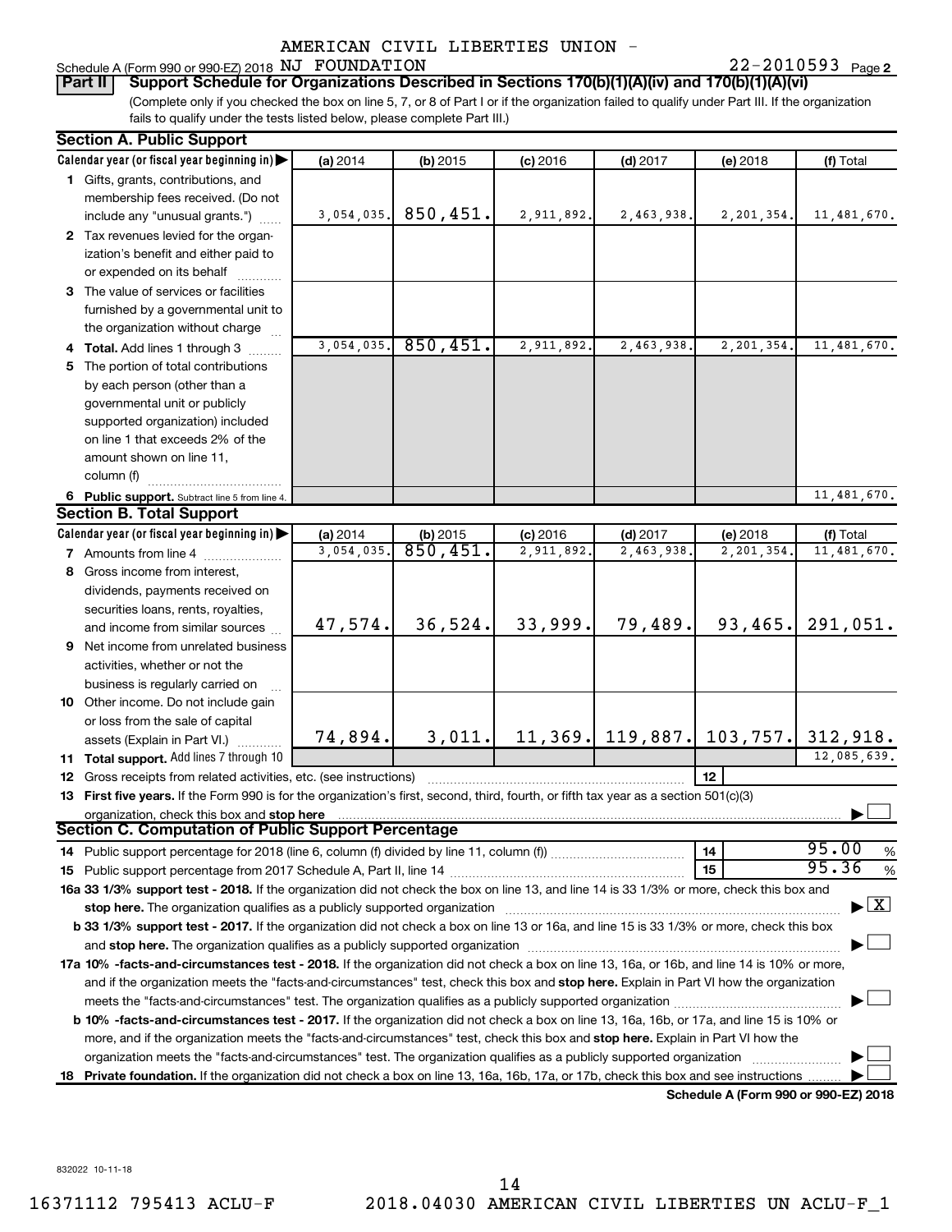AMERICAN CIVIL LIBERTIES UNION -

Schedule A (Form 990 or 990-EZ) 2018 NJ FOUNDATION 22-2010593 Page 2

**Part II** **Support Schedule for Organizations Described in Sections 170(b)(1)(A)(iv) and 170(b)(1)(A)(vi)**

(Complete only if you checked the box on line 5, 7, or 8 of Part I or if the organization failed to qualify under Part III. If the organization fails to qualify under the tests listed below, please complete Part III.)

**Section A. Public Support**

| Calendar year (or fiscal year beginning in) | (a) 2014 | (b) 2015 | (c) 2016 | (d) 2017 | (e) 2018 | (f) Total |
|---|---|---|---|---|---|---|
| 1 Gifts, grants, contributions, and membership fees received. (Do not include any "unusual grants.") | 3,054,035. | 850,451. | 2,911,892. | 2,463,938. | 2,201,354. | 11,481,670. |
| 2 Tax revenues levied for the organization's benefit and either paid to or expended on its behalf | | | | | | |
| 3 The value of services or facilities furnished by a governmental unit to the organization without charge | | | | | | |
| 4 Total. Add lines 1 through 3 | 3,054,035. | 850,451. | 2,911,892. | 2,463,938. | 2,201,354. | 11,481,670. |
| 5 The portion of total contributions by each person (other than a governmental unit or publicly supported organization) included on line 1 that exceeds 2% of the amount shown on line 11, column (f) | | | | | | |
| 6 Public support. Subtract line 5 from line 4. | | | | | | 11,481,670. |

**Section B. Total Support**

| Calendar year (or fiscal year beginning in) | (a) 2014 | (b) 2015 | (c) 2016 | (d) 2017 | (e) 2018 | (f) Total |
|---|---|---|---|---|---|---|
| 7 Amounts from line 4 | 3,054,035. | 850,451. | 2,911,892. | 2,463,938. | 2,201,354. | 11,481,670. |
| 8 Gross income from interest, dividends, payments received on securities loans, rents, royalties, and income from similar sources | 47,574. | 36,524. | 33,999. | 79,489. | 93,465. | 291,051. |
| 9 Net income from unrelated business activities, whether or not the business is regularly carried on | | | | | | |
| 10 Other income. Do not include gain or loss from the sale of capital assets (Explain in Part VI.) | 74,894. | 3,011. | 11,369. | 119,887. | 103,757. | 312,918. |
| 11 Total support. Add lines 7 through 10 | | | | | | 12,085,639. |

12 Gross receipts from related activities, etc. (see instructions) | 12 |

13 **First five years.** If the Form 990 is for the organization's first, second, third, fourth, or fifth tax year as a section 501(c)(3) organization, check this box and **stop here** ☐

**Section C. Computation of Public Support Percentage**

14 Public support percentage for 2018 (line 6, column (f) divided by line 11, column (f)) | 14 | 95.00 %

15 Public support percentage from 2017 Schedule A, Part II, line 14 | 15 | 95.36 %

**16a 33 1/3% support test - 2018.** If the organization did not check the box on line 13, and line 14 is 33 1/3% or more, check this box and **stop here.** The organization qualifies as a publicly supported organization ☒

**b 33 1/3% support test - 2017.** If the organization did not check a box on line 13 or 16a, and line 15 is 33 1/3% or more, check this box and **stop here.** The organization qualifies as a publicly supported organization ☐

**17a 10% -facts-and-circumstances test - 2018.** If the organization did not check a box on line 13, 16a, or 16b, and line 14 is 10% or more, and if the organization meets the "facts-and-circumstances" test, check this box and **stop here.** Explain in Part VI how the organization meets the "facts-and-circumstances" test. The organization qualifies as a publicly supported organization ☐

**b 10% -facts-and-circumstances test - 2017.** If the organization did not check a box on line 13, 16a, 16b, or 17a, and line 15 is 10% or more, and if the organization meets the "facts-and-circumstances" test, check this box and **stop here.** Explain in Part VI how the organization meets the "facts-and-circumstances" test. The organization qualifies as a publicly supported organization ☐

**18 Private foundation.** If the organization did not check a box on line 13, 16a, 16b, 17a, or 17b, check this box and see instructions ☐

**Schedule A (Form 990 or 990-EZ) 2018**

832022 10-11-18

16371112 795413 ACLU-F 2018.04030 AMERICAN CIVIL LIBERTIES UN ACLU-F_1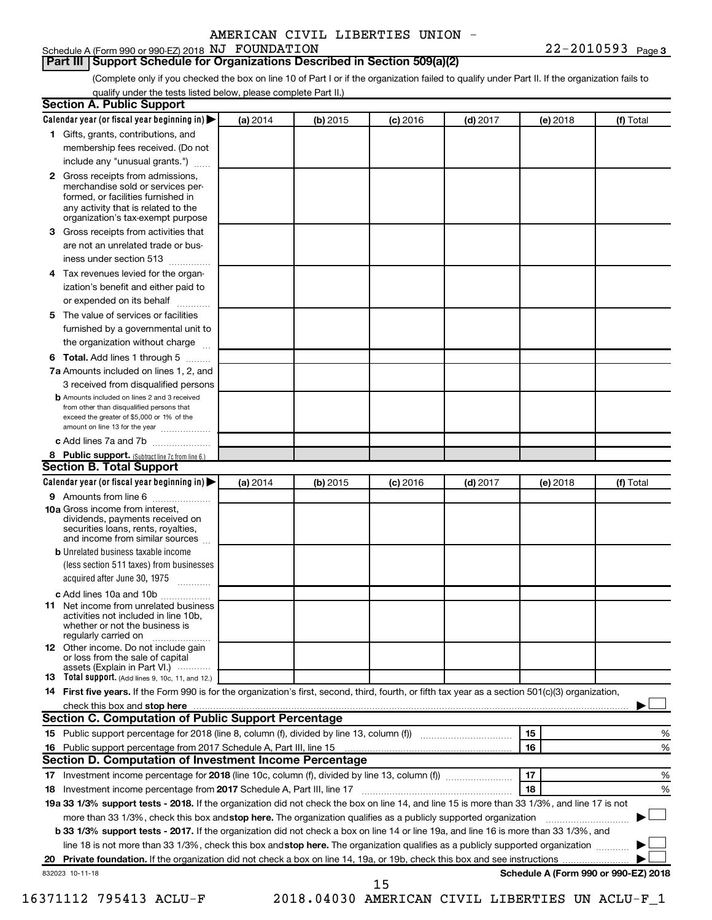AMERICAN CIVIL LIBERTIES UNION -

Schedule A (Form 990 or 990-EZ) 2018 NJ FOUNDATION 22-2010593 Page 3

## Part III Support Schedule for Organizations Described in Section 509(a)(2)

(Complete only if you checked the box on line 10 of Part I or if the organization failed to qualify under Part II. If the organization fails to qualify under the tests listed below, please complete Part II.)

### Section A. Public Support

| Calendar year (or fiscal year beginning in) | (a) 2014 | (b) 2015 | (c) 2016 | (d) 2017 | (e) 2018 | (f) Total |
|---|---|---|---|---|---|---|
| 1 Gifts, grants, contributions, and membership fees received. (Do not include any "unusual grants.") | | | | | | |
| 2 Gross receipts from admissions, merchandise sold or services performed, or facilities furnished in any activity that is related to the organization's tax-exempt purpose | | | | | | |
| 3 Gross receipts from activities that are not an unrelated trade or business under section 513 | | | | | | |
| 4 Tax revenues levied for the organization's benefit and either paid to or expended on its behalf | | | | | | |
| 5 The value of services or facilities furnished by a governmental unit to the organization without charge | | | | | | |
| 6 **Total.** Add lines 1 through 5 | | | | | | |
| 7a Amounts included on lines 1, 2, and 3 received from disqualified persons | | | | | | |
| b Amounts included on lines 2 and 3 received from other than disqualified persons that exceed the greater of $5,000 or 1% of the amount on line 13 for the year | | | | | | |
| c Add lines 7a and 7b | | | | | | |
| 8 **Public support.** (Subtract line 7c from line 6.) | | | | | | |

### Section B. Total Support

| Calendar year (or fiscal year beginning in) | (a) 2014 | (b) 2015 | (c) 2016 | (d) 2017 | (e) 2018 | (f) Total |
|---|---|---|---|---|---|---|
| 9 Amounts from line 6 | | | | | | |
| 10a Gross income from interest, dividends, payments received on securities loans, rents, royalties, and income from similar sources | | | | | | |
| b Unrelated business taxable income (less section 511 taxes) from businesses acquired after June 30, 1975 | | | | | | |
| c Add lines 10a and 10b | | | | | | |
| 11 Net income from unrelated business activities not included in line 10b, whether or not the business is regularly carried on | | | | | | |
| 12 Other income. Do not include gain or loss from the sale of capital assets (Explain in Part VI.) | | | | | | |
| 13 **Total support.** (Add lines 9, 10c, 11, and 12.) | | | | | | |

14 **First five years.** If the Form 990 is for the organization's first, second, third, fourth, or fifth tax year as a section 501(c)(3) organization, check this box and **stop here** ☐

### Section C. Computation of Public Support Percentage

| | | | |
|---|---|---|---|
| 15 | Public support percentage for 2018 (line 8, column (f), divided by line 13, column (f)) | 15 | % |
| 16 | Public support percentage from 2017 Schedule A, Part III, line 15 | 16 | % |

### Section D. Computation of Investment Income Percentage

| | | | |
|---|---|---|---|
| 17 | Investment income percentage for **2018** (line 10c, column (f), divided by line 13, column (f)) | 17 | % |
| 18 | Investment income percentage from **2017** Schedule A, Part III, line 17 | 18 | % |

**19a 33 1/3% support tests - 2018.** If the organization did not check the box on line 14, and line 15 is more than 33 1/3%, and line 17 is not more than 33 1/3%, check this box and **stop here.** The organization qualifies as a publicly supported organization ☐

**b 33 1/3% support tests - 2017.** If the organization did not check a box on line 14 or line 19a, and line 16 is more than 33 1/3%, and line 18 is not more than 33 1/3%, check this box and **stop here.** The organization qualifies as a publicly supported organization ☐

**20 Private foundation.** If the organization did not check a box on line 14, 19a, or 19b, check this box and see instructions ☐

832023 10-11-18 **Schedule A (Form 990 or 990-EZ) 2018**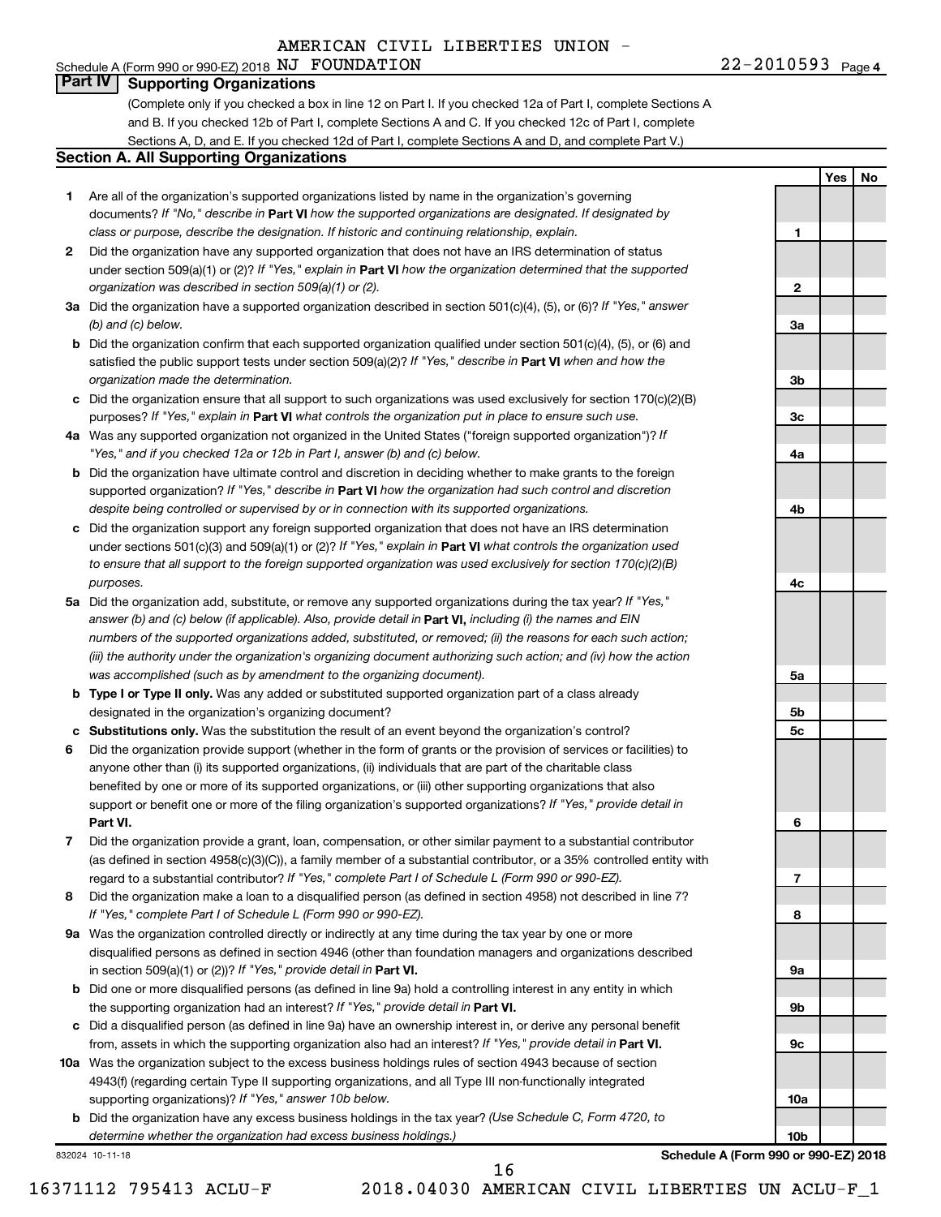AMERICAN CIVIL LIBERTIES UNION -

Schedule A (Form 990 or 990-EZ) 2018 NJ FOUNDATION 22-2010593 Page 4

## Part IV Supporting Organizations

(Complete only if you checked a box in line 12 on Part I. If you checked 12a of Part I, complete Sections A and B. If you checked 12b of Part I, complete Sections A and C. If you checked 12c of Part I, complete Sections A, D, and E. If you checked 12d of Part I, complete Sections A and D, and complete Part V.)

### Section A. All Supporting Organizations

| | | | Yes | No |
|---|---|---|---|---|
| 1 | Are all of the organization's supported organizations listed by name in the organization's governing documents? *If "No," describe in* **Part VI** *how the supported organizations are designated. If designated by class or purpose, describe the designation. If historic and continuing relationship, explain.* | 1 | | |
| 2 | Did the organization have any supported organization that does not have an IRS determination of status under section 509(a)(1) or (2)? *If "Yes," explain in* **Part VI** *how the organization determined that the supported organization was described in section 509(a)(1) or (2).* | 2 | | |
| 3a | Did the organization have a supported organization described in section 501(c)(4), (5), or (6)? *If "Yes," answer (b) and (c) below.* | 3a | | |
| b | Did the organization confirm that each supported organization qualified under section 501(c)(4), (5), or (6) and satisfied the public support tests under section 509(a)(2)? *If "Yes," describe in* **Part VI** *when and how the organization made the determination.* | 3b | | |
| c | Did the organization ensure that all support to such organizations was used exclusively for section 170(c)(2)(B) purposes? *If "Yes," explain in* **Part VI** *what controls the organization put in place to ensure such use.* | 3c | | |
| 4a | Was any supported organization not organized in the United States ("foreign supported organization")? *If "Yes," and if you checked 12a or 12b in Part I, answer (b) and (c) below.* | 4a | | |
| b | Did the organization have ultimate control and discretion in deciding whether to make grants to the foreign supported organization? *If "Yes," describe in* **Part VI** *how the organization had such control and discretion despite being controlled or supervised by or in connection with its supported organizations.* | 4b | | |
| c | Did the organization support any foreign supported organization that does not have an IRS determination under sections 501(c)(3) and 509(a)(1) or (2)? *If "Yes," explain in* **Part VI** *what controls the organization used to ensure that all support to the foreign supported organization was used exclusively for section 170(c)(2)(B) purposes.* | 4c | | |
| 5a | Did the organization add, substitute, or remove any supported organizations during the tax year? *If "Yes," answer (b) and (c) below (if applicable). Also, provide detail in* **Part VI,** *including (i) the names and EIN numbers of the supported organizations added, substituted, or removed; (ii) the reasons for each such action; (iii) the authority under the organization's organizing document authorizing such action; and (iv) how the action was accomplished (such as by amendment to the organizing document).* | 5a | | |
| b | **Type I or Type II only.** Was any added or substituted supported organization part of a class already designated in the organization's organizing document? | 5b | | |
| c | **Substitutions only.** Was the substitution the result of an event beyond the organization's control? | 5c | | |
| 6 | Did the organization provide support (whether in the form of grants or the provision of services or facilities) to anyone other than (i) its supported organizations, (ii) individuals that are part of the charitable class benefited by one or more of its supported organizations, or (iii) other supporting organizations that also support or benefit one or more of the filing organization's supported organizations? *If "Yes," provide detail in* **Part VI.** | 6 | | |
| 7 | Did the organization provide a grant, loan, compensation, or other similar payment to a substantial contributor (as defined in section 4958(c)(3)(C)), a family member of a substantial contributor, or a 35% controlled entity with regard to a substantial contributor? *If "Yes," complete Part I of Schedule L (Form 990 or 990-EZ).* | 7 | | |
| 8 | Did the organization make a loan to a disqualified person (as defined in section 4958) not described in line 7? *If "Yes," complete Part I of Schedule L (Form 990 or 990-EZ).* | 8 | | |
| 9a | Was the organization controlled directly or indirectly at any time during the tax year by one or more disqualified persons as defined in section 4946 (other than foundation managers and organizations described in section 509(a)(1) or (2))? *If "Yes," provide detail in* **Part VI.** | 9a | | |
| b | Did one or more disqualified persons (as defined in line 9a) hold a controlling interest in any entity in which the supporting organization had an interest? *If "Yes," provide detail in* **Part VI.** | 9b | | |
| c | Did a disqualified person (as defined in line 9a) have an ownership interest in, or derive any personal benefit from, assets in which the supporting organization also had an interest? *If "Yes," provide detail in* **Part VI.** | 9c | | |
| 10a | Was the organization subject to the excess business holdings rules of section 4943 because of section 4943(f) (regarding certain Type II supporting organizations, and all Type III non-functionally integrated supporting organizations)? *If "Yes," answer 10b below.* | 10a | | |
| b | Did the organization have any excess business holdings in the tax year? *(Use Schedule C, Form 4720, to determine whether the organization had excess business holdings.)* | 10b | | |

832024 10-11-18 **Schedule A (Form 990 or 990-EZ) 2018**

16371112 795413 ACLU-F 2018.04030 AMERICAN CIVIL LIBERTIES UN ACLU-F_1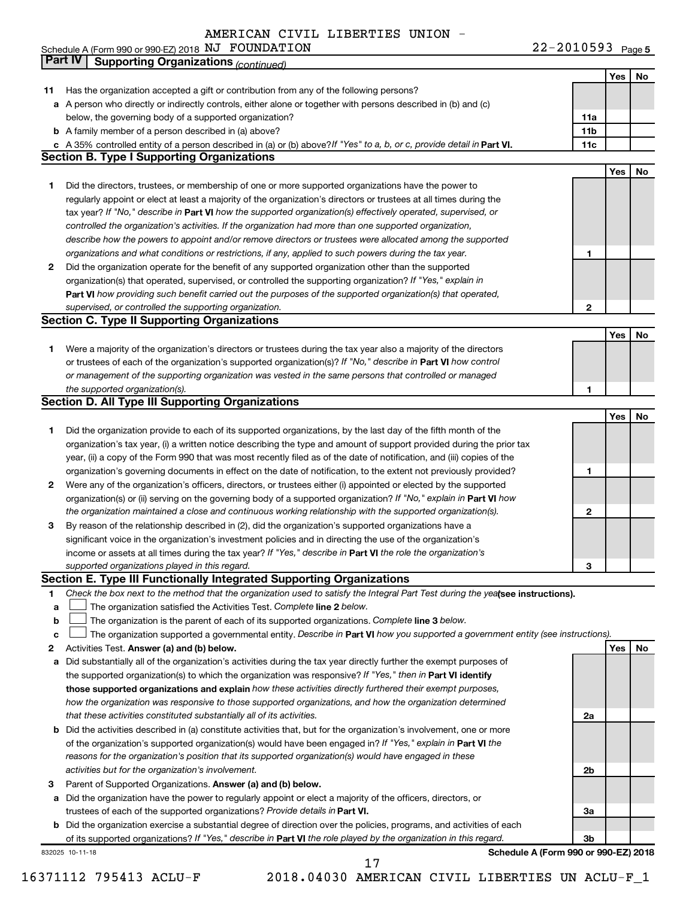AMERICAN CIVIL LIBERTIES UNION -

Schedule A (Form 990 or 990-EZ) 2018 NJ FOUNDATION 22-2010593 Page 5

**Part IV | Supporting Organizations** *(continued)*

| | | | Yes | No |
|---|---|---|---|---|
| **11** | Has the organization accepted a gift or contribution from any of the following persons? | | | |
| **a** | A person who directly or indirectly controls, either alone or together with persons described in (b) and (c) below, the governing body of a supported organization? | **11a** | | |
| **b** | A family member of a person described in (a) above? | **11b** | | |
| **c** | A 35% controlled entity of a person described in (a) or (b) above? *If "Yes" to a, b, or c, provide detail in* **Part VI.** | **11c** | | |

## Section B. Type I Supporting Organizations

| | | | Yes | No |
|---|---|---|---|---|
| **1** | Did the directors, trustees, or membership of one or more supported organizations have the power to regularly appoint or elect at least a majority of the organization's directors or trustees at all times during the tax year? *If "No," describe in* **Part VI** *how the supported organization(s) effectively operated, supervised, or controlled the organization's activities. If the organization had more than one supported organization, describe how the powers to appoint and/or remove directors or trustees were allocated among the supported organizations and what conditions or restrictions, if any, applied to such powers during the tax year.* | **1** | | |
| **2** | Did the organization operate for the benefit of any supported organization other than the supported organization(s) that operated, supervised, or controlled the supporting organization? *If "Yes," explain in* **Part VI** *how providing such benefit carried out the purposes of the supported organization(s) that operated, supervised, or controlled the supporting organization.* | **2** | | |

## Section C. Type II Supporting Organizations

| | | | Yes | No |
|---|---|---|---|---|
| **1** | Were a majority of the organization's directors or trustees during the tax year also a majority of the directors or trustees of each of the organization's supported organization(s)? *If "No," describe in* **Part VI** *how control or management of the supporting organization was vested in the same persons that controlled or managed the supported organization(s).* | **1** | | |

## Section D. All Type III Supporting Organizations

| | | | Yes | No |
|---|---|---|---|---|
| **1** | Did the organization provide to each of its supported organizations, by the last day of the fifth month of the organization's tax year, (i) a written notice describing the type and amount of support provided during the prior tax year, (ii) a copy of the Form 990 that was most recently filed as of the date of notification, and (iii) copies of the organization's governing documents in effect on the date of notification, to the extent not previously provided? | **1** | | |
| **2** | Were any of the organization's officers, directors, or trustees either (i) appointed or elected by the supported organization(s) or (ii) serving on the governing body of a supported organization? *If "No," explain in* **Part VI** *how the organization maintained a close and continuous working relationship with the supported organization(s).* | **2** | | |
| **3** | By reason of the relationship described in (2), did the organization's supported organizations have a significant voice in the organization's investment policies and in directing the use of the organization's income or assets at all times during the tax year? *If "Yes," describe in* **Part VI** *the role the organization's supported organizations played in this regard.* | **3** | | |

## Section E. Type III Functionally Integrated Supporting Organizations

**1** *Check the box next to the method that the organization used to satisfy the Integral Part Test during the year* **(see instructions).**

- **a** ☐ The organization satisfied the Activities Test. *Complete* **line 2** *below.*
- **b** ☐ The organization is the parent of each of its supported organizations. *Complete* **line 3** *below.*
- **c** ☐ The organization supported a governmental entity. *Describe in* **Part VI** *how you supported a government entity (see instructions).*

| | | | Yes | No |
|---|---|---|---|---|
| **2** | Activities Test. **Answer (a) and (b) below.** | | | |
| **a** | Did substantially all of the organization's activities during the tax year directly further the exempt purposes of the supported organization(s) to which the organization was responsive? *If "Yes," then in* **Part VI identify those supported organizations and explain** *how these activities directly furthered their exempt purposes, how the organization was responsive to those supported organizations, and how the organization determined that these activities constituted substantially all of its activities.* | **2a** | | |
| **b** | Did the activities described in (a) constitute activities that, but for the organization's involvement, one or more of the organization's supported organization(s) would have been engaged in? *If "Yes," explain in* **Part VI** *the reasons for the organization's position that its supported organization(s) would have engaged in these activities but for the organization's involvement.* | **2b** | | |
| **3** | Parent of Supported Organizations. **Answer (a) and (b) below.** | | | |
| **a** | Did the organization have the power to regularly appoint or elect a majority of the officers, directors, or trustees of each of the supported organizations? *Provide details in* **Part VI.** | **3a** | | |
| **b** | Did the organization exercise a substantial degree of direction over the policies, programs, and activities of each of its supported organizations? *If "Yes," describe in* **Part VI** *the role played by the organization in this regard.* | **3b** | | |

832025 10-11-18 **Schedule A (Form 990 or 990-EZ) 2018**

16371112 795413 ACLU-F 2018.04030 AMERICAN CIVIL LIBERTIES UN ACLU-F_1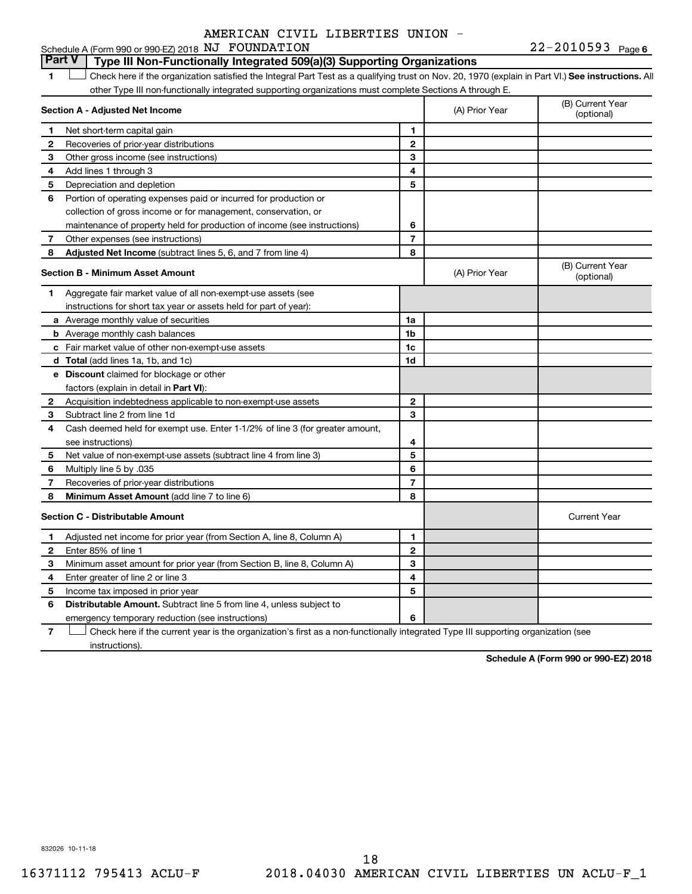AMERICAN CIVIL LIBERTIES UNION - NJ FOUNDATION 22-2010593

Schedule A (Form 990 or 990-EZ) 2018

## Part V Type III Non-Functionally Integrated 509(a)(3) Supporting Organizations

1 ☐ Check here if the organization satisfied the Integral Part Test as a qualifying trust on Nov. 20, 1970 (explain in Part VI.) **See instructions.** All other Type III non-functionally integrated supporting organizations must complete Sections A through E.

| **Section A - Adjusted Net Income** | | | (A) Prior Year | (B) Current Year (optional) |
|---|---|---|---|---|
| 1 | Net short-term capital gain | 1 | | |
| 2 | Recoveries of prior-year distributions | 2 | | |
| 3 | Other gross income (see instructions) | 3 | | |
| 4 | Add lines 1 through 3 | 4 | | |
| 5 | Depreciation and depletion | 5 | | |
| 6 | Portion of operating expenses paid or incurred for production or collection of gross income or for management, conservation, or maintenance of property held for production of income (see instructions) | 6 | | |
| 7 | Other expenses (see instructions) | 7 | | |
| 8 | **Adjusted Net Income** (subtract lines 5, 6, and 7 from line 4) | 8 | | |

| **Section B - Minimum Asset Amount** | | | (A) Prior Year | (B) Current Year (optional) |
|---|---|---|---|---|
| 1 | Aggregate fair market value of all non-exempt-use assets (see instructions for short tax year or assets held for part of year): | | | |
| a | Average monthly value of securities | 1a | | |
| b | Average monthly cash balances | 1b | | |
| c | Fair market value of other non-exempt-use assets | 1c | | |
| d | **Total** (add lines 1a, 1b, and 1c) | 1d | | |
| e | **Discount** claimed for blockage or other factors (explain in detail in **Part VI**): | | | |
| 2 | Acquisition indebtedness applicable to non-exempt-use assets | 2 | | |
| 3 | Subtract line 2 from line 1d | 3 | | |
| 4 | Cash deemed held for exempt use. Enter 1-1/2% of line 3 (for greater amount, see instructions) | 4 | | |
| 5 | Net value of non-exempt-use assets (subtract line 4 from line 3) | 5 | | |
| 6 | Multiply line 5 by .035 | 6 | | |
| 7 | Recoveries of prior-year distributions | 7 | | |
| 8 | **Minimum Asset Amount** (add line 7 to line 6) | 8 | | |

| **Section C - Distributable Amount** | | | | Current Year |
|---|---|---|---|---|
| 1 | Adjusted net income for prior year (from Section A, line 8, Column A) | 1 | | |
| 2 | Enter 85% of line 1 | 2 | | |
| 3 | Minimum asset amount for prior year (from Section B, line 8, Column A) | 3 | | |
| 4 | Enter greater of line 2 or line 3 | 4 | | |
| 5 | Income tax imposed in prior year | 5 | | |
| 6 | **Distributable Amount.** Subtract line 5 from line 4, unless subject to emergency temporary reduction (see instructions) | 6 | | |

7 ☐ Check here if the current year is the organization's first as a non-functionally integrated Type III supporting organization (see instructions).

**Schedule A (Form 990 or 990-EZ) 2018**

832026 10-11-18

16371112 795413 ACLU-F 2018.04030 AMERICAN CIVIL LIBERTIES UN ACLU-F_1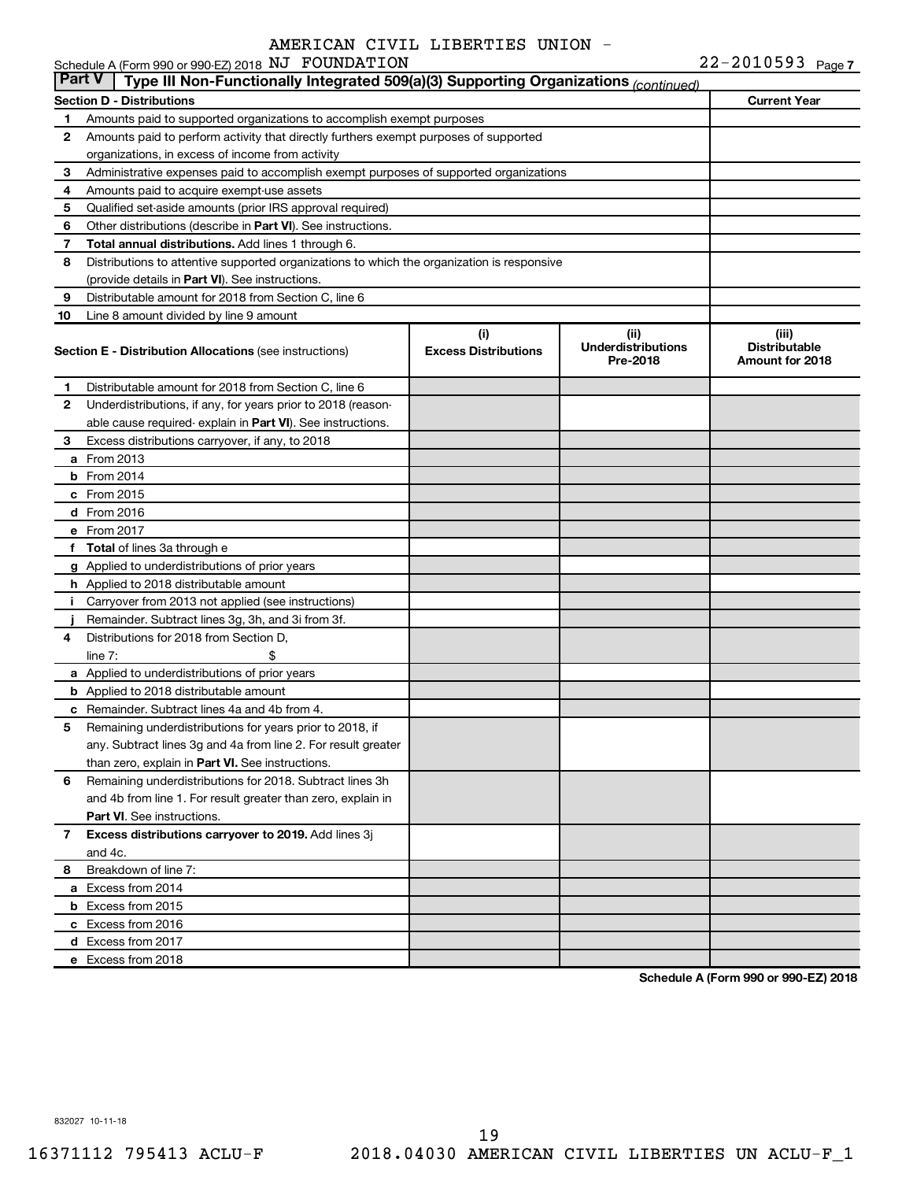AMERICAN CIVIL LIBERTIES UNION - NJ FOUNDATION

Schedule A (Form 990 or 990-EZ) 2018 — 22-2010593 Page 7

**Part V — Type III Non-Functionally Integrated 509(a)(3) Supporting Organizations** *(continued)*

| **Section D - Distributions** | | **Current Year** |
|---|---|---|
| 1 | Amounts paid to supported organizations to accomplish exempt purposes | |
| 2 | Amounts paid to perform activity that directly furthers exempt purposes of supported organizations, in excess of income from activity | |
| 3 | Administrative expenses paid to accomplish exempt purposes of supported organizations | |
| 4 | Amounts paid to acquire exempt-use assets | |
| 5 | Qualified set-aside amounts (prior IRS approval required) | |
| 6 | Other distributions (describe in **Part VI**). See instructions. | |
| 7 | **Total annual distributions.** Add lines 1 through 6. | |
| 8 | Distributions to attentive supported organizations to which the organization is responsive (provide details in **Part VI**). See instructions. | |
| 9 | Distributable amount for 2018 from Section C, line 6 | |
| 10 | Line 8 amount divided by line 9 amount | |

| **Section E - Distribution Allocations** (see instructions) | | (i) Excess Distributions | (ii) Underdistributions Pre-2018 | (iii) Distributable Amount for 2018 |
|---|---|---|---|---|
| 1 | Distributable amount for 2018 from Section C, line 6 | | | |
| 2 | Underdistributions, if any, for years prior to 2018 (reasonable cause required- explain in **Part VI**). See instructions. | | | |
| 3 | Excess distributions carryover, if any, to 2018 | | | |
| a | From 2013 | | | |
| b | From 2014 | | | |
| c | From 2015 | | | |
| d | From 2016 | | | |
| e | From 2017 | | | |
| f | **Total** of lines 3a through e | | | |
| g | Applied to underdistributions of prior years | | | |
| h | Applied to 2018 distributable amount | | | |
| i | Carryover from 2013 not applied (see instructions) | | | |
| j | Remainder. Subtract lines 3g, 3h, and 3i from 3f. | | | |
| 4 | Distributions for 2018 from Section D, line 7: $ | | | |
| a | Applied to underdistributions of prior years | | | |
| b | Applied to 2018 distributable amount | | | |
| c | Remainder. Subtract lines 4a and 4b from 4. | | | |
| 5 | Remaining underdistributions for years prior to 2018, if any. Subtract lines 3g and 4a from line 2. For result greater than zero, explain in **Part VI.** See instructions. | | | |
| 6 | Remaining underdistributions for 2018. Subtract lines 3h and 4b from line 1. For result greater than zero, explain in **Part VI**. See instructions. | | | |
| 7 | **Excess distributions carryover to 2019.** Add lines 3j and 4c. | | | |
| 8 | Breakdown of line 7: | | | |
| a | Excess from 2014 | | | |
| b | Excess from 2015 | | | |
| c | Excess from 2016 | | | |
| d | Excess from 2017 | | | |
| e | Excess from 2018 | | | |

**Schedule A (Form 990 or 990-EZ) 2018**

832027 10-11-18

16371112 795413 ACLU-F 2018.04030 AMERICAN CIVIL LIBERTIES UN ACLU-F_1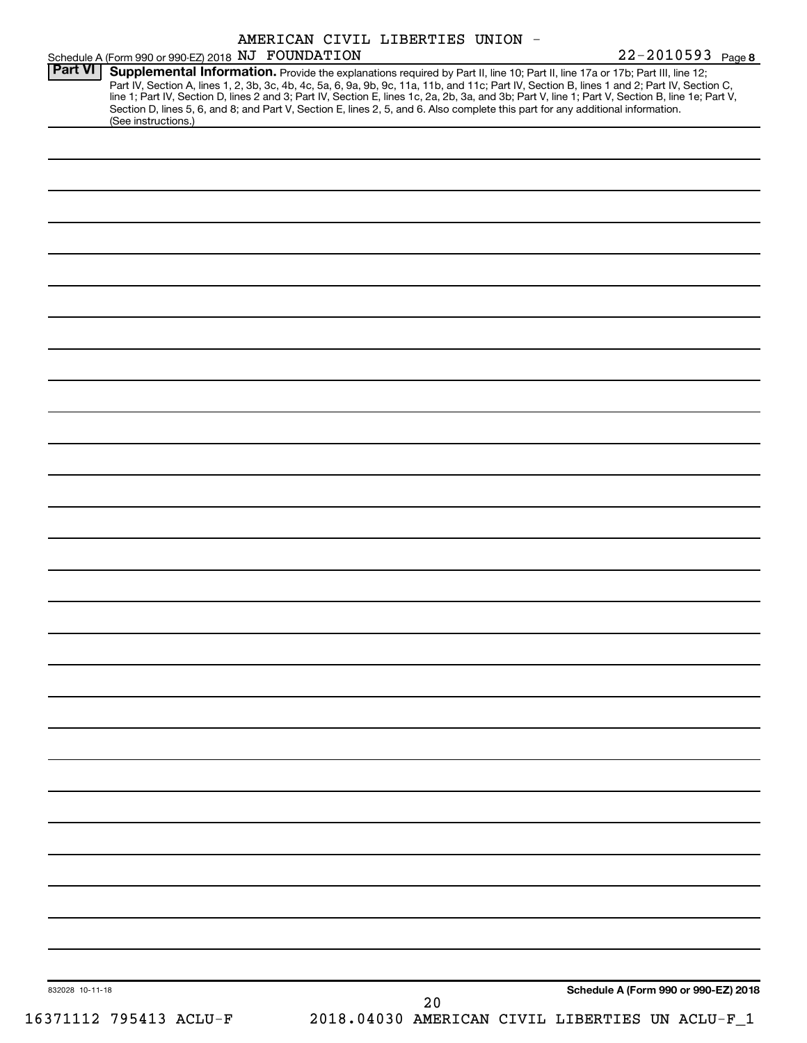AMERICAN CIVIL LIBERTIES UNION - NJ FOUNDATION 22-2010593

## Part VI Supplemental Information.

Provide the explanations required by Part II, line 10; Part II, line 17a or 17b; Part III, line 12; Part IV, Section A, lines 1, 2, 3b, 3c, 4b, 4c, 5a, 6, 9a, 9b, 9c, 11a, 11b, and 11c; Part IV, Section B, lines 1 and 2; Part IV, Section C, line 1; Part IV, Section D, lines 2 and 3; Part IV, Section E, lines 1c, 2a, 2b, 3a, and 3b; Part V, line 1; Part V, Section B, line 1e; Part V, Section D, lines 5, 6, and 8; and Part V, Section E, lines 2, 5, and 6. Also complete this part for any additional information. (See instructions.)

832028 10-11-18

Schedule A (Form 990 or 990-EZ) 2018

16371112 795413 ACLU-F 2018.04030 AMERICAN CIVIL LIBERTIES UN ACLU-F_1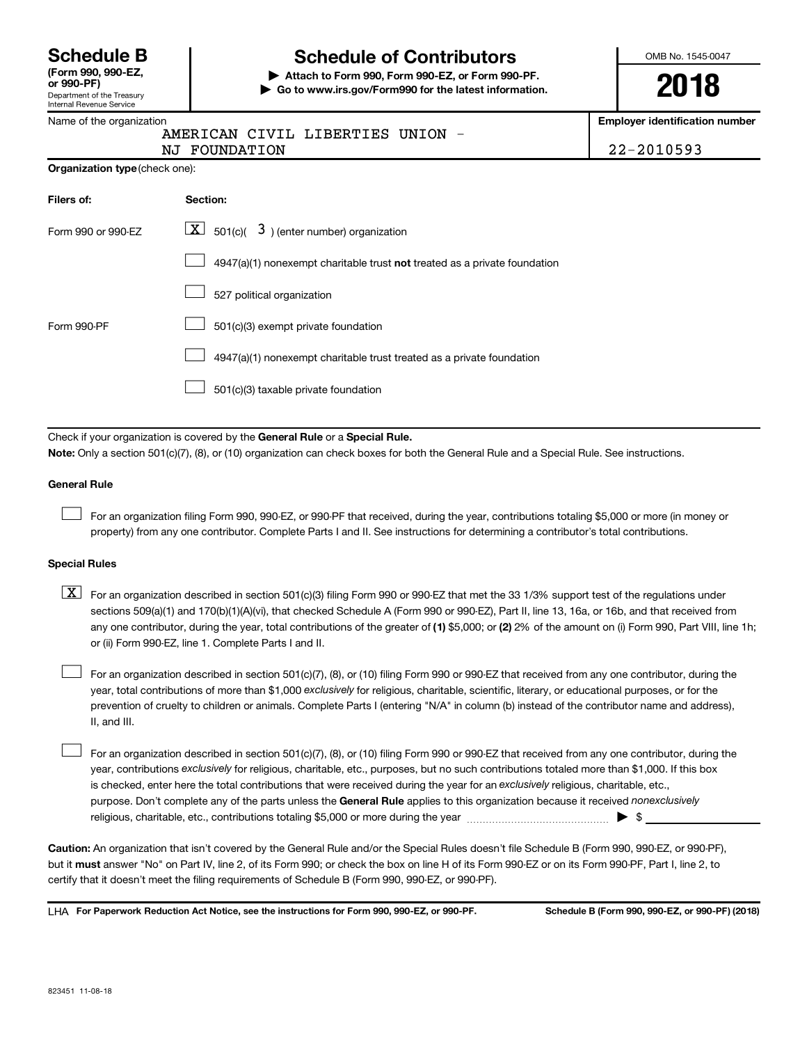# Schedule B

**(Form 990, 990-EZ, or 990-PF)**
Department of the Treasury
Internal Revenue Service

## Schedule of Contributors

▶ **Attach to Form 990, Form 990-EZ, or Form 990-PF.**
▶ **Go to www.irs.gov/Form990 for the latest information.**

OMB No. 1545-0047

**2018**

Name of the organization
AMERICAN CIVIL LIBERTIES UNION - NJ FOUNDATION

**Employer identification number**
22-2010593

**Organization type** (check one):

| **Filers of:** | **Section:** |
|---|---|
| Form 990 or 990-EZ | [X] 501(c)( 3 ) (enter number) organization |
| | [ ] 4947(a)(1) nonexempt charitable trust **not** treated as a private foundation |
| | [ ] 527 political organization |
| Form 990-PF | [ ] 501(c)(3) exempt private foundation |
| | [ ] 4947(a)(1) nonexempt charitable trust treated as a private foundation |
| | [ ] 501(c)(3) taxable private foundation |

Check if your organization is covered by the **General Rule** or a **Special Rule.**

**Note:** Only a section 501(c)(7), (8), or (10) organization can check boxes for both the General Rule and a Special Rule. See instructions.

**General Rule**

[ ] For an organization filing Form 990, 990-EZ, or 990-PF that received, during the year, contributions totaling $5,000 or more (in money or property) from any one contributor. Complete Parts I and II. See instructions for determining a contributor's total contributions.

**Special Rules**

[X] For an organization described in section 501(c)(3) filing Form 990 or 990-EZ that met the 33 1/3% support test of the regulations under sections 509(a)(1) and 170(b)(1)(A)(vi), that checked Schedule A (Form 990 or 990-EZ), Part II, line 13, 16a, or 16b, and that received from any one contributor, during the year, total contributions of the greater of **(1)** $5,000; or **(2)** 2% of the amount on (i) Form 990, Part VIII, line 1h; or (ii) Form 990-EZ, line 1. Complete Parts I and II.

[ ] For an organization described in section 501(c)(7), (8), or (10) filing Form 990 or 990-EZ that received from any one contributor, during the year, total contributions of more than $1,000 *exclusively* for religious, charitable, scientific, literary, or educational purposes, or for the prevention of cruelty to children or animals. Complete Parts I (entering "N/A" in column (b) instead of the contributor name and address), II, and III.

[ ] For an organization described in section 501(c)(7), (8), or (10) filing Form 990 or 990-EZ that received from any one contributor, during the year, contributions *exclusively* for religious, charitable, etc., purposes, but no such contributions totaled more than $1,000. If this box is checked, enter here the total contributions that were received during the year for an *exclusively* religious, charitable, etc., purpose. Don't complete any of the parts unless the **General Rule** applies to this organization because it received *nonexclusively* religious, charitable, etc., contributions totaling $5,000 or more during the year ▶ $ ________

**Caution:** An organization that isn't covered by the General Rule and/or the Special Rules doesn't file Schedule B (Form 990, 990-EZ, or 990-PF), but it **must** answer "No" on Part IV, line 2, of its Form 990; or check the box on line H of its Form 990-EZ or on its Form 990-PF, Part I, line 2, to certify that it doesn't meet the filing requirements of Schedule B (Form 990, 990-EZ, or 990-PF).

LHA **For Paperwork Reduction Act Notice, see the instructions for Form 990, 990-EZ, or 990-PF.** **Schedule B (Form 990, 990-EZ, or 990-PF) (2018)**

823451 11-08-18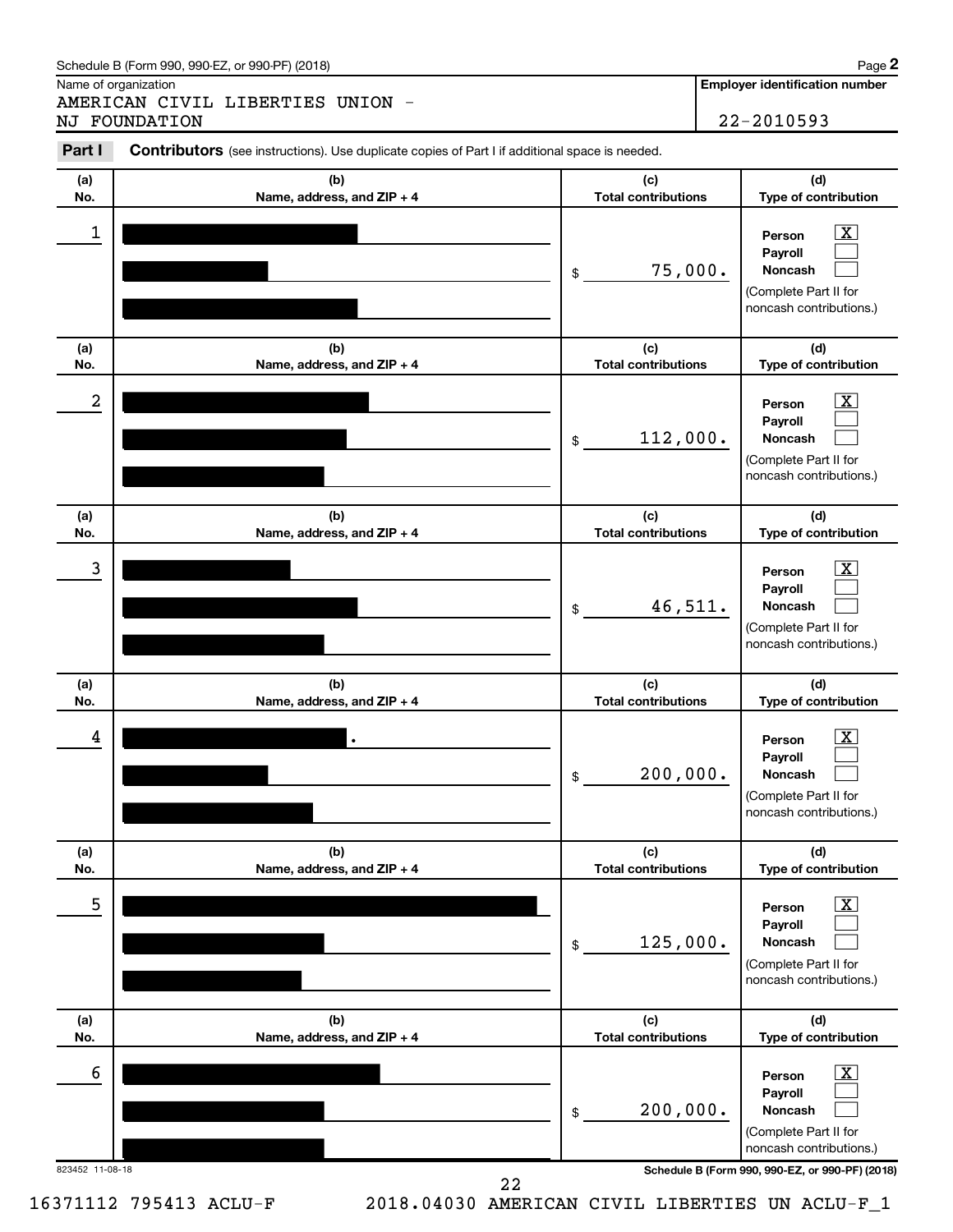Schedule B (Form 990, 990-EZ, or 990-PF) (2018)

Name of organization

AMERICAN CIVIL LIBERTIES UNION - NJ FOUNDATION

**Employer identification number**

22-2010593

**Part I** **Contributors** (see instructions). Use duplicate copies of Part I if additional space is needed.

| (a) No. | (b) Name, address, and ZIP + 4 | (c) Total contributions | (d) Type of contribution |
|---|---|---|---|
| 1 | [redacted] | $ 75,000. | Person [X] Payroll [ ] Noncash [ ] (Complete Part II for noncash contributions.) |
| 2 | [redacted] | $ 112,000. | Person [X] Payroll [ ] Noncash [ ] (Complete Part II for noncash contributions.) |
| 3 | [redacted] | $ 46,511. | Person [X] Payroll [ ] Noncash [ ] (Complete Part II for noncash contributions.) |
| 4 | [redacted] | $ 200,000. | Person [X] Payroll [ ] Noncash [ ] (Complete Part II for noncash contributions.) |
| 5 | [redacted] | $ 125,000. | Person [X] Payroll [ ] Noncash [ ] (Complete Part II for noncash contributions.) |
| 6 | [redacted] | $ 200,000. | Person [X] Payroll [ ] Noncash [ ] (Complete Part II for noncash contributions.) |

823452 11-08-18

**Schedule B (Form 990, 990-EZ, or 990-PF) (2018)**

16371112 795413 ACLU-F 2018.04030 AMERICAN CIVIL LIBERTIES UN ACLU-F_1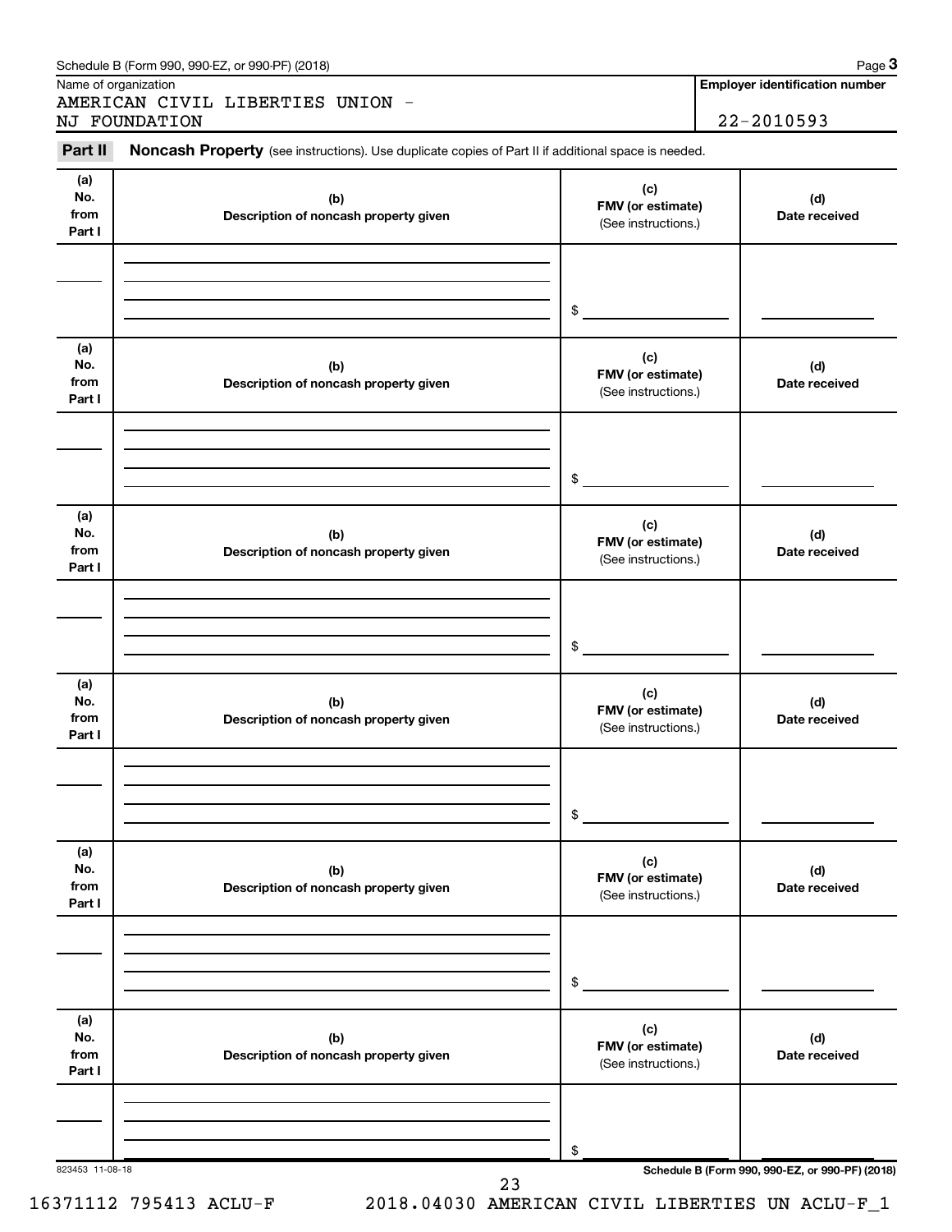Schedule B (Form 990, 990-EZ, or 990-PF) (2018)

| Name of organization | Employer identification number |
|---|---|
| AMERICAN CIVIL LIBERTIES UNION - NJ FOUNDATION | 22-2010593 |

**Part II** **Noncash Property** (see instructions). Use duplicate copies of Part II if additional space is needed.

| (a) No. from Part I | (b) Description of noncash property given | (c) FMV (or estimate) (See instructions.) | (d) Date received |
|---|---|---|---|
| | | $ | |

| (a) No. from Part I | (b) Description of noncash property given | (c) FMV (or estimate) (See instructions.) | (d) Date received |
|---|---|---|---|
| | | $ | |

| (a) No. from Part I | (b) Description of noncash property given | (c) FMV (or estimate) (See instructions.) | (d) Date received |
|---|---|---|---|
| | | $ | |

| (a) No. from Part I | (b) Description of noncash property given | (c) FMV (or estimate) (See instructions.) | (d) Date received |
|---|---|---|---|
| | | $ | |

| (a) No. from Part I | (b) Description of noncash property given | (c) FMV (or estimate) (See instructions.) | (d) Date received |
|---|---|---|---|
| | | $ | |

| (a) No. from Part I | (b) Description of noncash property given | (c) FMV (or estimate) (See instructions.) | (d) Date received |
|---|---|---|---|
| | | $ | |

823453 11-08-18 **Schedule B (Form 990, 990-EZ, or 990-PF) (2018)**

16371112 795413 ACLU-F 2018.04030 AMERICAN CIVIL LIBERTIES UN ACLU-F_1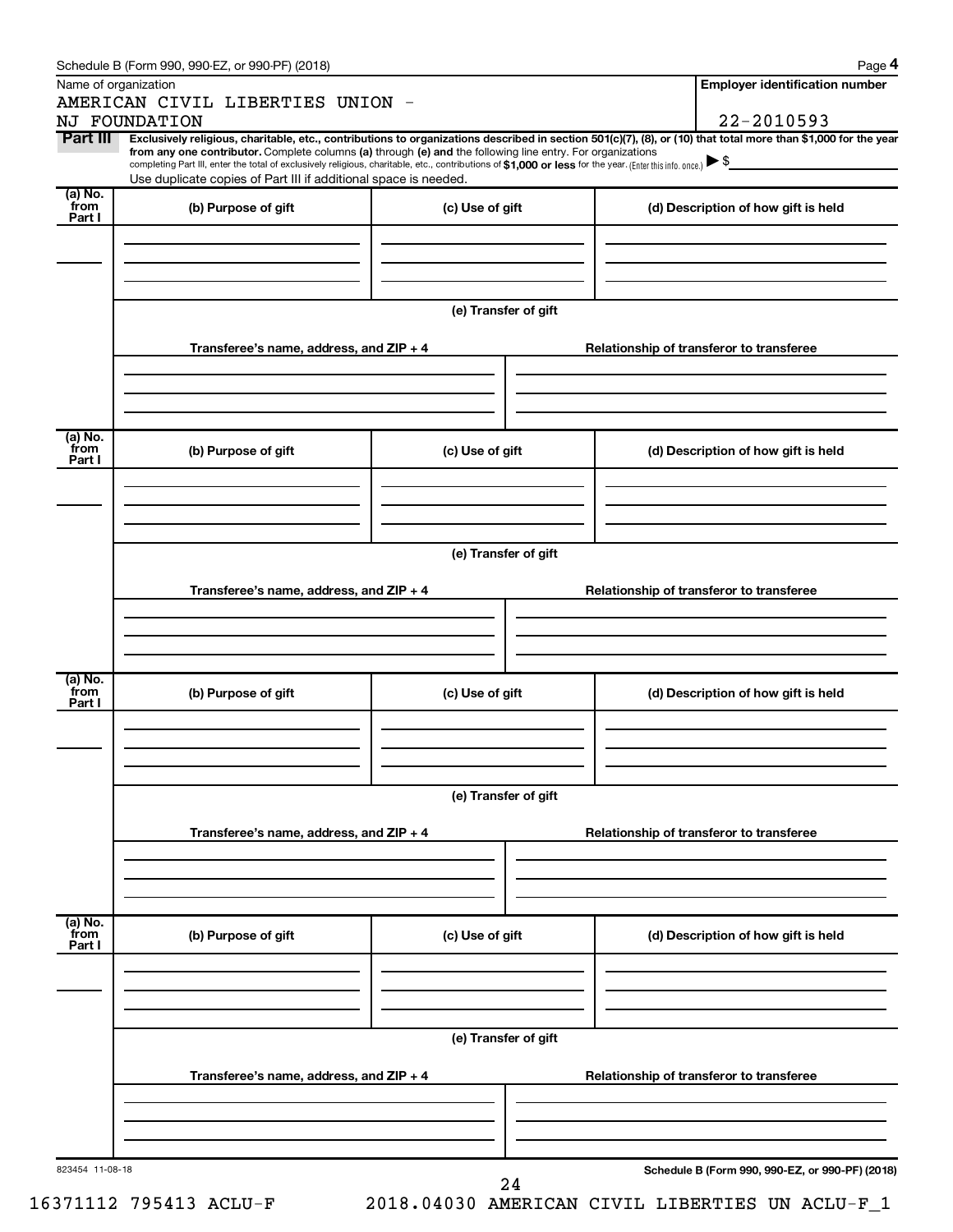Schedule B (Form 990, 990-EZ, or 990-PF) (2018) Page **4**

Name of organization

AMERICAN CIVIL LIBERTIES UNION - NJ FOUNDATION

**Employer identification number**

22-2010593

**Part III** **Exclusively religious, charitable, etc., contributions to organizations described in section 501(c)(7), (8), or (10) that total more than $1,000 for the year from any one contributor.** Complete columns **(a)** through **(e)** and the following line entry. For organizations completing Part III, enter the total of exclusively religious, charitable, etc., contributions of **$1,000 or less** for the year. (Enter this info. once.) ▶ $

Use duplicate copies of Part III if additional space is needed.

| (a) No. from Part I | (b) Purpose of gift | (c) Use of gift | (d) Description of how gift is held |
|---|---|---|---|
| | | | |

**(e) Transfer of gift**

| Transferee's name, address, and ZIP + 4 | Relationship of transferor to transferee |
|---|---|
| | |

| (a) No. from Part I | (b) Purpose of gift | (c) Use of gift | (d) Description of how gift is held |
|---|---|---|---|
| | | | |

**(e) Transfer of gift**

| Transferee's name, address, and ZIP + 4 | Relationship of transferor to transferee |
|---|---|
| | |

| (a) No. from Part I | (b) Purpose of gift | (c) Use of gift | (d) Description of how gift is held |
|---|---|---|---|
| | | | |

**(e) Transfer of gift**

| Transferee's name, address, and ZIP + 4 | Relationship of transferor to transferee |
|---|---|
| | |

| (a) No. from Part I | (b) Purpose of gift | (c) Use of gift | (d) Description of how gift is held |
|---|---|---|---|
| | | | |

**(e) Transfer of gift**

| Transferee's name, address, and ZIP + 4 | Relationship of transferor to transferee |
|---|---|
| | |

823454 11-08-18

**Schedule B (Form 990, 990-EZ, or 990-PF) (2018)**

16371112 795413 ACLU-F 2018.04030 AMERICAN CIVIL LIBERTIES UN ACLU-F_1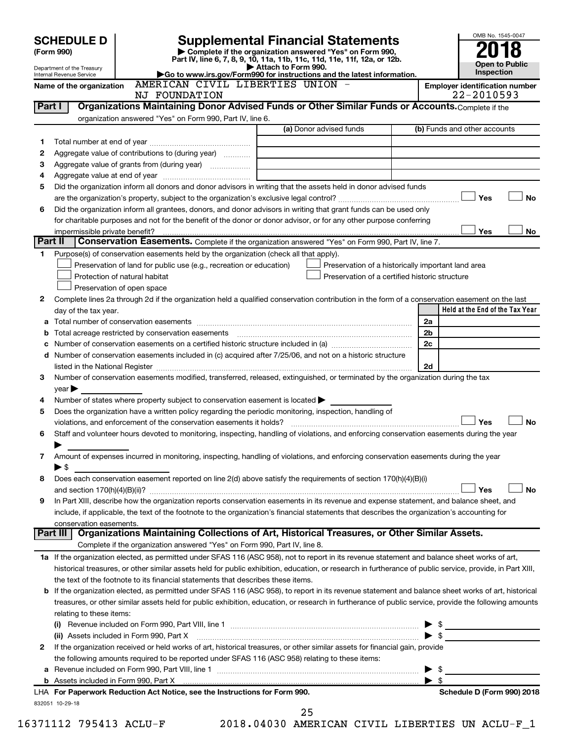**SCHEDULE D**
**(Form 990)**

Department of the Treasury
Internal Revenue Service

# Supplemental Financial Statements

▶ Complete if the organization answered "Yes" on Form 990, Part IV, line 6, 7, 8, 9, 10, 11a, 11b, 11c, 11d, 11e, 11f, 12a, or 12b.
▶ Attach to Form 990.
▶Go to www.irs.gov/Form990 for instructions and the latest information.

OMB No. 1545-0047
**2018**
**Open to Public Inspection**

**Name of the organization** AMERICAN CIVIL LIBERTIES UNION - NJ FOUNDATION

**Employer identification number** 22-2010593

## Part I Organizations Maintaining Donor Advised Funds or Other Similar Funds or Accounts.
Complete if the organization answered "Yes" on Form 990, Part IV, line 6.

| | | (a) Donor advised funds | (b) Funds and other accounts |
|---|---|---|---|
| 1 | Total number at end of year | | |
| 2 | Aggregate value of contributions to (during year) | | |
| 3 | Aggregate value of grants from (during year) | | |
| 4 | Aggregate value at end of year | | |

5 Did the organization inform all donors and donor advisors in writing that the assets held in donor advised funds are the organization's property, subject to the organization's exclusive legal control? ☐ Yes ☐ No

6 Did the organization inform all grantees, donors, and donor advisors in writing that grant funds can be used only for charitable purposes and not for the benefit of the donor or donor advisor, or for any other purpose conferring impermissible private benefit? ☐ Yes ☐ No

## Part II Conservation Easements.
Complete if the organization answered "Yes" on Form 990, Part IV, line 7.

1 Purpose(s) of conservation easements held by the organization (check all that apply).
- ☐ Preservation of land for public use (e.g., recreation or education)
- ☐ Protection of natural habitat
- ☐ Preservation of open space
- ☐ Preservation of a historically important land area
- ☐ Preservation of a certified historic structure

2 Complete lines 2a through 2d if the organization held a qualified conservation contribution in the form of a conservation easement on the last day of the tax year.

| | | | Held at the End of the Tax Year |
|---|---|---|---|
| a | Total number of conservation easements | 2a | |
| b | Total acreage restricted by conservation easements | 2b | |
| c | Number of conservation easements on a certified historic structure included in (a) | 2c | |
| d | Number of conservation easements included in (c) acquired after 7/25/06, and not on a historic structure listed in the National Register | 2d | |

3 Number of conservation easements modified, transferred, released, extinguished, or terminated by the organization during the tax year ▶

4 Number of states where property subject to conservation easement is located ▶

5 Does the organization have a written policy regarding the periodic monitoring, inspection, handling of violations, and enforcement of the conservation easements it holds? ☐ Yes ☐ No

6 Staff and volunteer hours devoted to monitoring, inspecting, handling of violations, and enforcing conservation easements during the year ▶

7 Amount of expenses incurred in monitoring, inspecting, handling of violations, and enforcing conservation easements during the year ▶ $

8 Does each conservation easement reported on line 2(d) above satisfy the requirements of section 170(h)(4)(B)(i) and section 170(h)(4)(B)(ii)? ☐ Yes ☐ No

9 In Part XIII, describe how the organization reports conservation easements in its revenue and expense statement, and balance sheet, and include, if applicable, the text of the footnote to the organization's financial statements that describes the organization's accounting for conservation easements.

## Part III Organizations Maintaining Collections of Art, Historical Treasures, or Other Similar Assets.
Complete if the organization answered "Yes" on Form 990, Part IV, line 8.

1a If the organization elected, as permitted under SFAS 116 (ASC 958), not to report in its revenue statement and balance sheet works of art, historical treasures, or other similar assets held for public exhibition, education, or research in furtherance of public service, provide, in Part XIII, the text of the footnote to its financial statements that describes these items.

b If the organization elected, as permitted under SFAS 116 (ASC 958), to report in its revenue statement and balance sheet works of art, historical treasures, or other similar assets held for public exhibition, education, or research in furtherance of public service, provide the following amounts relating to these items:

(i) Revenue included on Form 990, Part VIII, line 1 ▶ $

(ii) Assets included in Form 990, Part X ▶ $

2 If the organization received or held works of art, historical treasures, or other similar assets for financial gain, provide the following amounts required to be reported under SFAS 116 (ASC 958) relating to these items:

a Revenue included on Form 990, Part VIII, line 1 ▶ $

b Assets included in Form 990, Part X ▶ $

LHA **For Paperwork Reduction Act Notice, see the Instructions for Form 990.** **Schedule D (Form 990) 2018**

832051 10-29-18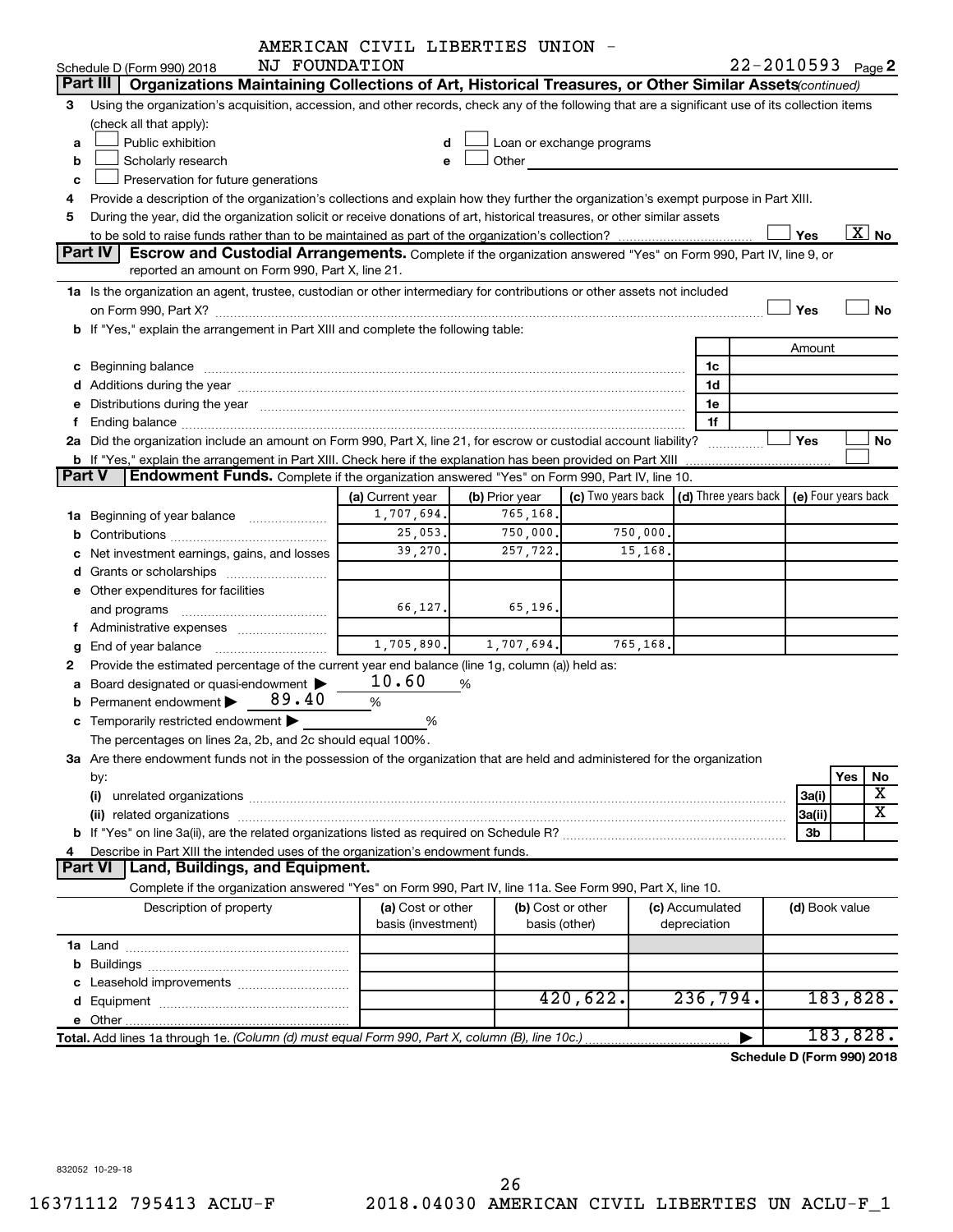AMERICAN CIVIL LIBERTIES UNION - NJ FOUNDATION

Schedule D (Form 990) 2018 — 22-2010593 Page 2

## Part III Organizations Maintaining Collections of Art, Historical Treasures, or Other Similar Assets (continued)

3 Using the organization's acquisition, accession, and other records, check any of the following that are a significant use of its collection items (check all that apply):

- a ☐ Public exhibition
- b ☐ Scholarly research
- c ☐ Preservation for future generations
- d ☐ Loan or exchange programs
- e ☐ Other

4 Provide a description of the organization's collections and explain how they further the organization's exempt purpose in Part XIII.

5 During the year, did the organization solicit or receive donations of art, historical treasures, or other similar assets to be sold to raise funds rather than to be maintained as part of the organization's collection? ☐ Yes ☒ No

## Part IV Escrow and Custodial Arrangements.

Complete if the organization answered "Yes" on Form 990, Part IV, line 9, or reported an amount on Form 990, Part X, line 21.

1a Is the organization an agent, trustee, custodian or other intermediary for contributions or other assets not included on Form 990, Part X? ☐ Yes ☐ No

b If "Yes," explain the arrangement in Part XIII and complete the following table:

| | | Amount |
|---|---|---|
| c Beginning balance | 1c | |
| d Additions during the year | 1d | |
| e Distributions during the year | 1e | |
| f Ending balance | 1f | |

2a Did the organization include an amount on Form 990, Part X, line 21, for escrow or custodial account liability? ☐ Yes ☐ No

b If "Yes," explain the arrangement in Part XIII. Check here if the explanation has been provided on Part XIII ☐

## Part V Endowment Funds.

Complete if the organization answered "Yes" on Form 990, Part IV, line 10.

| | (a) Current year | (b) Prior year | (c) Two years back | (d) Three years back | (e) Four years back |
|---|---|---|---|---|---|
| 1a Beginning of year balance | 1,707,694. | 765,168. | | | |
| b Contributions | 25,053. | 750,000. | 750,000. | | |
| c Net investment earnings, gains, and losses | 39,270. | 257,722. | 15,168. | | |
| d Grants or scholarships | | | | | |
| e Other expenditures for facilities and programs | 66,127. | 65,196. | | | |
| f Administrative expenses | | | | | |
| g End of year balance | 1,705,890. | 1,707,694. | 765,168. | | |

2 Provide the estimated percentage of the current year end balance (line 1g, column (a)) held as:

- a Board designated or quasi-endowment ▶ 10.60 %
- b Permanent endowment ▶ 89.40 %
- c Temporarily restricted endowment ▶ %

The percentages on lines 2a, 2b, and 2c should equal 100%.

3a Are there endowment funds not in the possession of the organization that are held and administered for the organization by:

| | | Yes | No |
|---|---|---|---|
| (i) unrelated organizations | 3a(i) | | X |
| (ii) related organizations | 3a(ii) | | X |
| b If "Yes" on line 3a(ii), are the related organizations listed as required on Schedule R? | 3b | | |

4 Describe in Part XIII the intended uses of the organization's endowment funds.

## Part VI Land, Buildings, and Equipment.

Complete if the organization answered "Yes" on Form 990, Part IV, line 11a. See Form 990, Part X, line 10.

| Description of property | (a) Cost or other basis (investment) | (b) Cost or other basis (other) | (c) Accumulated depreciation | (d) Book value |
|---|---|---|---|---|
| 1a Land | | | | |
| b Buildings | | | | |
| c Leasehold improvements | | | | |
| d Equipment | | 420,622. | 236,794. | 183,828. |
| e Other | | | | |
| **Total.** Add lines 1a through 1e. *(Column (d) must equal Form 990, Part X, column (B), line 10c.)* ▶ | | | | 183,828. |

**Schedule D (Form 990) 2018**

832052 10-29-18

16371112 795413 ACLU-F 2018.04030 AMERICAN CIVIL LIBERTIES UN ACLU-F_1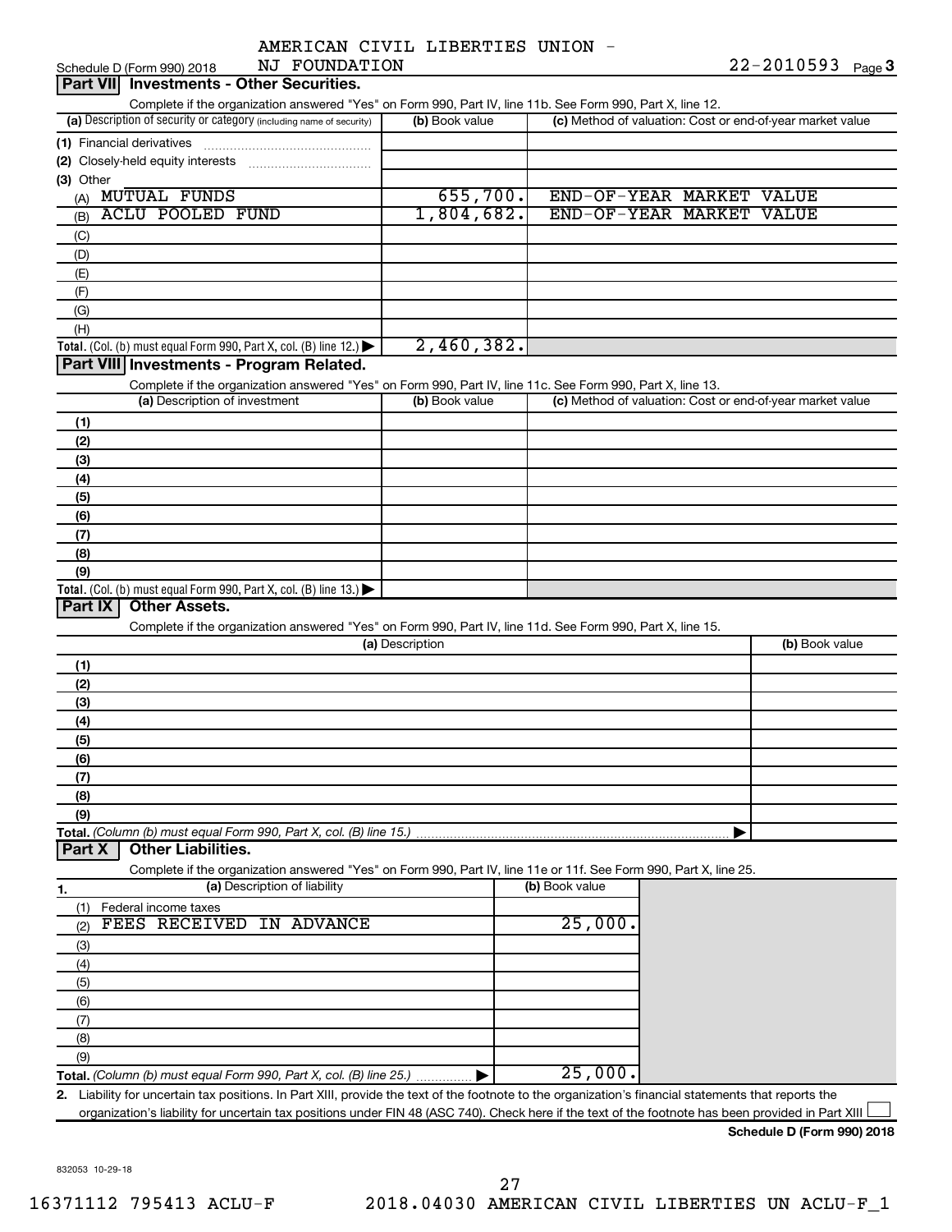Schedule D (Form 990) 2018 AMERICAN CIVIL LIBERTIES UNION - NJ FOUNDATION 22-2010593 Page 3

## Part VII Investments - Other Securities.

Complete if the organization answered "Yes" on Form 990, Part IV, line 11b. See Form 990, Part X, line 12.

| (a) Description of security or category (including name of security) | (b) Book value | (c) Method of valuation: Cost or end-of-year market value |
|---|---|---|
| (1) Financial derivatives | | |
| (2) Closely-held equity interests | | |
| (3) Other | | |
| (A) MUTUAL FUNDS | 655,700. | END-OF-YEAR MARKET VALUE |
| (B) ACLU POOLED FUND | 1,804,682. | END-OF-YEAR MARKET VALUE |
| (C) | | |
| (D) | | |
| (E) | | |
| (F) | | |
| (G) | | |
| (H) | | |
| **Total.** (Col. (b) must equal Form 990, Part X, col. (B) line 12.) ▶ | 2,460,382. | |

## Part VIII Investments - Program Related.

Complete if the organization answered "Yes" on Form 990, Part IV, line 11c. See Form 990, Part X, line 13.

| (a) Description of investment | (b) Book value | (c) Method of valuation: Cost or end-of-year market value |
|---|---|---|
| (1) | | |
| (2) | | |
| (3) | | |
| (4) | | |
| (5) | | |
| (6) | | |
| (7) | | |
| (8) | | |
| (9) | | |
| **Total.** (Col. (b) must equal Form 990, Part X, col. (B) line 13.) ▶ | | |

## Part IX Other Assets.

Complete if the organization answered "Yes" on Form 990, Part IV, line 11d. See Form 990, Part X, line 15.

| (a) Description | (b) Book value |
|---|---|
| (1) | |
| (2) | |
| (3) | |
| (4) | |
| (5) | |
| (6) | |
| (7) | |
| (8) | |
| (9) | |
| **Total.** *(Column (b) must equal Form 990, Part X, col. (B) line 15.)* ▶ | |

## Part X Other Liabilities.

Complete if the organization answered "Yes" on Form 990, Part IV, line 11e or 11f. See Form 990, Part X, line 25.

| 1. (a) Description of liability | (b) Book value |
|---|---|
| (1) Federal income taxes | |
| (2) FEES RECEIVED IN ADVANCE | 25,000. |
| (3) | |
| (4) | |
| (5) | |
| (6) | |
| (7) | |
| (8) | |
| (9) | |
| **Total.** *(Column (b) must equal Form 990, Part X, col. (B) line 25.)* ▶ | 25,000. |

**2.** Liability for uncertain tax positions. In Part XIII, provide the text of the footnote to the organization's financial statements that reports the organization's liability for uncertain tax positions under FIN 48 (ASC 740). Check here if the text of the footnote has been provided in Part XIII ☐

**Schedule D (Form 990) 2018**

832053 10-29-18

16371112 795413 ACLU-F 2018.04030 AMERICAN CIVIL LIBERTIES UN ACLU-F_1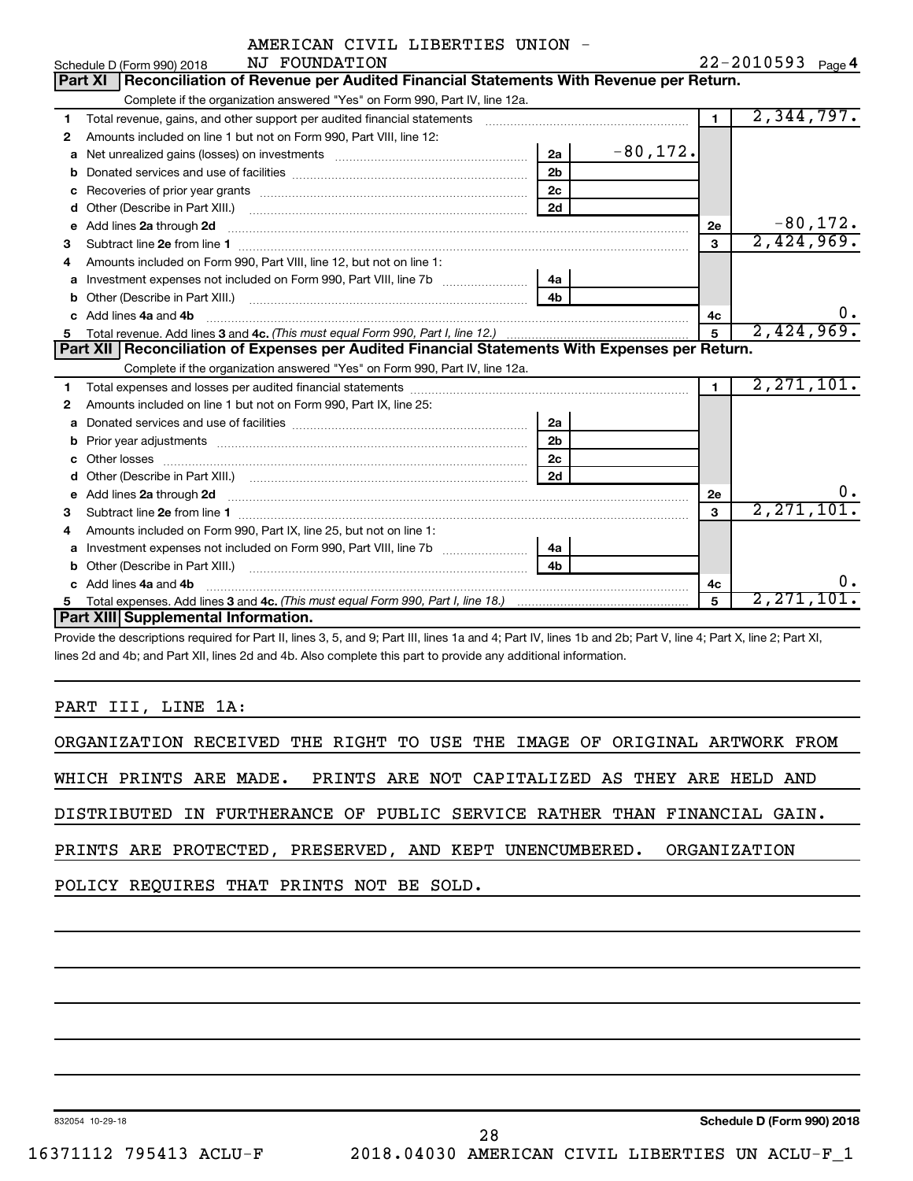AMERICAN CIVIL LIBERTIES UNION - NJ FOUNDATION

Schedule D (Form 990) 2018 — 22-2010593 Page 4

## Part XI Reconciliation of Revenue per Audited Financial Statements With Revenue per Return.

Complete if the organization answered "Yes" on Form 990, Part IV, line 12a.

| | | | | | |
|---|---|---|---|---|---|
| 1 | Total revenue, gains, and other support per audited financial statements | | | 1 | 2,344,797. |
| 2 | Amounts included on line 1 but not on Form 990, Part VIII, line 12: | | | | |
| a | Net unrealized gains (losses) on investments | 2a | -80,172. | | |
| b | Donated services and use of facilities | 2b | | | |
| c | Recoveries of prior year grants | 2c | | | |
| d | Other (Describe in Part XIII.) | 2d | | | |
| e | Add lines 2a through 2d | | | 2e | -80,172. |
| 3 | Subtract line 2e from line 1 | | | 3 | 2,424,969. |
| 4 | Amounts included on Form 990, Part VIII, line 12, but not on line 1: | | | | |
| a | Investment expenses not included on Form 990, Part VIII, line 7b | 4a | | | |
| b | Other (Describe in Part XIII.) | 4b | | | |
| c | Add lines 4a and 4b | | | 4c | 0. |
| 5 | Total revenue. Add lines 3 and 4c. *(This must equal Form 990, Part I, line 12.)* | | | 5 | 2,424,969. |

## Part XII Reconciliation of Expenses per Audited Financial Statements With Expenses per Return.

Complete if the organization answered "Yes" on Form 990, Part IV, line 12a.

| | | | | | |
|---|---|---|---|---|---|
| 1 | Total expenses and losses per audited financial statements | | | 1 | 2,271,101. |
| 2 | Amounts included on line 1 but not on Form 990, Part IX, line 25: | | | | |
| a | Donated services and use of facilities | 2a | | | |
| b | Prior year adjustments | 2b | | | |
| c | Other losses | 2c | | | |
| d | Other (Describe in Part XIII.) | 2d | | | |
| e | Add lines 2a through 2d | | | 2e | 0. |
| 3 | Subtract line 2e from line 1 | | | 3 | 2,271,101. |
| 4 | Amounts included on Form 990, Part IX, line 25, but not on line 1: | | | | |
| a | Investment expenses not included on Form 990, Part VIII, line 7b | 4a | | | |
| b | Other (Describe in Part XIII.) | 4b | | | |
| c | Add lines 4a and 4b | | | 4c | 0. |
| 5 | Total expenses. Add lines 3 and 4c. *(This must equal Form 990, Part I, line 18.)* | | | 5 | 2,271,101. |

## Part XIII Supplemental Information.

Provide the descriptions required for Part II, lines 3, 5, and 9; Part III, lines 1a and 4; Part IV, lines 1b and 2b; Part V, line 4; Part X, line 2; Part XI, lines 2d and 4b; and Part XII, lines 2d and 4b. Also complete this part to provide any additional information.

PART III, LINE 1A:

ORGANIZATION RECEIVED THE RIGHT TO USE THE IMAGE OF ORIGINAL ARTWORK FROM WHICH PRINTS ARE MADE. PRINTS ARE NOT CAPITALIZED AS THEY ARE HELD AND DISTRIBUTED IN FURTHERANCE OF PUBLIC SERVICE RATHER THAN FINANCIAL GAIN. PRINTS ARE PROTECTED, PRESERVED, AND KEPT UNENCUMBERED. ORGANIZATION POLICY REQUIRES THAT PRINTS NOT BE SOLD.

832054 10-29-18 — Schedule D (Form 990) 2018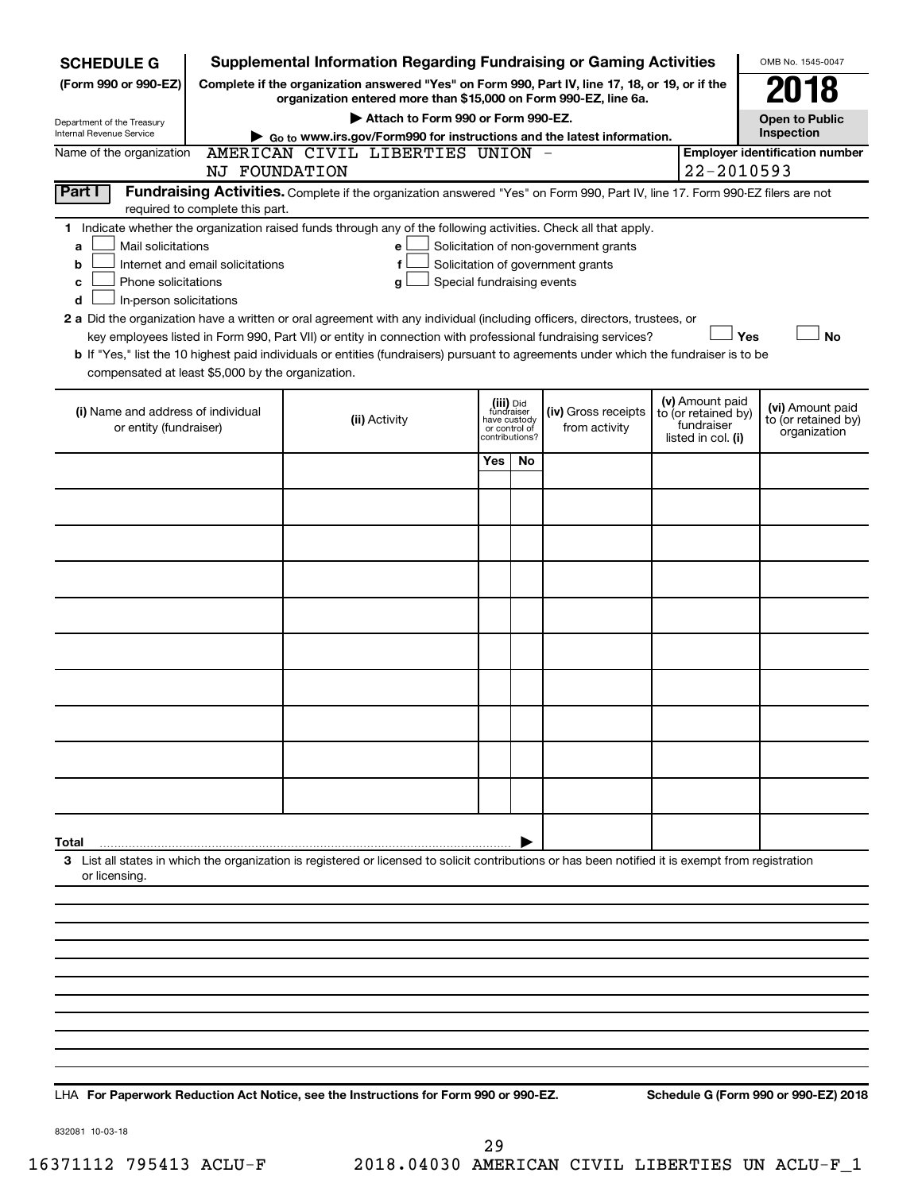**SCHEDULE G** (Form 990 or 990-EZ)

Department of the Treasury
Internal Revenue Service

# Supplemental Information Regarding Fundraising or Gaming Activities

**Complete if the organization answered "Yes" on Form 990, Part IV, line 17, 18, or 19, or if the organization entered more than $15,000 on Form 990-EZ, line 6a.**

▶ **Attach to Form 990 or Form 990-EZ.**

▶ **Go to www.irs.gov/Form990 for instructions and the latest information.**

OMB No. 1545-0047

**2018**

**Open to Public Inspection**

Name of the organization: AMERICAN CIVIL LIBERTIES UNION - NJ FOUNDATION

**Employer identification number**: 22-2010593

**Part I** **Fundraising Activities.** Complete if the organization answered "Yes" on Form 990, Part IV, line 17. Form 990-EZ filers are not required to complete this part.

**1** Indicate whether the organization raised funds through any of the following activities. Check all that apply.

- **a** ☐ Mail solicitations
- **b** ☐ Internet and email solicitations
- **c** ☐ Phone solicitations
- **d** ☐ In-person solicitations
- **e** ☐ Solicitation of non-government grants
- **f** ☐ Solicitation of government grants
- **g** ☐ Special fundraising events

**2 a** Did the organization have a written or oral agreement with any individual (including officers, directors, trustees, or key employees listed in Form 990, Part VII) or entity in connection with professional fundraising services? ☐ **Yes** ☐ **No**

**b** If "Yes," list the 10 highest paid individuals or entities (fundraisers) pursuant to agreements under which the fundraiser is to be compensated at least $5,000 by the organization.

| (i) Name and address of individual or entity (fundraiser) | (ii) Activity | (iii) Did fundraiser have custody or control of contributions? | | (iv) Gross receipts from activity | (v) Amount paid to (or retained by) fundraiser listed in col. (i) | (vi) Amount paid to (or retained by) organization |
|---|---|---|---|---|---|---|
| | | Yes | No | | | |
| | | | | | | |
| | | | | | | |
| | | | | | | |
| | | | | | | |
| | | | | | | |
| | | | | | | |
| | | | | | | |
| | | | | | | |
| | | | | | | |
| | | | | | | |
| **Total** ▶ | | | | | | |

**3** List all states in which the organization is registered or licensed to solicit contributions or has been notified it is exempt from registration or licensing.

LHA **For Paperwork Reduction Act Notice, see the Instructions for Form 990 or 990-EZ.** **Schedule G (Form 990 or 990-EZ) 2018**

832081 10-03-18

16371112 795413 ACLU-F 2018.04030 AMERICAN CIVIL LIBERTIES UN ACLU-F_1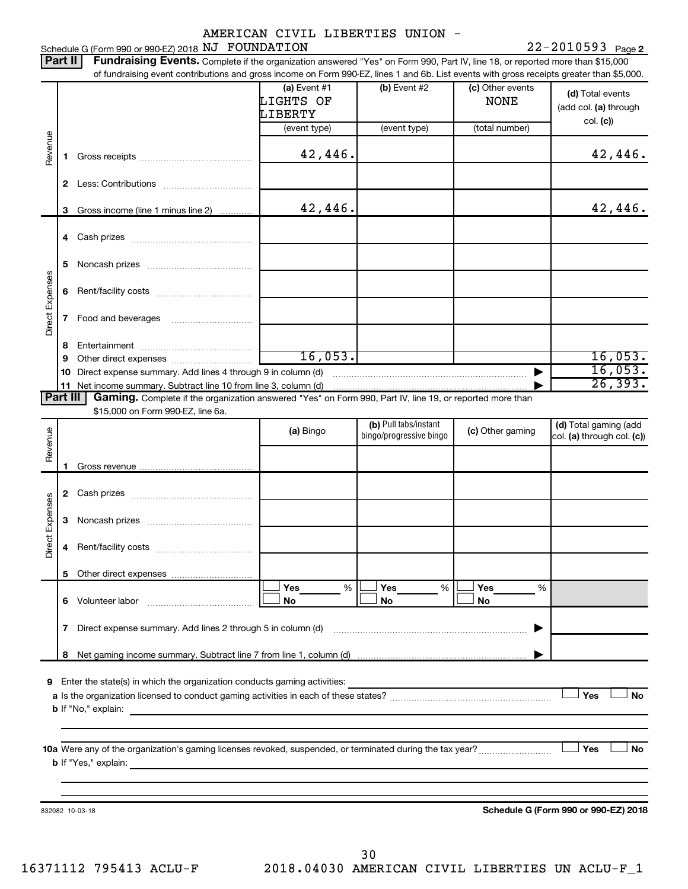Schedule G (Form 990 or 990-EZ) 2018 AMERICAN CIVIL LIBERTIES UNION - NJ FOUNDATION 22-2010593 Page 2

**Part II** **Fundraising Events.** Complete if the organization answered "Yes" on Form 990, Part IV, line 18, or reported more than $15,000 of fundraising event contributions and gross income on Form 990-EZ, lines 1 and 6b. List events with gross receipts greater than $5,000.

| | | (a) Event #1 LIGHTS OF LIBERTY (event type) | (b) Event #2 (event type) | (c) Other events NONE (total number) | (d) Total events (add col. (a) through col. (c)) |
|---|---|---|---|---|---|
| Revenue | 1 Gross receipts | 42,446. | | | 42,446. |
| | 2 Less: Contributions | | | | |
| | 3 Gross income (line 1 minus line 2) | 42,446. | | | 42,446. |
| Direct Expenses | 4 Cash prizes | | | | |
| | 5 Noncash prizes | | | | |
| | 6 Rent/facility costs | | | | |
| | 7 Food and beverages | | | | |
| | 8 Entertainment | | | | |
| | 9 Other direct expenses | 16,053. | | | 16,053. |
| | 10 Direct expense summary. Add lines 4 through 9 in column (d) | | | | 16,053. |
| | 11 Net income summary. Subtract line 10 from line 3, column (d) | | | | 26,393. |

**Part III** **Gaming.** Complete if the organization answered "Yes" on Form 990, Part IV, line 19, or reported more than $15,000 on Form 990-EZ, line 6a.

| | | (a) Bingo | (b) Pull tabs/instant bingo/progressive bingo | (c) Other gaming | (d) Total gaming (add col. (a) through col. (c)) |
|---|---|---|---|---|---|
| Revenue | 1 Gross revenue | | | | |
| Direct Expenses | 2 Cash prizes | | | | |
| | 3 Noncash prizes | | | | |
| | 4 Rent/facility costs | | | | |
| | 5 Other direct expenses | | | | |
| | 6 Volunteer labor | ☐ Yes ___ % ☐ No | ☐ Yes ___ % ☐ No | ☐ Yes ___ % ☐ No | |
| | 7 Direct expense summary. Add lines 2 through 5 in column (d) | | | | |
| | 8 Net gaming income summary. Subtract line 7 from line 1, column (d) | | | | |

9 Enter the state(s) in which the organization conducts gaming activities:

a Is the organization licensed to conduct gaming activities in each of these states? ☐ Yes ☐ No

b If "No," explain:

10a Were any of the organization's gaming licenses revoked, suspended, or terminated during the tax year? ☐ Yes ☐ No

b If "Yes," explain:

832082 10-03-18

**Schedule G (Form 990 or 990-EZ) 2018**

16371112 795413 ACLU-F 2018.04030 AMERICAN CIVIL LIBERTIES UN ACLU-F_1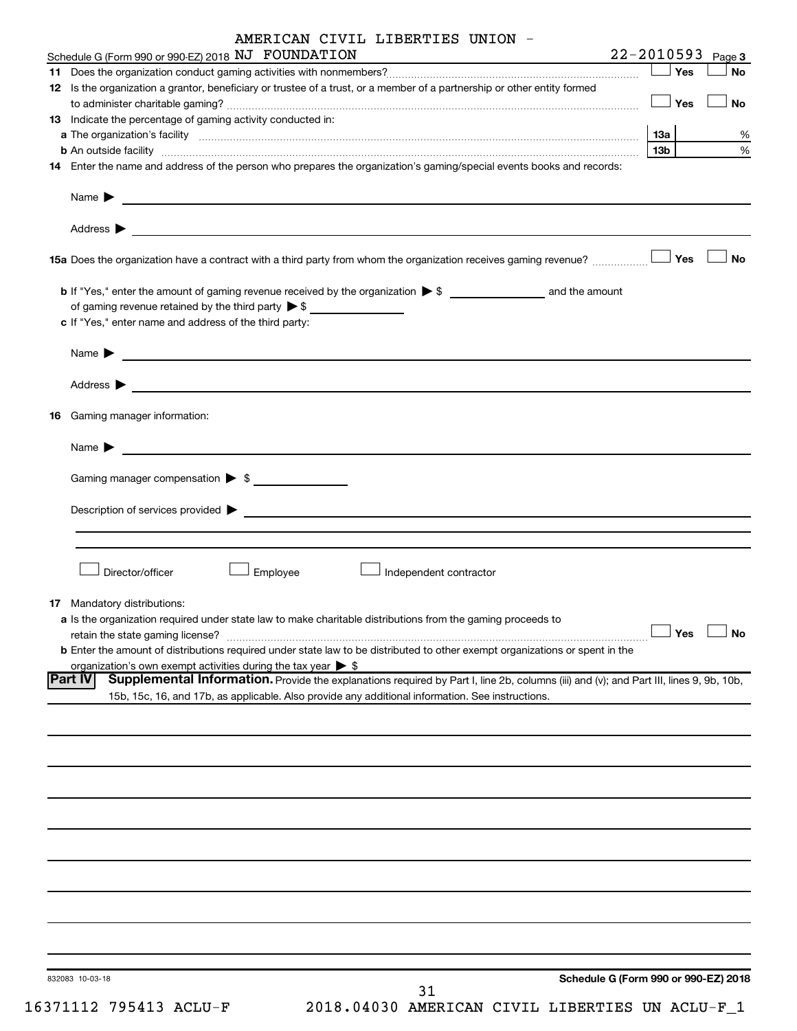AMERICAN CIVIL LIBERTIES UNION - 

Schedule G (Form 990 or 990-EZ) 2018 NJ FOUNDATION 22-2010593 Page **3**

**11** Does the organization conduct gaming activities with nonmembers? ☐ Yes ☐ No

**12** Is the organization a grantor, beneficiary or trustee of a trust, or a member of a partnership or other entity formed to administer charitable gaming? ☐ Yes ☐ No

**13** Indicate the percentage of gaming activity conducted in:

**a** The organization's facility **13a** %

**b** An outside facility **13b** %

**14** Enter the name and address of the person who prepares the organization's gaming/special events books and records:

Name ▶

Address ▶

**15a** Does the organization have a contract with a third party from whom the organization receives gaming revenue? ☐ Yes ☐ No

**b** If "Yes," enter the amount of gaming revenue received by the organization ▶ $ ________ and the amount of gaming revenue retained by the third party ▶ $ ________

**c** If "Yes," enter name and address of the third party:

Name ▶

Address ▶

**16** Gaming manager information:

Name ▶

Gaming manager compensation ▶ $

Description of services provided ▶

☐ Director/officer ☐ Employee ☐ Independent contractor

**17** Mandatory distributions:

**a** Is the organization required under state law to make charitable distributions from the gaming proceeds to retain the state gaming license? ☐ Yes ☐ No

**b** Enter the amount of distributions required under state law to be distributed to other exempt organizations or spent in the organization's own exempt activities during the tax year ▶ $

**Part IV** **Supplemental Information.** Provide the explanations required by Part I, line 2b, columns (iii) and (v); and Part III, lines 9, 9b, 10b, 15b, 15c, 16, and 17b, as applicable. Also provide any additional information. See instructions.

832083 10-03-18

**Schedule G (Form 990 or 990-EZ) 2018**

16371112 795413 ACLU-F 2018.04030 AMERICAN CIVIL LIBERTIES UN ACLU-F_1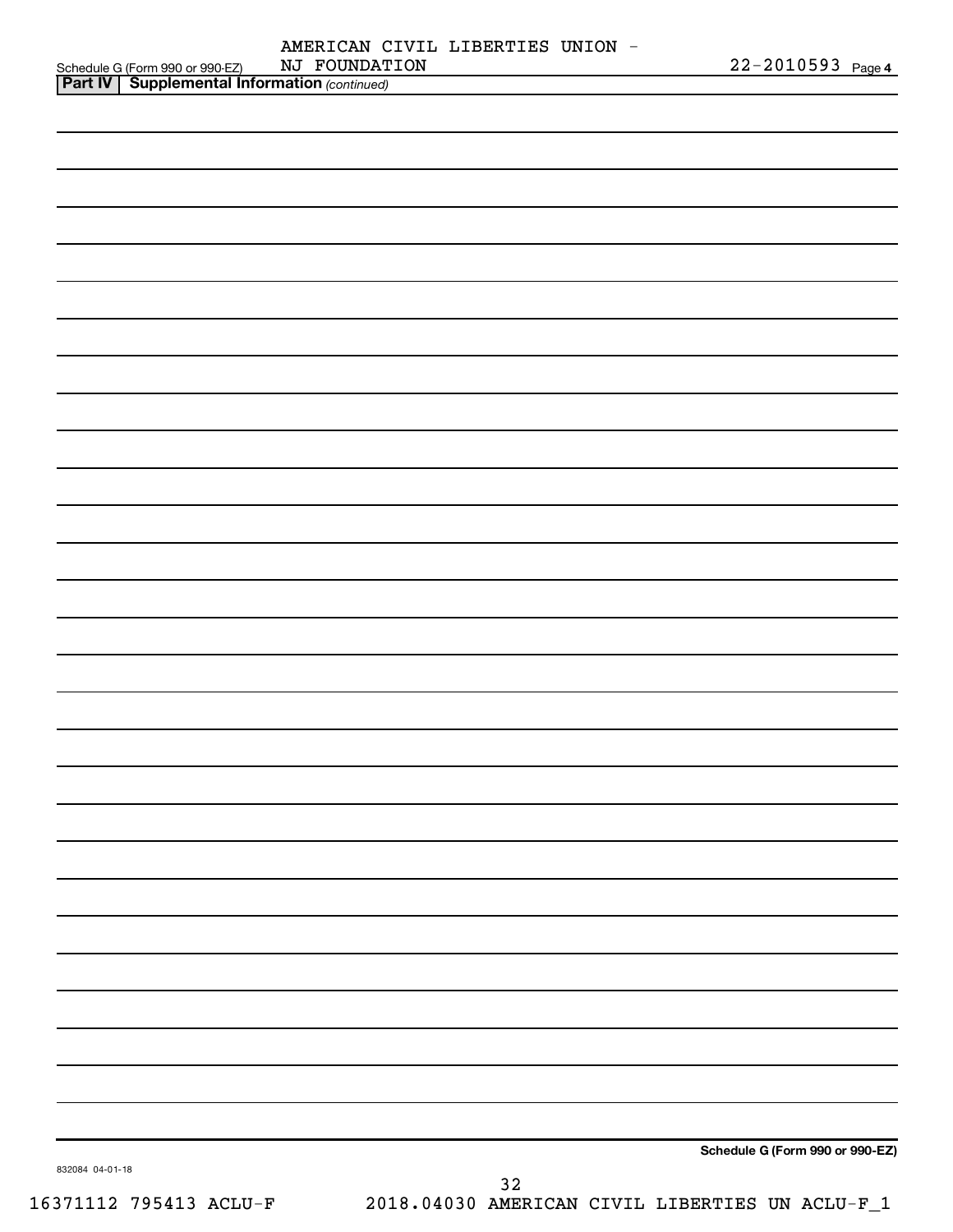Schedule G (Form 990 or 990-EZ) AMERICAN CIVIL LIBERTIES UNION - NJ FOUNDATION 22-2010593 Page 4

**Part IV | Supplemental Information** *(continued)*

**Schedule G (Form 990 or 990-EZ)**

832084 04-01-18

16371112 795413 ACLU-F 2018.04030 AMERICAN CIVIL LIBERTIES UN ACLU-F_1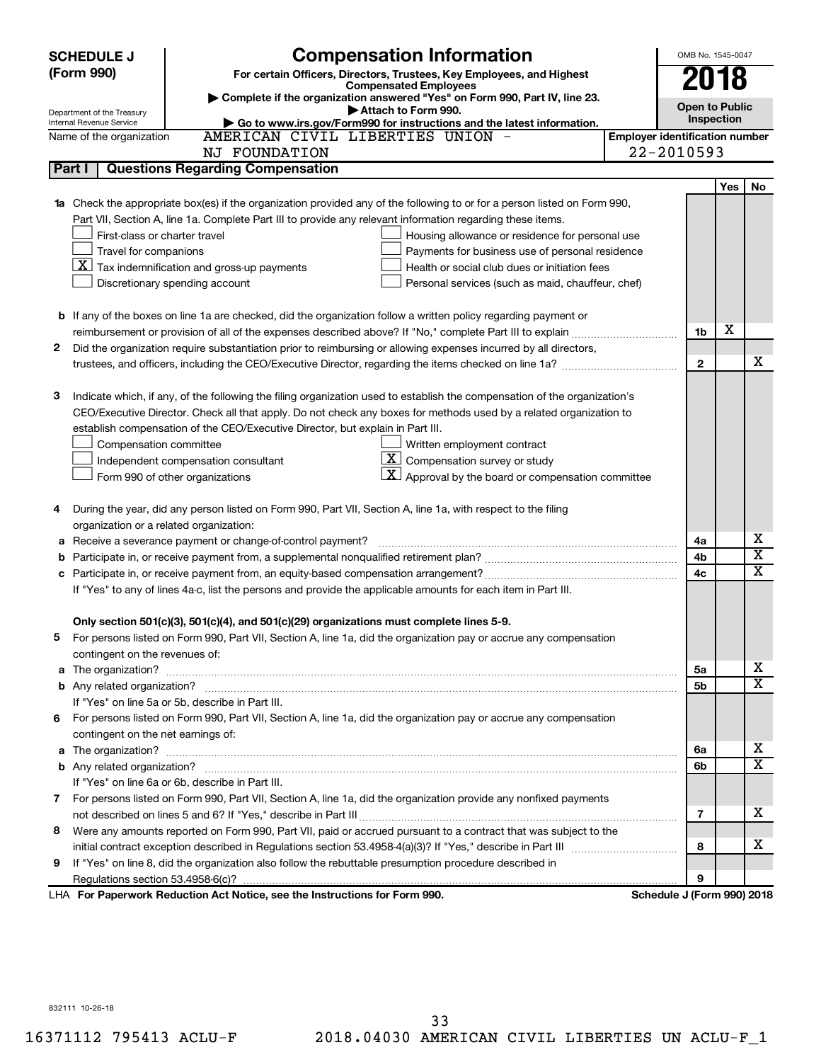# SCHEDULE J (Form 990)

## Compensation Information

**For certain Officers, Directors, Trustees, Key Employees, and Highest Compensated Employees**

▶ Complete if the organization answered "Yes" on Form 990, Part IV, line 23.

▶ Attach to Form 990.

▶ Go to www.irs.gov/Form990 for instructions and the latest information.

Department of the Treasury
Internal Revenue Service

OMB No. 1545-0047

**2018**

**Open to Public Inspection**

Name of the organization: AMERICAN CIVIL LIBERTIES UNION - NJ FOUNDATION

Employer identification number: 22-2010593

### Part I Questions Regarding Compensation

| | | | Yes | No |
|---|---|---|---|---|
| **1a** | Check the appropriate box(es) if the organization provided any of the following to or for a person listed on Form 990, Part VII, Section A, line 1a. Complete Part III to provide any relevant information regarding these items.<br>☐ First-class or charter travel ☐ Housing allowance or residence for personal use<br>☐ Travel for companions ☐ Payments for business use of personal residence<br>☒ Tax indemnification and gross-up payments ☐ Health or social club dues or initiation fees<br>☐ Discretionary spending account ☐ Personal services (such as maid, chauffeur, chef) | | | |
| **b** | If any of the boxes on line 1a are checked, did the organization follow a written policy regarding payment or reimbursement or provision of all of the expenses described above? If "No," complete Part III to explain | 1b | X | |
| **2** | Did the organization require substantiation prior to reimbursing or allowing expenses incurred by all directors, trustees, and officers, including the CEO/Executive Director, regarding the items checked on line 1a? | 2 | | X |
| **3** | Indicate which, if any, of the following the filing organization used to establish the compensation of the organization's CEO/Executive Director. Check all that apply. Do not check any boxes for methods used by a related organization to establish compensation of the CEO/Executive Director, but explain in Part III.<br>☐ Compensation committee ☐ Written employment contract<br>☐ Independent compensation consultant ☒ Compensation survey or study<br>☐ Form 990 of other organizations ☒ Approval by the board or compensation committee | | | |
| **4** | During the year, did any person listed on Form 990, Part VII, Section A, line 1a, with respect to the filing organization or a related organization: | | | |
| **a** | Receive a severance payment or change-of-control payment? | 4a | | X |
| **b** | Participate in, or receive payment from, a supplemental nonqualified retirement plan? | 4b | | X |
| **c** | Participate in, or receive payment from, an equity-based compensation arrangement? | 4c | | X |
| | If "Yes" to any of lines 4a-c, list the persons and provide the applicable amounts for each item in Part III. | | | |
| | **Only section 501(c)(3), 501(c)(4), and 501(c)(29) organizations must complete lines 5-9.** | | | |
| **5** | For persons listed on Form 990, Part VII, Section A, line 1a, did the organization pay or accrue any compensation contingent on the revenues of: | | | |
| **a** | The organization? | 5a | | X |
| **b** | Any related organization? | 5b | | X |
| | If "Yes" on line 5a or 5b, describe in Part III. | | | |
| **6** | For persons listed on Form 990, Part VII, Section A, line 1a, did the organization pay or accrue any compensation contingent on the net earnings of: | | | |
| **a** | The organization? | 6a | | X |
| **b** | Any related organization? | 6b | | X |
| | If "Yes" on line 6a or 6b, describe in Part III. | | | |
| **7** | For persons listed on Form 990, Part VII, Section A, line 1a, did the organization provide any nonfixed payments not described on lines 5 and 6? If "Yes," describe in Part III | 7 | | X |
| **8** | Were any amounts reported on Form 990, Part VII, paid or accrued pursuant to a contract that was subject to the initial contract exception described in Regulations section 53.4958-4(a)(3)? If "Yes," describe in Part III | 8 | | X |
| **9** | If "Yes" on line 8, did the organization also follow the rebuttable presumption procedure described in Regulations section 53.4958-6(c)? | 9 | | |

LHA **For Paperwork Reduction Act Notice, see the Instructions for Form 990.** **Schedule J (Form 990) 2018**

832111 10-26-18

16371112 795413 ACLU-F 2018.04030 AMERICAN CIVIL LIBERTIES UN ACLU-F_1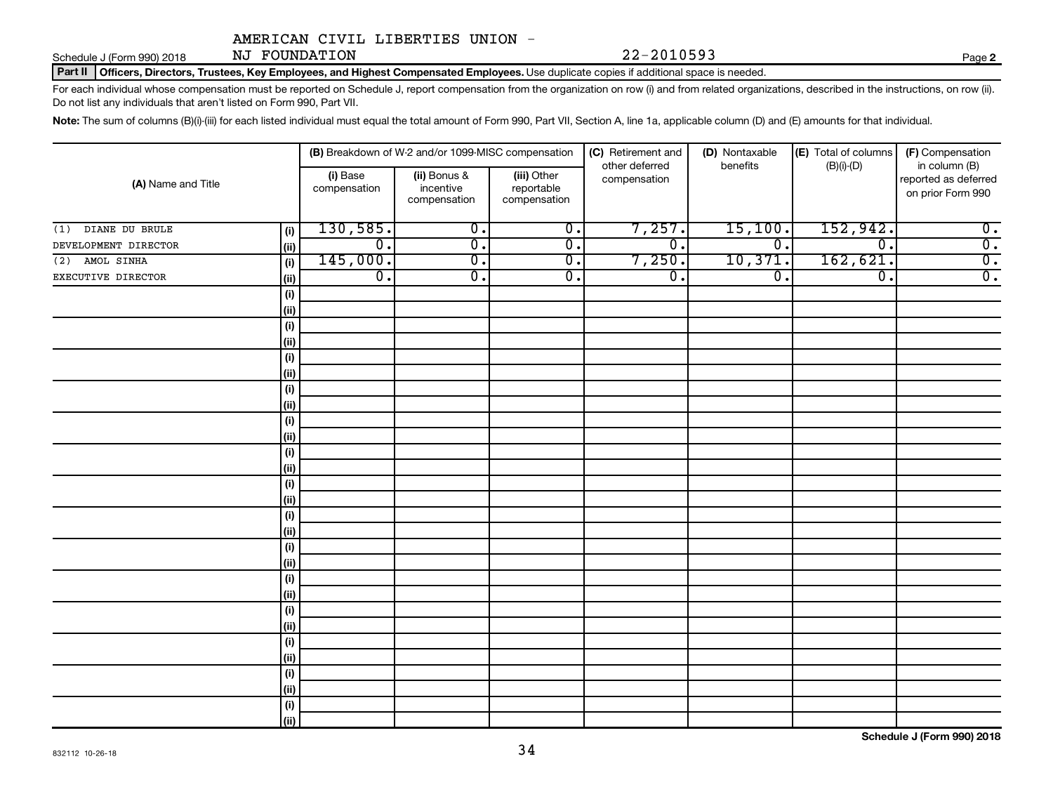AMERICAN CIVIL LIBERTIES UNION - NJ FOUNDATION 22-2010593

Schedule J (Form 990) 2018

**Part II** **Officers, Directors, Trustees, Key Employees, and Highest Compensated Employees.** Use duplicate copies if additional space is needed.

For each individual whose compensation must be reported on Schedule J, report compensation from the organization on row (i) and from related organizations, described in the instructions, on row (ii). Do not list any individuals that aren't listed on Form 990, Part VII.

**Note:** The sum of columns (B)(i)-(iii) for each listed individual must equal the total amount of Form 990, Part VII, Section A, line 1a, applicable column (D) and (E) amounts for that individual.

| (A) Name and Title | | (B) Breakdown of W-2 and/or 1099-MISC compensation | | | (C) Retirement and other deferred compensation | (D) Nontaxable benefits | (E) Total of columns (B)(i)-(D) | (F) Compensation in column (B) reported as deferred on prior Form 990 |
|---|---|---|---|---|---|---|---|---|
| | | (i) Base compensation | (ii) Bonus & incentive compensation | (iii) Other reportable compensation | | | | |
| (1) DIANE DU BRULE | (i) | 130,585. | 0. | 0. | 7,257. | 15,100. | 152,942. | 0. |
| DEVELOPMENT DIRECTOR | (ii) | 0. | 0. | 0. | 0. | 0. | 0. | 0. |
| (2) AMOL SINHA | (i) | 145,000. | 0. | 0. | 7,250. | 10,371. | 162,621. | 0. |
| EXECUTIVE DIRECTOR | (ii) | 0. | 0. | 0. | 0. | 0. | 0. | 0. |
| | (i) | | | | | | | |
| | (ii) | | | | | | | |
| | (i) | | | | | | | |
| | (ii) | | | | | | | |
| | (i) | | | | | | | |
| | (ii) | | | | | | | |
| | (i) | | | | | | | |
| | (ii) | | | | | | | |
| | (i) | | | | | | | |
| | (ii) | | | | | | | |
| | (i) | | | | | | | |
| | (ii) | | | | | | | |
| | (i) | | | | | | | |
| | (ii) | | | | | | | |
| | (i) | | | | | | | |
| | (ii) | | | | | | | |
| | (i) | | | | | | | |
| | (ii) | | | | | | | |
| | (i) | | | | | | | |
| | (ii) | | | | | | | |
| | (i) | | | | | | | |
| | (ii) | | | | | | | |
| | (i) | | | | | | | |
| | (ii) | | | | | | | |
| | (i) | | | | | | | |
| | (ii) | | | | | | | |
| | (i) | | | | | | | |
| | (ii) | | | | | | | |

**Schedule J (Form 990) 2018**

832112 10-26-18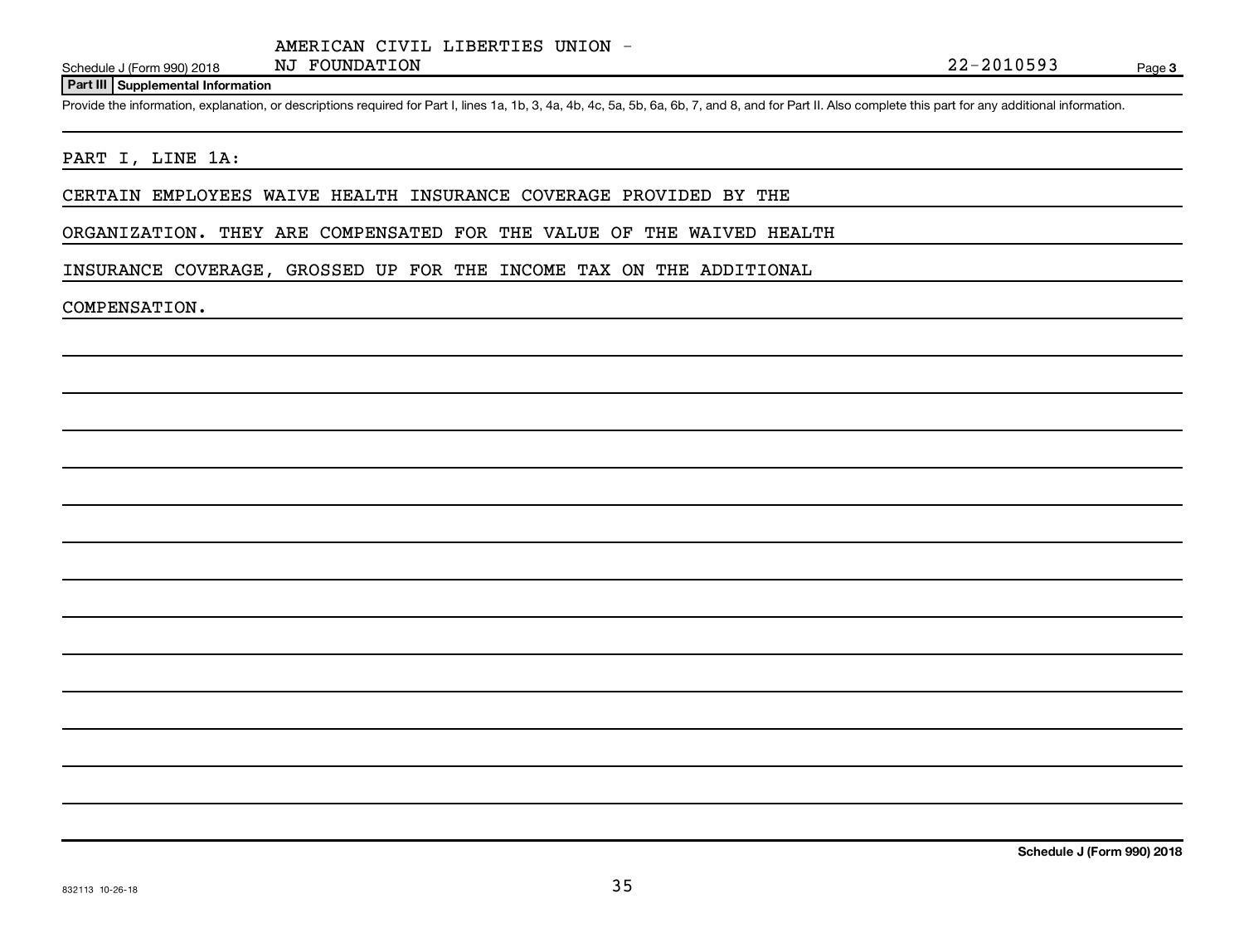AMERICAN CIVIL LIBERTIES UNION - NJ FOUNDATION

22-2010593

Schedule J (Form 990) 2018

**Part III | Supplemental Information**

Provide the information, explanation, or descriptions required for Part I, lines 1a, 1b, 3, 4a, 4b, 4c, 5a, 5b, 6a, 6b, 7, and 8, and for Part II. Also complete this part for any additional information.

PART I, LINE 1A:

CERTAIN EMPLOYEES WAIVE HEALTH INSURANCE COVERAGE PROVIDED BY THE ORGANIZATION. THEY ARE COMPENSATED FOR THE VALUE OF THE WAIVED HEALTH INSURANCE COVERAGE, GROSSED UP FOR THE INCOME TAX ON THE ADDITIONAL COMPENSATION.

**Schedule J (Form 990) 2018**

832113 10-26-18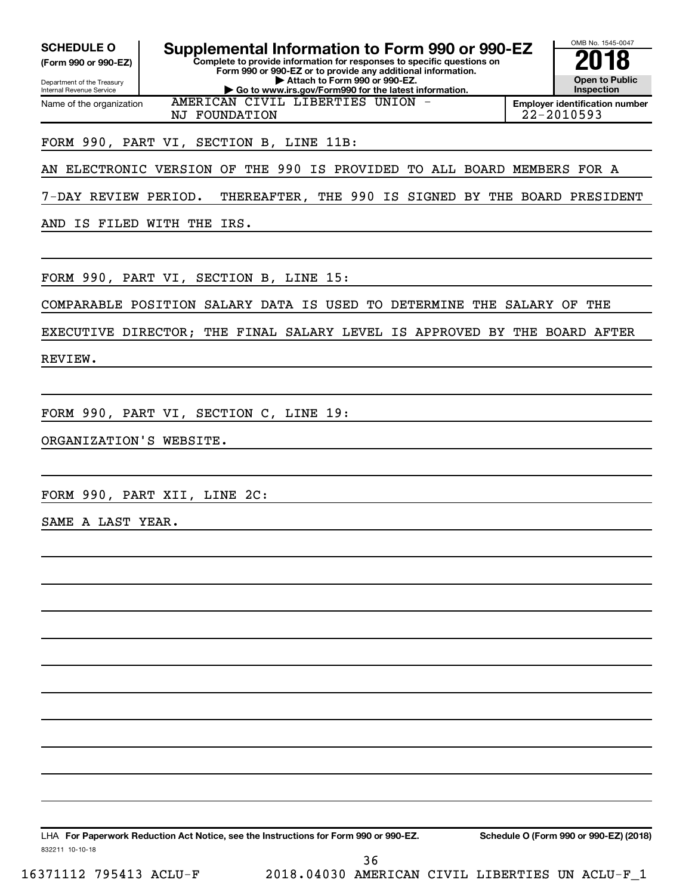**SCHEDULE O**
**(Form 990 or 990-EZ)**

Department of the Treasury
Internal Revenue Service

# Supplemental Information to Form 990 or 990-EZ

**Complete to provide information for responses to specific questions on Form 990 or 990-EZ or to provide any additional information.**
**▶ Attach to Form 990 or 990-EZ.**
**▶ Go to www.irs.gov/Form990 for the latest information.**

OMB No. 1545-0047

**2018**

**Open to Public Inspection**

| Name of the organization | Employer identification number |
|---|---|
| AMERICAN CIVIL LIBERTIES UNION - NJ FOUNDATION | 22-2010593 |

FORM 990, PART VI, SECTION B, LINE 11B:

AN ELECTRONIC VERSION OF THE 990 IS PROVIDED TO ALL BOARD MEMBERS FOR A 7-DAY REVIEW PERIOD. THEREAFTER, THE 990 IS SIGNED BY THE BOARD PRESIDENT AND IS FILED WITH THE IRS.

FORM 990, PART VI, SECTION B, LINE 15:

COMPARABLE POSITION SALARY DATA IS USED TO DETERMINE THE SALARY OF THE EXECUTIVE DIRECTOR; THE FINAL SALARY LEVEL IS APPROVED BY THE BOARD AFTER REVIEW.

FORM 990, PART VI, SECTION C, LINE 19:

ORGANIZATION'S WEBSITE.

FORM 990, PART XII, LINE 2C:

SAME A LAST YEAR.

LHA **For Paperwork Reduction Act Notice, see the Instructions for Form 990 or 990-EZ.** **Schedule O (Form 990 or 990-EZ) (2018)**

832211 10-10-18

16371112 795413 ACLU-F 2018.04030 AMERICAN CIVIL LIBERTIES UN ACLU-F_1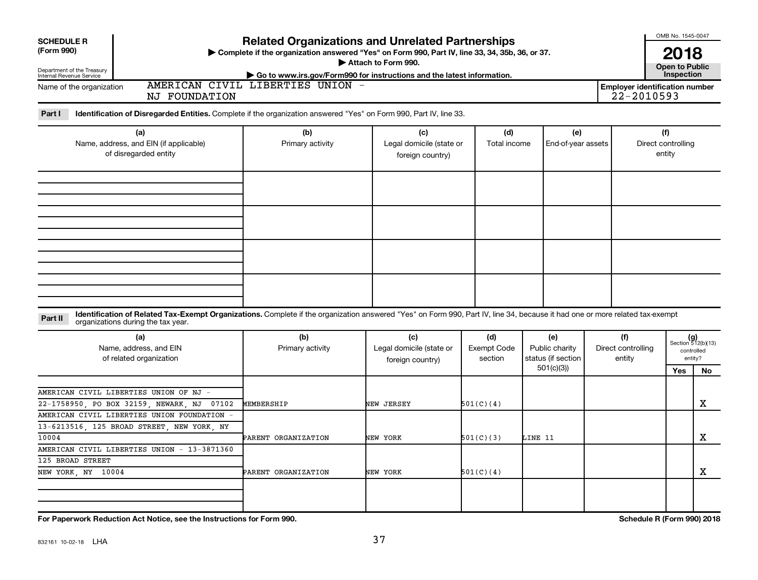**SCHEDULE R (Form 990)**

Department of the Treasury
Internal Revenue Service

# Related Organizations and Unrelated Partnerships

▶ Complete if the organization answered "Yes" on Form 990, Part IV, line 33, 34, 35b, 36, or 37.
▶ Attach to Form 990.
▶ Go to www.irs.gov/Form990 for instructions and the latest information.

OMB No. 1545-0047

**2018**

**Open to Public Inspection**

Name of the organization: AMERICAN CIVIL LIBERTIES UNION - NJ FOUNDATION

Employer identification number: 22-2010593

**Part I** **Identification of Disregarded Entities.** Complete if the organization answered "Yes" on Form 990, Part IV, line 33.

| (a) Name, address, and EIN (if applicable) of disregarded entity | (b) Primary activity | (c) Legal domicile (state or foreign country) | (d) Total income | (e) End-of-year assets | (f) Direct controlling entity |
|---|---|---|---|---|---|
| | | | | | |
| | | | | | |
| | | | | | |
| | | | | | |

**Part II** **Identification of Related Tax-Exempt Organizations.** Complete if the organization answered "Yes" on Form 990, Part IV, line 34, because it had one or more related tax-exempt organizations during the tax year.

| (a) Name, address, and EIN of related organization | (b) Primary activity | (c) Legal domicile (state or foreign country) | (d) Exempt Code section | (e) Public charity status (if section 501(c)(3)) | (f) Direct controlling entity | (g) Section 512(b)(13) controlled entity? Yes | No |
|---|---|---|---|---|---|---|---|
| AMERICAN CIVIL LIBERTIES UNION OF NJ - 22-1758950, PO BOX 32159, NEWARK, NJ 07102 | MEMBERSHIP | NEW JERSEY | 501(C)(4) | | | | X |
| AMERICAN CIVIL LIBERTIES UNION FOUNDATION - 13-6213516, 125 BROAD STREET, NEW YORK, NY 10004 | PARENT ORGANIZATION | NEW YORK | 501(C)(3) | LINE 11 | | | X |
| AMERICAN CIVIL LIBERTIES UNION - 13-3871360 125 BROAD STREET NEW YORK, NY 10004 | PARENT ORGANIZATION | NEW YORK | 501(C)(4) | | | | X |
| | | | | | | | |

**For Paperwork Reduction Act Notice, see the Instructions for Form 990.** **Schedule R (Form 990) 2018**

832161 10-02-18 LHA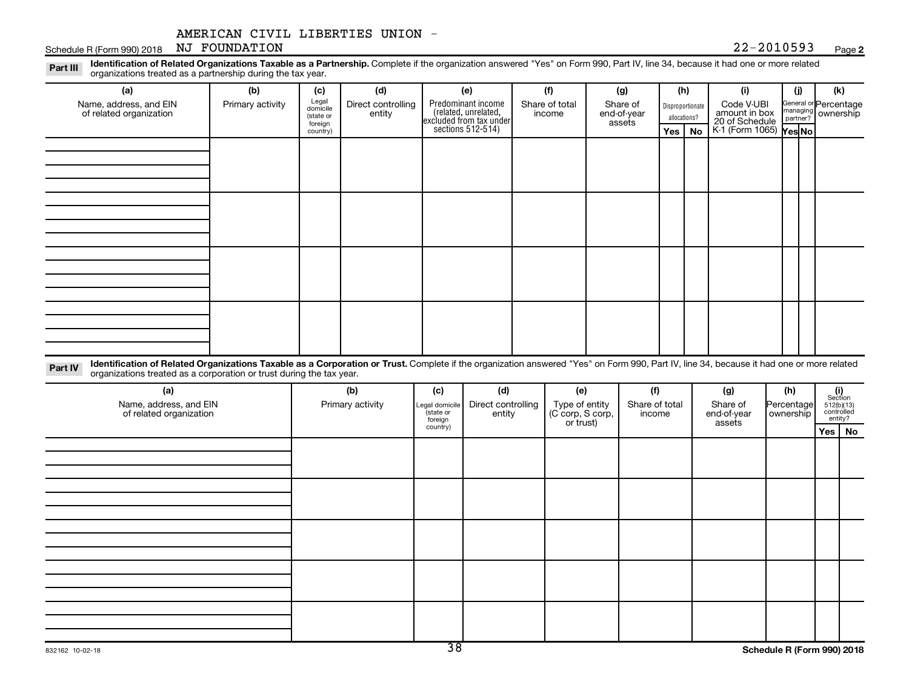AMERICAN CIVIL LIBERTIES UNION - NJ FOUNDATION 22-2010593

Schedule R (Form 990) 2018 Page **2**

**Part III** **Identification of Related Organizations Taxable as a Partnership.** Complete if the organization answered "Yes" on Form 990, Part IV, line 34, because it had one or more related organizations treated as a partnership during the tax year.

| (a) Name, address, and EIN of related organization | (b) Primary activity | (c) Legal domicile (state or foreign country) | (d) Direct controlling entity | (e) Predominant income (related, unrelated, excluded from tax under sections 512-514) | (f) Share of total income | (g) Share of end-of-year assets | (h) Disproportionate allocations? Yes | No | (i) Code V-UBI amount in box 20 of Schedule K-1 (Form 1065) | (j) General or managing partner? Yes | No | (k) Percentage ownership |
|---|---|---|---|---|---|---|---|---|---|---|---|---|
| | | | | | | | | | | | | |
| | | | | | | | | | | | | |
| | | | | | | | | | | | | |
| | | | | | | | | | | | | |

**Part IV** **Identification of Related Organizations Taxable as a Corporation or Trust.** Complete if the organization answered "Yes" on Form 990, Part IV, line 34, because it had one or more related organizations treated as a corporation or trust during the tax year.

| (a) Name, address, and EIN of related organization | (b) Primary activity | (c) Legal domicile (state or foreign country) | (d) Direct controlling entity | (e) Type of entity (C corp, S corp, or trust) | (f) Share of total income | (g) Share of end-of-year assets | (h) Percentage ownership | (i) Section 512(b)(13) controlled entity? Yes | No |
|---|---|---|---|---|---|---|---|---|---|
| | | | | | | | | | |
| | | | | | | | | | |
| | | | | | | | | | |
| | | | | | | | | | |
| | | | | | | | | | |

832162 10-02-18 **Schedule R (Form 990) 2018**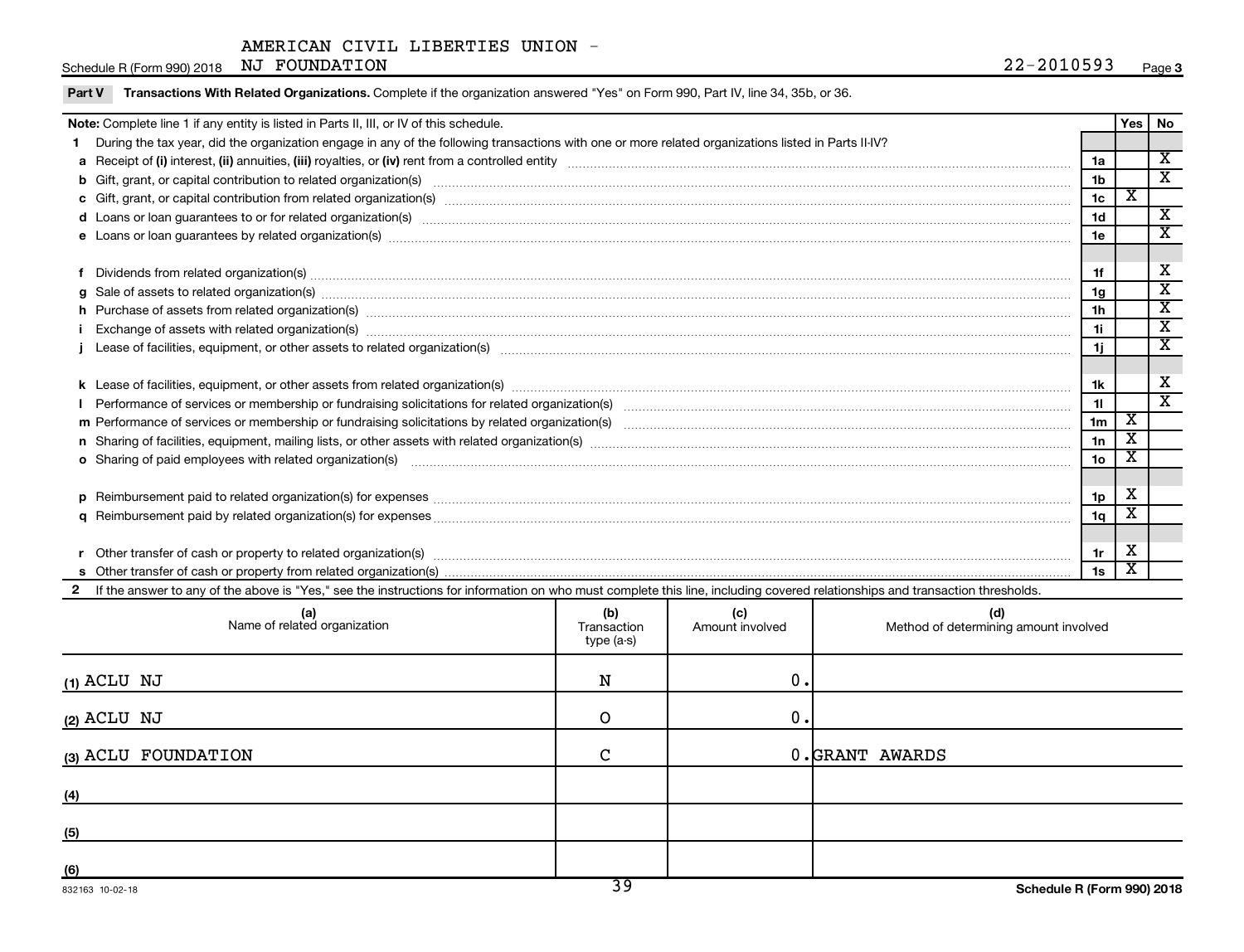AMERICAN CIVIL LIBERTIES UNION - NJ FOUNDATION 22-2010593

Schedule R (Form 990) 2018

**Part V Transactions With Related Organizations.** Complete if the organization answered "Yes" on Form 990, Part IV, line 34, 35b, or 36.

| **Note:** Complete line 1 if any entity is listed in Parts II, III, or IV of this schedule. | | Yes | No |
|---|---|---|---|
| **1** During the tax year, did the organization engage in any of the following transactions with one or more related organizations listed in Parts II-IV? | | | |
| **a** Receipt of **(i)** interest, **(ii)** annuities, **(iii)** royalties, or **(iv)** rent from a controlled entity | 1a | | X |
| **b** Gift, grant, or capital contribution to related organization(s) | 1b | | X |
| **c** Gift, grant, or capital contribution from related organization(s) | 1c | X | |
| **d** Loans or loan guarantees to or for related organization(s) | 1d | | X |
| **e** Loans or loan guarantees by related organization(s) | 1e | | X |
| **f** Dividends from related organization(s) | 1f | | X |
| **g** Sale of assets to related organization(s) | 1g | | X |
| **h** Purchase of assets from related organization(s) | 1h | | X |
| **i** Exchange of assets with related organization(s) | 1i | | X |
| **j** Lease of facilities, equipment, or other assets to related organization(s) | 1j | | X |
| **k** Lease of facilities, equipment, or other assets from related organization(s) | 1k | | X |
| **l** Performance of services or membership or fundraising solicitations for related organization(s) | 1l | | X |
| **m** Performance of services or membership or fundraising solicitations by related organization(s) | 1m | X | |
| **n** Sharing of facilities, equipment, mailing lists, or other assets with related organization(s) | 1n | X | |
| **o** Sharing of paid employees with related organization(s) | 1o | X | |
| **p** Reimbursement paid to related organization(s) for expenses | 1p | X | |
| **q** Reimbursement paid by related organization(s) for expenses | 1q | X | |
| **r** Other transfer of cash or property to related organization(s) | 1r | X | |
| **s** Other transfer of cash or property from related organization(s) | 1s | X | |

**2** If the answer to any of the above is "Yes," see the instructions for information on who must complete this line, including covered relationships and transaction thresholds.

| (a) Name of related organization | (b) Transaction type (a-s) | (c) Amount involved | (d) Method of determining amount involved |
|---|---|---|---|
| (1) ACLU NJ | N | 0. | |
| (2) ACLU NJ | O | 0. | |
| (3) ACLU FOUNDATION | C | 0. | GRANT AWARDS |
| (4) | | | |
| (5) | | | |
| (6) | | | |

832163 10-02-18 Schedule R (Form 990) 2018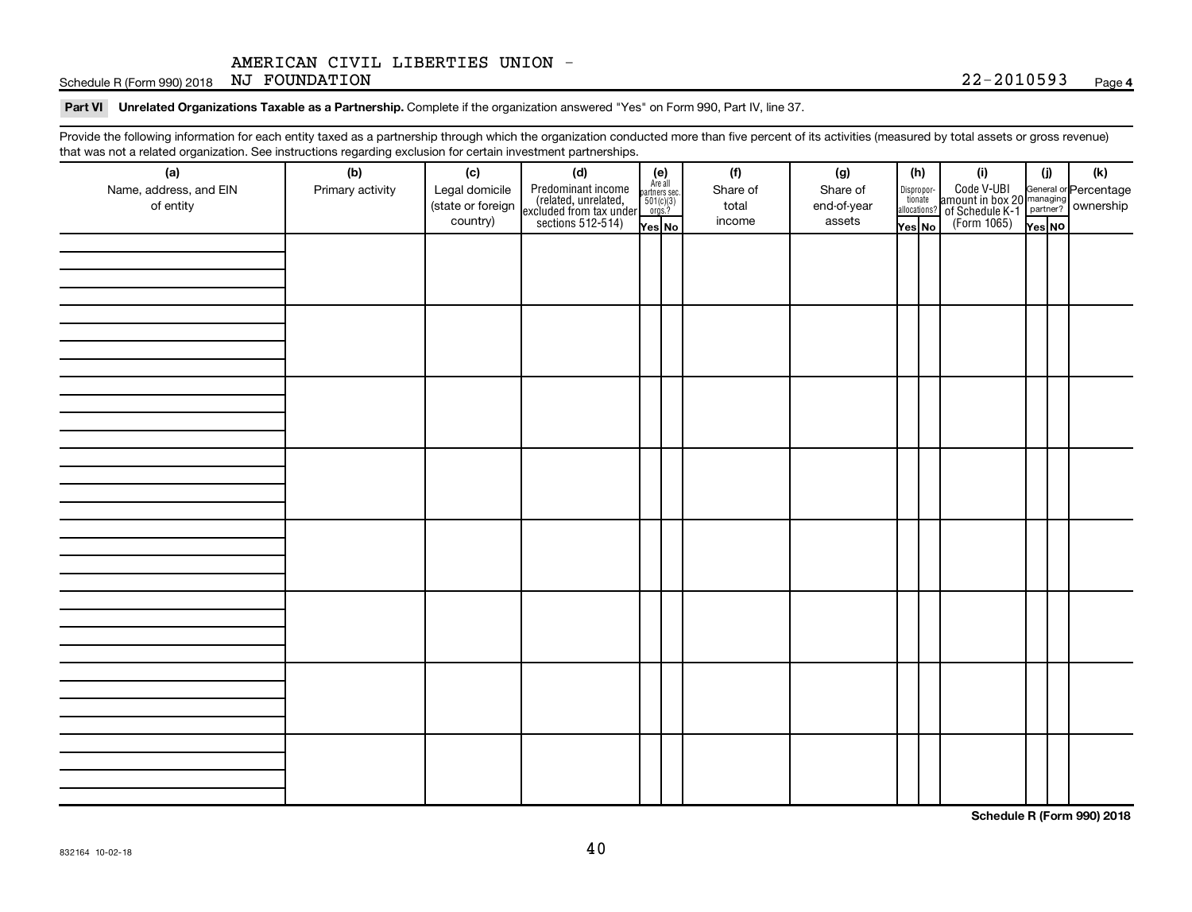AMERICAN CIVIL LIBERTIES UNION - NJ FOUNDATION 22-2010593

**Part VI Unrelated Organizations Taxable as a Partnership.** Complete if the organization answered "Yes" on Form 990, Part IV, line 37.

Provide the following information for each entity taxed as a partnership through which the organization conducted more than five percent of its activities (measured by total assets or gross revenue) that was not a related organization. See instructions regarding exclusion for certain investment partnerships.

| (a) Name, address, and EIN of entity | (b) Primary activity | (c) Legal domicile (state or foreign country) | (d) Predominant income (related, unrelated, excluded from tax under sections 512-514) | (e) Are all partners sec. 501(c)(3) orgs.? | | (f) Share of total income | (g) Share of end-of-year assets | (h) Disproportionate allocations? | | (i) Code V-UBI amount in box 20 of Schedule K-1 (Form 1065) | (j) General or managing partner? | | (k) Percentage ownership |
|---|---|---|---|---|---|---|---|---|---|---|---|---|---|
| | | | | Yes | No | | | Yes | No | | Yes | No | |
| | | | | | | | | | | | | | |
| | | | | | | | | | | | | | |
| | | | | | | | | | | | | | |
| | | | | | | | | | | | | | |
| | | | | | | | | | | | | | |
| | | | | | | | | | | | | | |
| | | | | | | | | | | | | | |
| | | | | | | | | | | | | | |

**Schedule R (Form 990) 2018**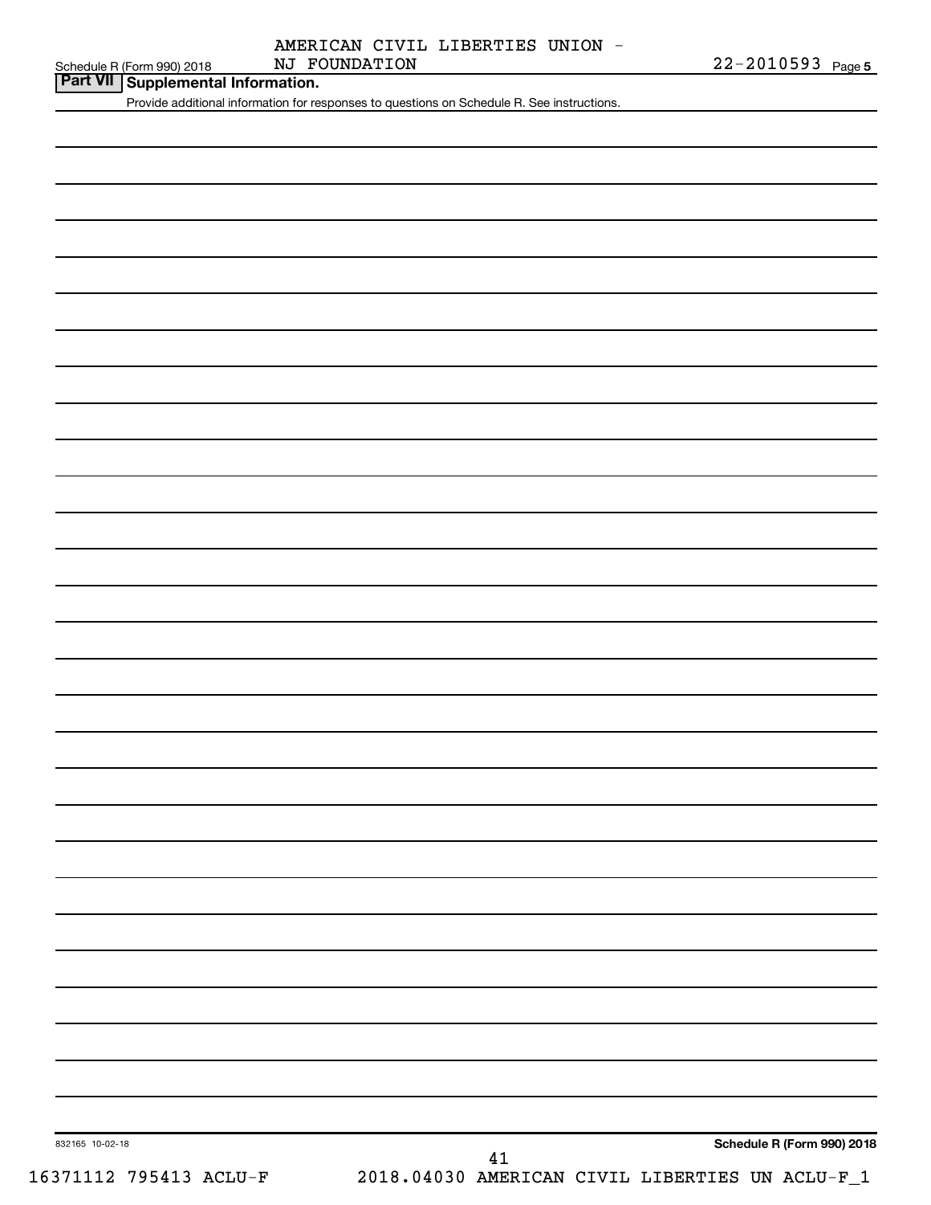Schedule R (Form 990) 2018 AMERICAN CIVIL LIBERTIES UNION - NJ FOUNDATION 22-2010593 Page 5

## Part VII Supplemental Information.

Provide additional information for responses to questions on Schedule R. See instructions.

832165 10-02-18

**Schedule R (Form 990) 2018**